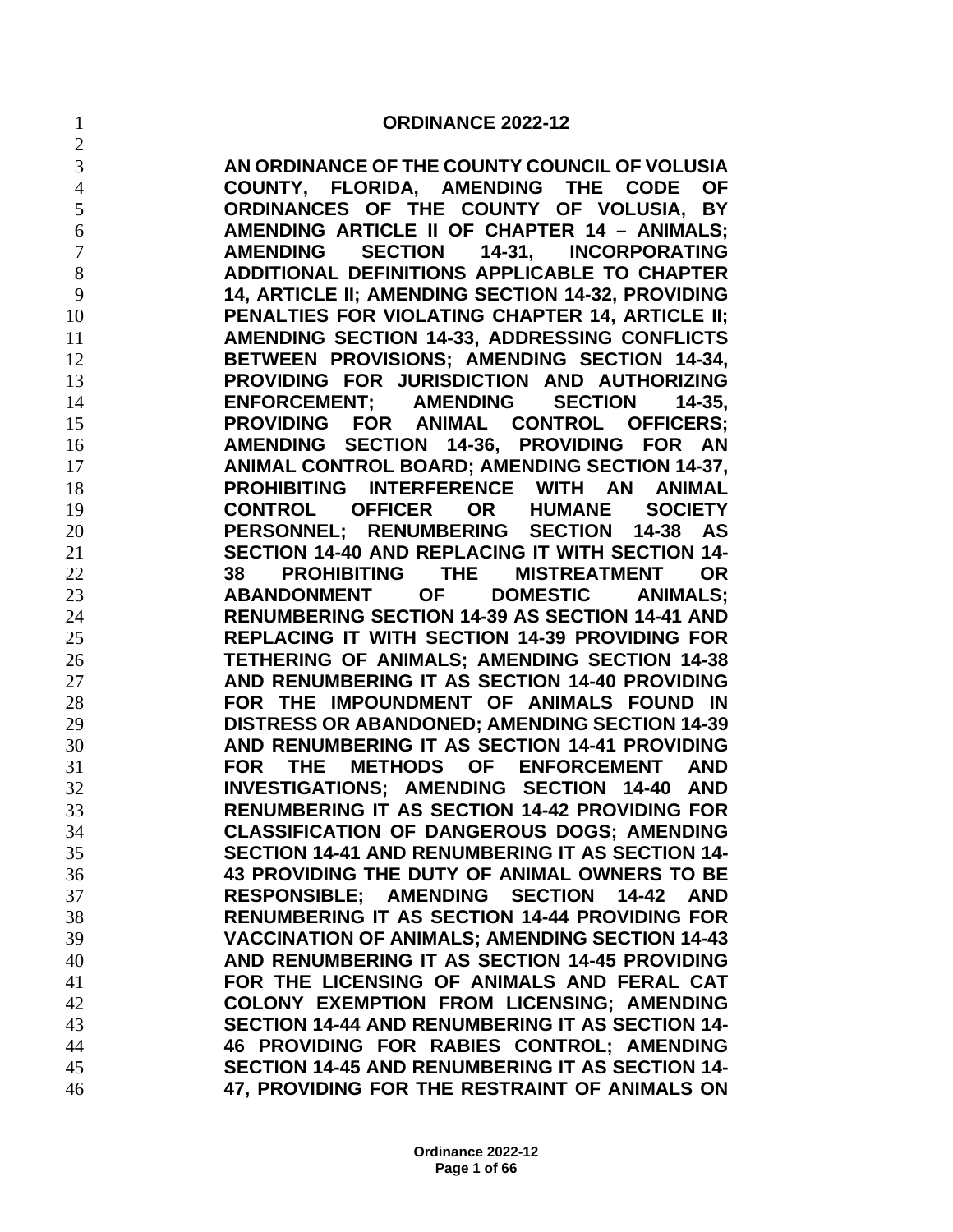# ORDINANCE 2022-12

**AN ORDINANCE OF THE COUNTY COUNCIL OF VOLUSIA COUNTY, FLORIDA, AMENDING THE CODE OF ORDINANCES OF THE COUNTY OF VOLUSIA, BY AMENDING ARTICLE II OF CHAPTER 14 – ANIMALS; AMENDING SECTION 14-31, INCORPORATING ADDITIONAL DEFINITIONS APPLICABLE TO CHAPTER 14, ARTICLE II; AMENDING SECTION 14-32, PROVIDING PENALTIES FOR VIOLATING CHAPTER 14, ARTICLE II; AMENDING SECTION 14-33, ADDRESSING CONFLICTS BETWEEN PROVISIONS; AMENDING SECTION 14-34, PROVIDING FOR JURISDICTION AND AUTHORIZING ENFORCEMENT; AMENDING SECTION 14-35, PROVIDING FOR ANIMAL CONTROL OFFICERS; AMENDING SECTION 14-36, PROVIDING FOR AN ANIMAL CONTROL BOARD; AMENDING SECTION 14-37, PROHIBITING INTERFERENCE WITH AN ANIMAL CONTROL OFFICER OR HUMANE SOCIETY PERSONNEL; RENUMBERING SECTION 14-38 AS SECTION 14-40 AND REPLACING IT WITH SECTION 14-38 PROHIBITING THE MISTREATMENT OR ABANDONMENT OF DOMESTIC ANIMALS; RENUMBERING SECTION 14-39 AS SECTION 14-41 AND REPLACING IT WITH SECTION 14-39 PROVIDING FOR TETHERING OF ANIMALS; AMENDING SECTION 14-38 AND RENUMBERING IT AS SECTION 14-40 PROVIDING FOR THE IMPOUNDMENT OF ANIMALS FOUND IN DISTRESS OR ABANDONED; AMENDING SECTION 14-39 AND RENUMBERING IT AS SECTION 14-41 PROVIDING FOR THE METHODS OF ENFORCEMENT AND INVESTIGATIONS; AMENDING SECTION 14-40 AND RENUMBERING IT AS SECTION 14-42 PROVIDING FOR CLASSIFICATION OF DANGEROUS DOGS; AMENDING SECTION 14-41 AND RENUMBERING IT AS SECTION 14-43 PROVIDING THE DUTY OF ANIMAL OWNERS TO BE RESPONSIBLE; AMENDING SECTION 14-42 AND RENUMBERING IT AS SECTION 14-44 PROVIDING FOR VACCINATION OF ANIMALS; AMENDING SECTION 14-43 AND RENUMBERING IT AS SECTION 14-45 PROVIDING FOR THE LICENSING OF ANIMALS AND FERAL CAT COLONY EXEMPTION FROM LICENSING; AMENDING SECTION 14-44 AND RENUMBERING IT AS SECTION 14-46 PROVIDING FOR RABIES CONTROL; AMENDING SECTION 14-45 AND RENUMBERING IT AS SECTION 14-47, PROVIDING FOR THE RESTRAINT OF ANIMALS ON**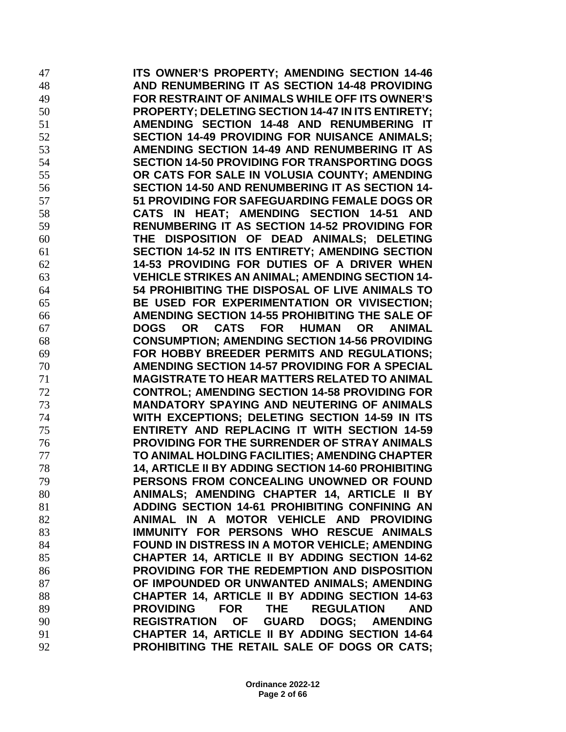**ITS OWNER'S PROPERTY; AMENDING SECTION 14-46 AND RENUMBERING IT AS SECTION 14-48 PROVIDING FOR RESTRAINT OF ANIMALS WHILE OFF ITS OWNER'S PROPERTY; DELETING SECTION 14-47 IN ITS ENTIRETY; AMENDING SECTION 14-48 AND RENUMBERING IT SECTION 14-49 PROVIDING FOR NUISANCE ANIMALS; AMENDING SECTION 14-49 AND RENUMBERING IT AS SECTION 14-50 PROVIDING FOR TRANSPORTING DOGS OR CATS FOR SALE IN VOLUSIA COUNTY; AMENDING SECTION 14-50 AND RENUMBERING IT AS SECTION 14-51 PROVIDING FOR SAFEGUARDING FEMALE DOGS OR CATS IN HEAT; AMENDING SECTION 14-51 AND RENUMBERING IT AS SECTION 14-52 PROVIDING FOR THE DISPOSITION OF DEAD ANIMALS; DELETING SECTION 14-52 IN ITS ENTIRETY; AMENDING SECTION 14-53 PROVIDING FOR DUTIES OF A DRIVER WHEN VEHICLE STRIKES AN ANIMAL; AMENDING SECTION 14-54 PROHIBITING THE DISPOSAL OF LIVE ANIMALS TO BE USED FOR EXPERIMENTATION OR VIVISECTION; AMENDING SECTION 14-55 PROHIBITING THE SALE OF DOGS OR CATS FOR HUMAN OR ANIMAL CONSUMPTION; AMENDING SECTION 14-56 PROVIDING FOR HOBBY BREEDER PERMITS AND REGULATIONS; AMENDING SECTION 14-57 PROVIDING FOR A SPECIAL MAGISTRATE TO HEAR MATTERS RELATED TO ANIMAL CONTROL; AMENDING SECTION 14-58 PROVIDING FOR MANDATORY SPAYING AND NEUTERING OF ANIMALS WITH EXCEPTIONS; DELETING SECTION 14-59 IN ITS ENTIRETY AND REPLACING IT WITH SECTION 14-59 PROVIDING FOR THE SURRENDER OF STRAY ANIMALS TO ANIMAL HOLDING FACILITIES; AMENDING CHAPTER 14, ARTICLE II BY ADDING SECTION 14-60 PROHIBITING PERSONS FROM CONCEALING UNOWNED OR FOUND ANIMALS; AMENDING CHAPTER 14, ARTICLE II BY ADDING SECTION 14-61 PROHIBITING CONFINING AN ANIMAL IN A MOTOR VEHICLE AND PROVIDING IMMUNITY FOR PERSONS WHO RESCUE ANIMALS FOUND IN DISTRESS IN A MOTOR VEHICLE; AMENDING CHAPTER 14, ARTICLE II BY ADDING SECTION 14-62 PROVIDING FOR THE REDEMPTION AND DISPOSITION OF IMPOUNDED OR UNWANTED ANIMALS; AMENDING CHAPTER 14, ARTICLE II BY ADDING SECTION 14-63 PROVIDING FOR THE REGULATION AND REGISTRATION OF GUARD DOGS; AMENDING CHAPTER 14, ARTICLE II BY ADDING SECTION 14-64 PROHIBITING THE RETAIL SALE OF DOGS OR CATS;**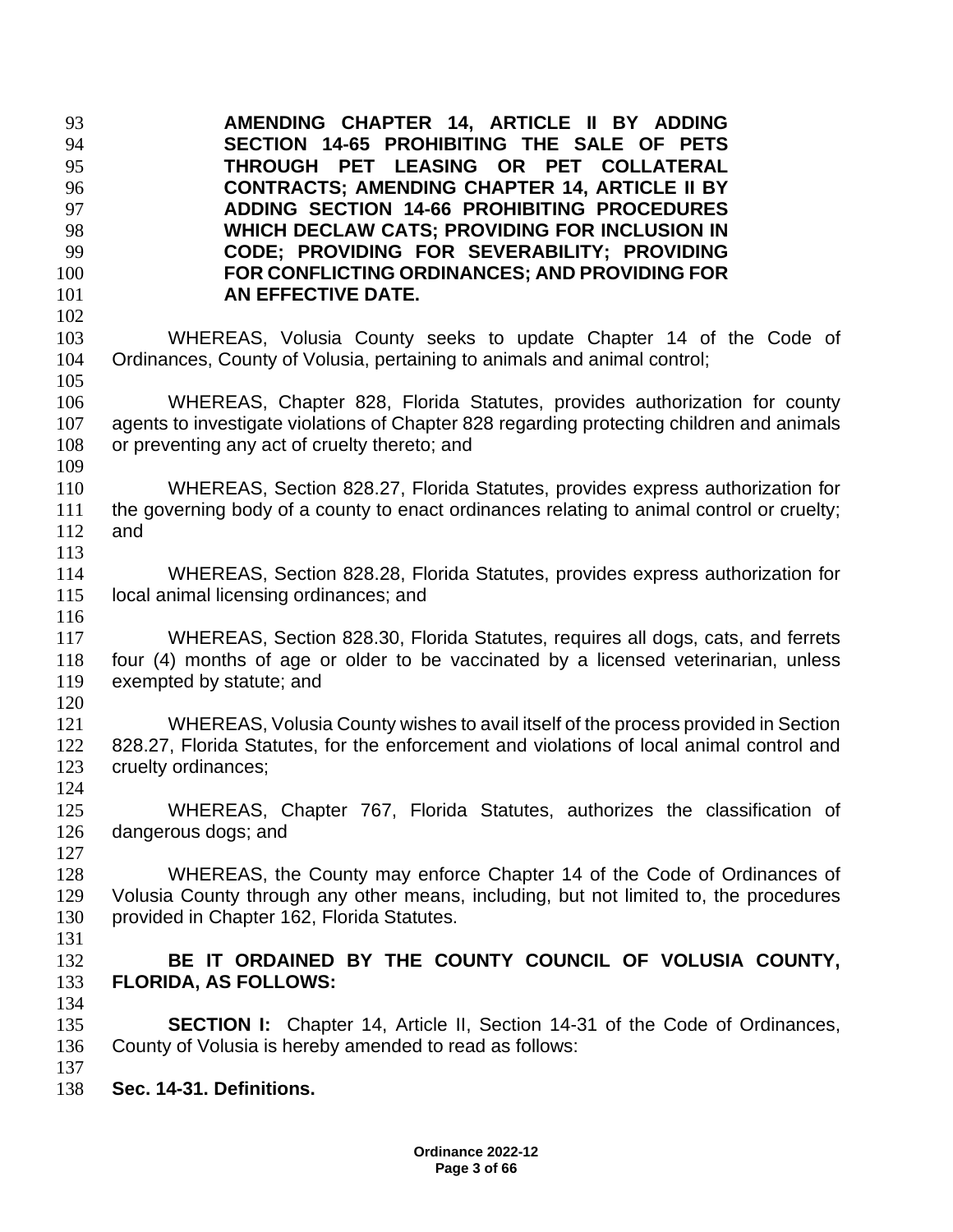**AMENDING CHAPTER 14, ARTICLE II BY ADDING SECTION 14-65 PROHIBITING THE SALE OF PETS THROUGH PET LEASING OR PET COLLATERAL CONTRACTS; AMENDING CHAPTER 14, ARTICLE II BY ADDING SECTION 14-66 PROHIBITING PROCEDURES WHICH DECLAW CATS; PROVIDING FOR INCLUSION IN CODE; PROVIDING FOR SEVERABILITY; PROVIDING FOR CONFLICTING ORDINANCES; AND PROVIDING FOR AN EFFECTIVE DATE.**

WHEREAS, Volusia County seeks to update Chapter 14 of the Code of Ordinances, County of Volusia, pertaining to animals and animal control;

WHEREAS, Chapter 828, Florida Statutes, provides authorization for county agents to investigate violations of Chapter 828 regarding protecting children and animals or preventing any act of cruelty thereto; and

WHEREAS, Section 828.27, Florida Statutes, provides express authorization for the governing body of a county to enact ordinances relating to animal control or cruelty; and

WHEREAS, Section 828.28, Florida Statutes, provides express authorization for local animal licensing ordinances; and

WHEREAS, Section 828.30, Florida Statutes, requires all dogs, cats, and ferrets four (4) months of age or older to be vaccinated by a licensed veterinarian, unless exempted by statute; and

WHEREAS, Volusia County wishes to avail itself of the process provided in Section 828.27, Florida Statutes, for the enforcement and violations of local animal control and cruelty ordinances;

WHEREAS, Chapter 767, Florida Statutes, authorizes the classification of dangerous dogs; and

WHEREAS, the County may enforce Chapter 14 of the Code of Ordinances of Volusia County through any other means, including, but not limited to, the procedures provided in Chapter 162, Florida Statutes.

**BE IT ORDAINED BY THE COUNTY COUNCIL OF VOLUSIA COUNTY, FLORIDA, AS FOLLOWS:**

**SECTION I:** Chapter 14, Article II, Section 14-31 of the Code of Ordinances, County of Volusia is hereby amended to read as follows:

**Sec. 14-31. Definitions.**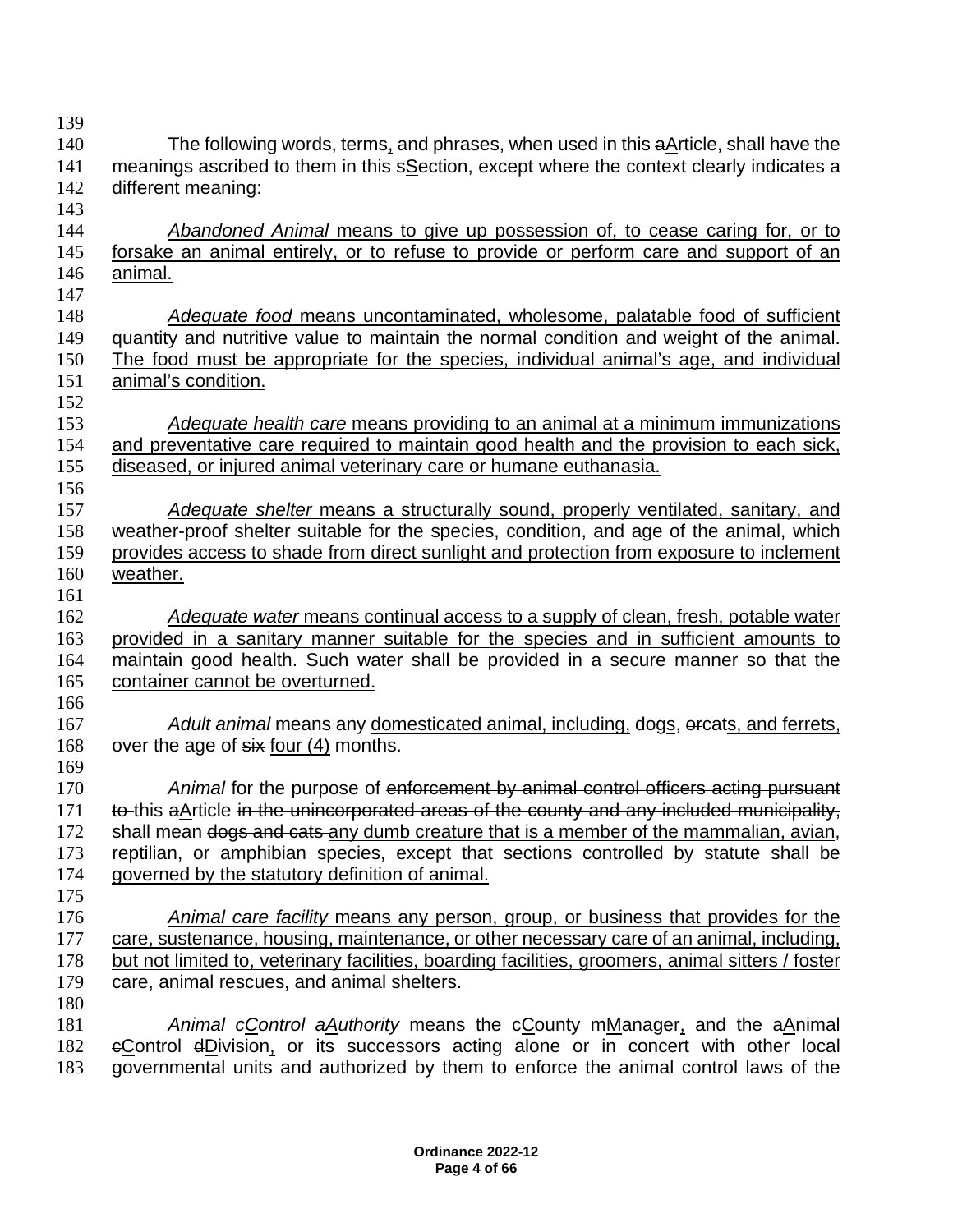The following words, terms, and phrases, when used in this ~~a~~Article, shall have the meanings ascribed to them in this ~~s~~Section, except where the context clearly indicates a different meaning:

*Abandoned Animal* means to give up possession of, to cease caring for, or to forsake an animal entirely, or to refuse to provide or perform care and support of an animal.

*Adequate food* means uncontaminated, wholesome, palatable food of sufficient quantity and nutritive value to maintain the normal condition and weight of the animal. The food must be appropriate for the species, individual animal's age, and individual animal's condition.

*Adequate health care* means providing to an animal at a minimum immunizations and preventative care required to maintain good health and the provision to each sick, diseased, or injured animal veterinary care or humane euthanasia.

*Adequate shelter* means a structurally sound, properly ventilated, sanitary, and weather-proof shelter suitable for the species, condition, and age of the animal, which provides access to shade from direct sunlight and protection from exposure to inclement weather.

*Adequate water* means continual access to a supply of clean, fresh, potable water provided in a sanitary manner suitable for the species and in sufficient amounts to maintain good health. Such water shall be provided in a secure manner so that the container cannot be overturned.

*Adult animal* means any domesticated animal, including, dogs, ~~or~~cats, and ferrets, over the age of ~~six~~ four (4) months.

*Animal* for the purpose of ~~enforcement by animal control officers acting pursuant to~~ this ~~a~~Article ~~in the unincorporated areas of the county and any included municipality,~~ shall mean ~~dogs and cats~~ any dumb creature that is a member of the mammalian, avian, reptilian, or amphibian species, except that sections controlled by statute shall be governed by the statutory definition of animal.

*Animal care facility* means any person, group, or business that provides for the care, sustenance, housing, maintenance, or other necessary care of an animal, including, but not limited to, veterinary facilities, boarding facilities, groomers, animal sitters / foster care, animal rescues, and animal shelters.

*Animal ~~c~~Control ~~a~~Authority* means the ~~c~~County ~~m~~Manager, ~~and~~ the ~~a~~Animal ~~c~~Control ~~d~~Division, or its successors acting alone or in concert with other local governmental units and authorized by them to enforce the animal control laws of the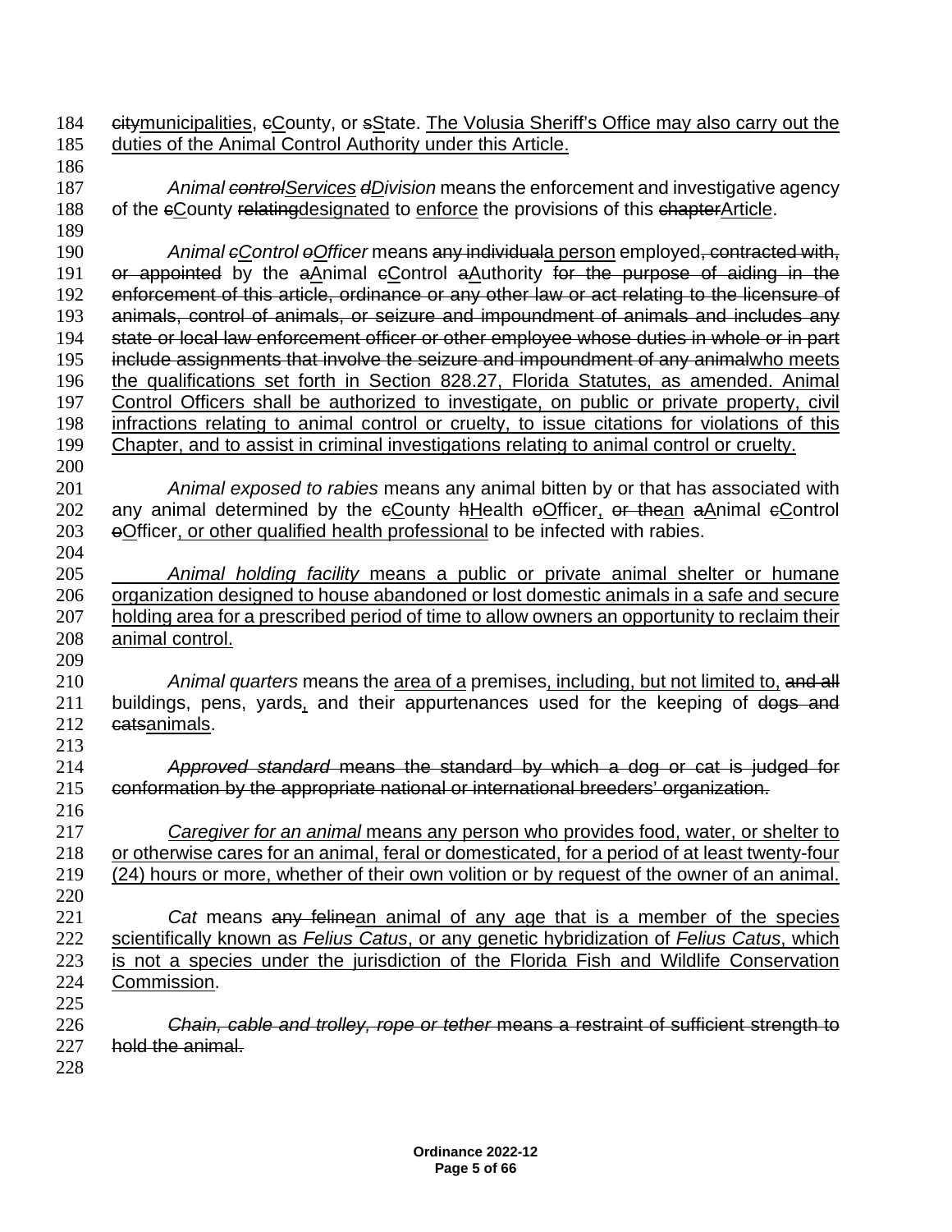citymunicipalities, cCounty, or sState. The Volusia Sheriff's Office may also carry out the duties of the Animal Control Authority under this Article.

*Animal controlServices dDivision* means the enforcement and investigative agency of the cCounty relatingdesignated to enforce the provisions of this chapterArticle.

*Animal cControl oOfficer* means any individuala person employed, contracted with, or appointed by the aAnimal cControl aAuthority for the purpose of aiding in the enforcement of this article, ordinance or any other law or act relating to the licensure of animals, control of animals, or seizure and impoundment of animals and includes any state or local law enforcement officer or other employee whose duties in whole or in part include assignments that involve the seizure and impoundment of any animalwho meets the qualifications set forth in Section 828.27, Florida Statutes, as amended. Animal Control Officers shall be authorized to investigate, on public or private property, civil infractions relating to animal control or cruelty, to issue citations for violations of this Chapter, and to assist in criminal investigations relating to animal control or cruelty.

*Animal exposed to rabies* means any animal bitten by or that has associated with any animal determined by the cCounty hHealth oOfficer, or thean aAnimal cControl oOfficer, or other qualified health professional to be infected with rabies.

*Animal holding facility* means a public or private animal shelter or humane organization designed to house abandoned or lost domestic animals in a safe and secure holding area for a prescribed period of time to allow owners an opportunity to reclaim their animal control.

*Animal quarters* means the area of a premises, including, but not limited to, and all buildings, pens, yards, and their appurtenances used for the keeping of dogs and catsanimals.

*Approved standard* means the standard by which a dog or cat is judged for conformation by the appropriate national or international breeders' organization.

*Caregiver for an animal* means any person who provides food, water, or shelter to or otherwise cares for an animal, feral or domesticated, for a period of at least twenty-four (24) hours or more, whether of their own volition or by request of the owner of an animal.

*Cat* means any felinean animal of any age that is a member of the species scientifically known as *Felius Catus*, or any genetic hybridization of *Felius Catus*, which is not a species under the jurisdiction of the Florida Fish and Wildlife Conservation Commission.

*Chain, cable and trolley, rope or tether* means a restraint of sufficient strength to hold the animal.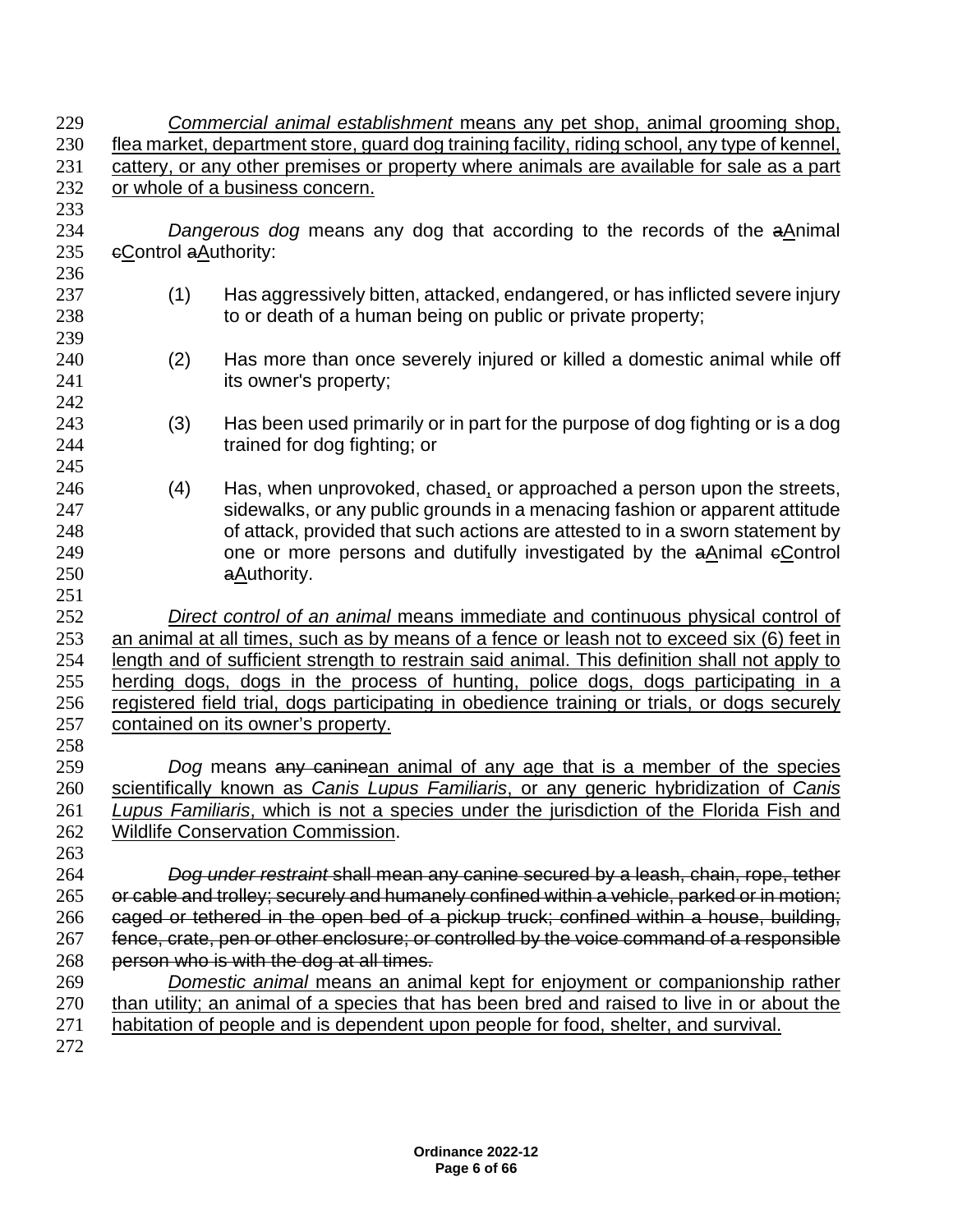*Commercial animal establishment* means any pet shop, animal grooming shop, flea market, department store, guard dog training facility, riding school, any type of kennel, cattery, or any other premises or property where animals are available for sale as a part or whole of a business concern.

*Dangerous dog* means any dog that according to the records of the ~~a~~Animal ~~c~~Control ~~a~~Authority:

(1) Has aggressively bitten, attacked, endangered, or has inflicted severe injury to or death of a human being on public or private property;

(2) Has more than once severely injured or killed a domestic animal while off its owner's property;

(3) Has been used primarily or in part for the purpose of dog fighting or is a dog trained for dog fighting; or

(4) Has, when unprovoked, chased, or approached a person upon the streets, sidewalks, or any public grounds in a menacing fashion or apparent attitude of attack, provided that such actions are attested to in a sworn statement by one or more persons and dutifully investigated by the ~~a~~Animal ~~c~~Control ~~a~~Authority.

*Direct control of an animal* means immediate and continuous physical control of an animal at all times, such as by means of a fence or leash not to exceed six (6) feet in length and of sufficient strength to restrain said animal. This definition shall not apply to herding dogs, dogs in the process of hunting, police dogs, dogs participating in a registered field trial, dogs participating in obedience training or trials, or dogs securely contained on its owner's property.

*Dog* means ~~any canine~~an animal of any age that is a member of the species scientifically known as *Canis Lupus Familiaris*, or any generic hybridization of *Canis Lupus Familiaris*, which is not a species under the jurisdiction of the Florida Fish and Wildlife Conservation Commission.

~~*Dog under restraint* shall mean any canine secured by a leash, chain, rope, tether or cable and trolley; securely and humanely confined within a vehicle, parked or in motion; caged or tethered in the open bed of a pickup truck; confined within a house, building, fence, crate, pen or other enclosure; or controlled by the voice command of a responsible person who is with the dog at all times.~~

*Domestic animal* means an animal kept for enjoyment or companionship rather than utility; an animal of a species that has been bred and raised to live in or about the habitation of people and is dependent upon people for food, shelter, and survival.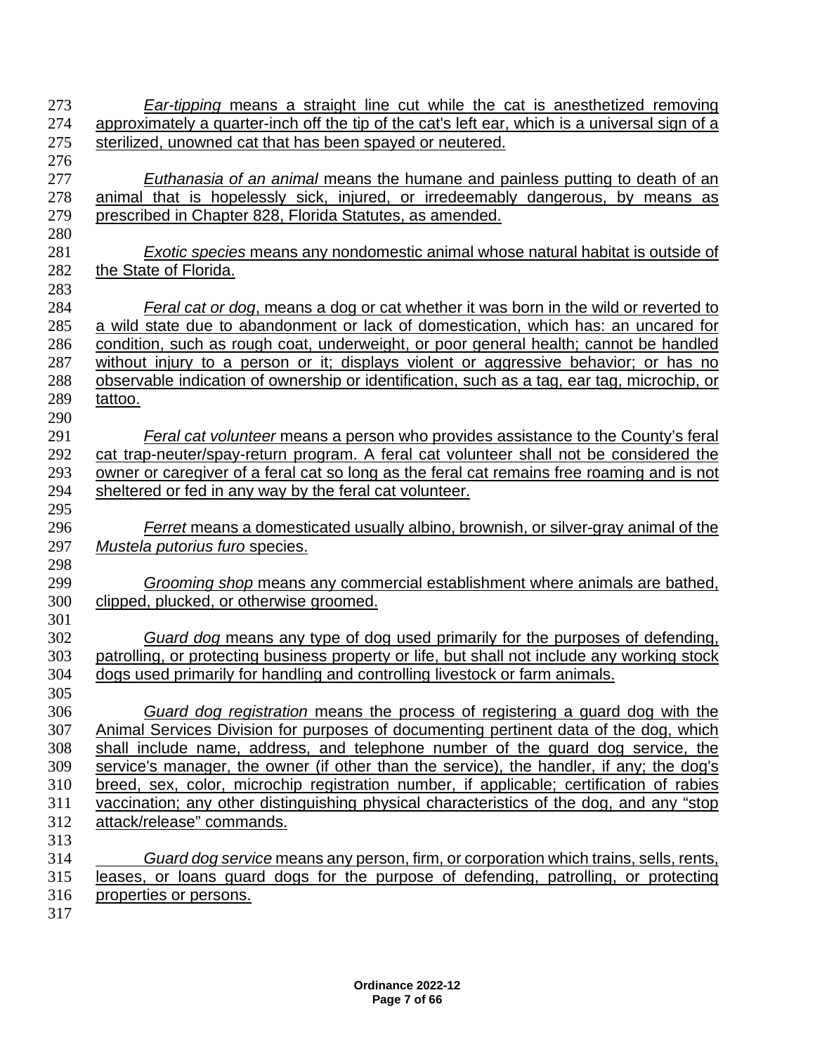*Ear-tipping* means a straight line cut while the cat is anesthetized removing approximately a quarter-inch off the tip of the cat's left ear, which is a universal sign of a sterilized, unowned cat that has been spayed or neutered.

*Euthanasia of an animal* means the humane and painless putting to death of an animal that is hopelessly sick, injured, or irredeemably dangerous, by means as prescribed in Chapter 828, Florida Statutes, as amended.

*Exotic species* means any nondomestic animal whose natural habitat is outside of the State of Florida.

*Feral cat or dog*, means a dog or cat whether it was born in the wild or reverted to a wild state due to abandonment or lack of domestication, which has: an uncared for condition, such as rough coat, underweight, or poor general health; cannot be handled without injury to a person or it; displays violent or aggressive behavior; or has no observable indication of ownership or identification, such as a tag, ear tag, microchip, or tattoo.

*Feral cat volunteer* means a person who provides assistance to the County's feral cat trap-neuter/spay-return program. A feral cat volunteer shall not be considered the owner or caregiver of a feral cat so long as the feral cat remains free roaming and is not sheltered or fed in any way by the feral cat volunteer.

*Ferret* means a domesticated usually albino, brownish, or silver-gray animal of the *Mustela putorius furo* species.

*Grooming shop* means any commercial establishment where animals are bathed, clipped, plucked, or otherwise groomed.

*Guard dog* means any type of dog used primarily for the purposes of defending, patrolling, or protecting business property or life, but shall not include any working stock dogs used primarily for handling and controlling livestock or farm animals.

*Guard dog registration* means the process of registering a guard dog with the Animal Services Division for purposes of documenting pertinent data of the dog, which shall include name, address, and telephone number of the guard dog service, the service's manager, the owner (if other than the service), the handler, if any; the dog's breed, sex, color, microchip registration number, if applicable; certification of rabies vaccination; any other distinguishing physical characteristics of the dog, and any "stop attack/release" commands.

*Guard dog service* means any person, firm, or corporation which trains, sells, rents, leases, or loans guard dogs for the purpose of defending, patrolling, or protecting properties or persons.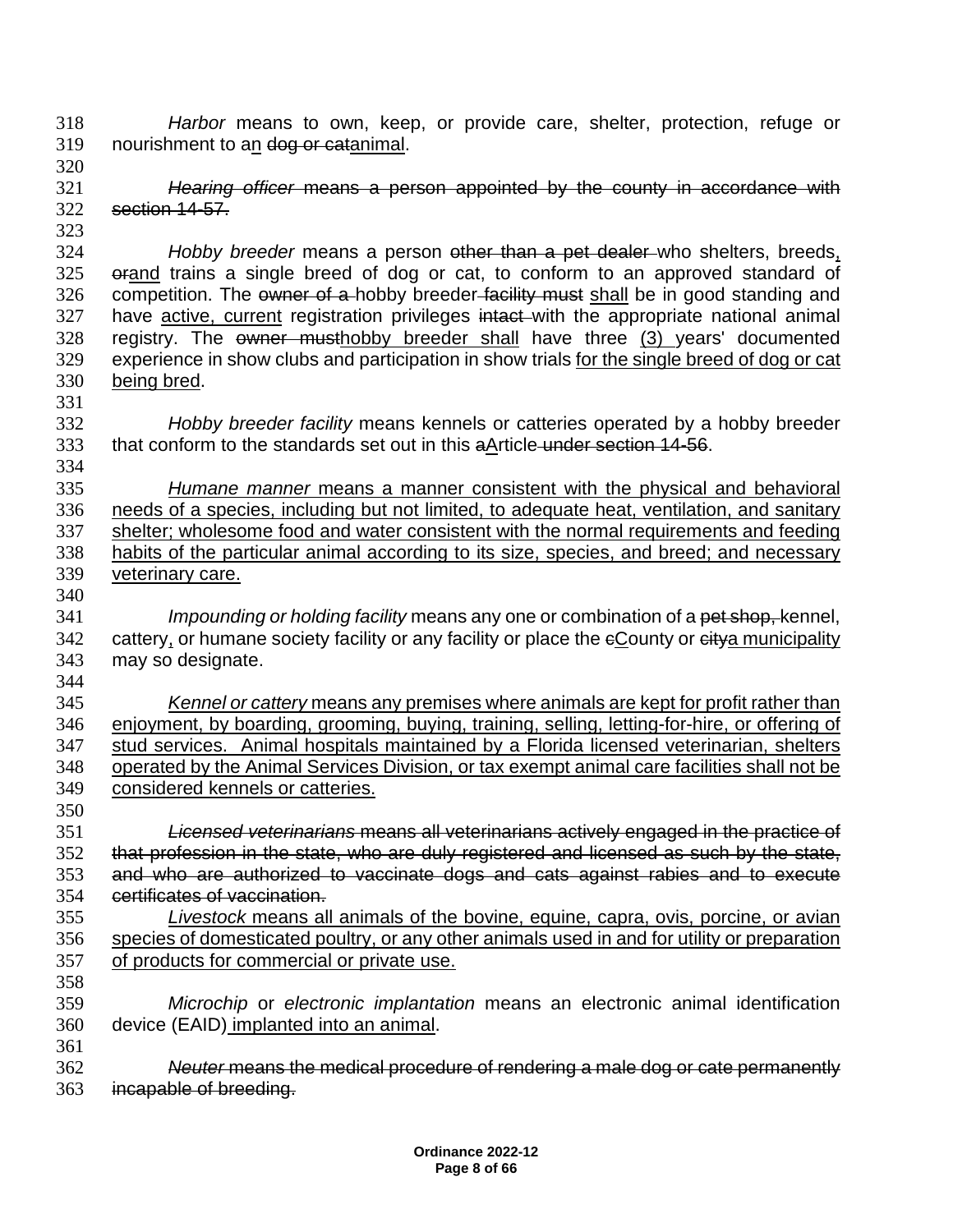*Harbor* means to own, keep, or provide care, shelter, protection, refuge or nourishment to an ~~dog or cat~~animal.

~~*Hearing officer* means a person appointed by the county in accordance with section 14-57.~~

*Hobby breeder* means a person ~~other than a pet dealer~~ who shelters, breeds, ~~or~~and trains a single breed of dog or cat, to conform to an approved standard of competition. The ~~owner of a~~ hobby breeder ~~facility must~~ shall be in good standing and have active, current registration privileges ~~intact~~ with the appropriate national animal registry. The ~~owner must~~hobby breeder shall have three (3) years' documented experience in show clubs and participation in show trials for the single breed of dog or cat being bred.

*Hobby breeder facility* means kennels or catteries operated by a hobby breeder that conform to the standards set out in this ~~a~~Article ~~under section 14-56~~.

*Humane manner* means a manner consistent with the physical and behavioral needs of a species, including but not limited, to adequate heat, ventilation, and sanitary shelter; wholesome food and water consistent with the normal requirements and feeding habits of the particular animal according to its size, species, and breed; and necessary veterinary care.

*Impounding or holding facility* means any one or combination of a ~~pet shop,~~ kennel, cattery, or humane society facility or any facility or place the ~~c~~County or ~~city~~a municipality may so designate.

*Kennel or cattery* means any premises where animals are kept for profit rather than enjoyment, by boarding, grooming, buying, training, selling, letting-for-hire, or offering of stud services. Animal hospitals maintained by a Florida licensed veterinarian, shelters operated by the Animal Services Division, or tax exempt animal care facilities shall not be considered kennels or catteries.

~~*Licensed veterinarians* means all veterinarians actively engaged in the practice of that profession in the state, who are duly registered and licensed as such by the state, and who are authorized to vaccinate dogs and cats against rabies and to execute certificates of vaccination.~~

*Livestock* means all animals of the bovine, equine, capra, ovis, porcine, or avian species of domesticated poultry, or any other animals used in and for utility or preparation of products for commercial or private use.

*Microchip* or *electronic implantation* means an electronic animal identification device (EAID) implanted into an animal.

~~*Neuter* means the medical procedure of rendering a male dog or cate permanently incapable of breeding.~~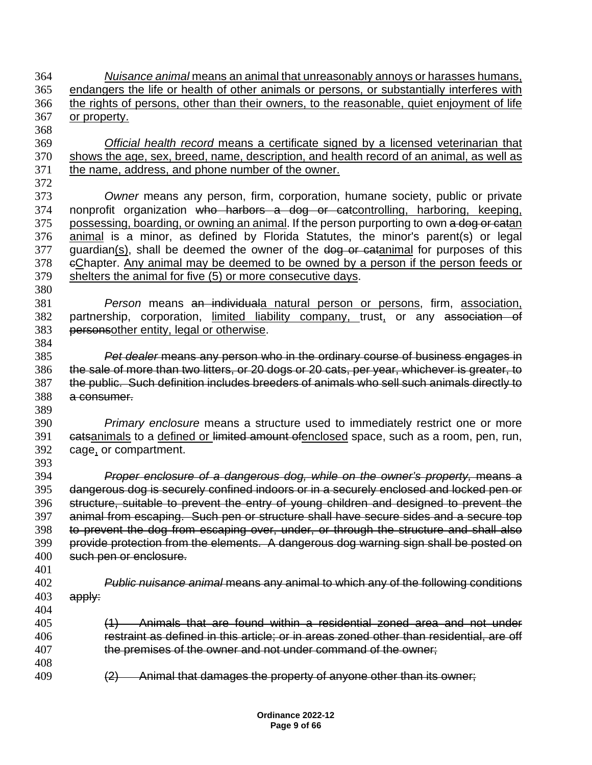*Nuisance animal* means an animal that unreasonably annoys or harasses humans, endangers the life or health of other animals or persons, or substantially interferes with the rights of persons, other than their owners, to the reasonable, quiet enjoyment of life or property.

*Official health record* means a certificate signed by a licensed veterinarian that shows the age, sex, breed, name, description, and health record of an animal, as well as the name, address, and phone number of the owner.

*Owner* means any person, firm, corporation, humane society, public or private nonprofit organization ~~who harbors a dog or cat~~controlling, harboring, keeping, possessing, boarding, or owning an animal. If the person purporting to own ~~a dog or cat~~an animal is a minor, as defined by Florida Statutes, the minor's parent(s) or legal guardian(s), shall be deemed the owner of the ~~dog or cat~~animal for purposes of this ~~c~~Chapter. Any animal may be deemed to be owned by a person if the person feeds or shelters the animal for five (5) or more consecutive days.

*Person* means ~~an individual~~a natural person or persons, firm, association, partnership, corporation, limited liability company, trust, or any ~~association of persons~~other entity, legal or otherwise.

~~*Pet dealer* means any person who in the ordinary course of business engages in the sale of more than two litters, or 20 dogs or 20 cats, per year, whichever is greater, to the public. Such definition includes breeders of animals who sell such animals directly to a consumer.~~

*Primary enclosure* means a structure used to immediately restrict one or more ~~cats~~animals to a defined or ~~limited amount of~~enclosed space, such as a room, pen, run, cage, or compartment.

~~*Proper enclosure of a dangerous dog, while on the owner's property,* means a dangerous dog is securely confined indoors or in a securely enclosed and locked pen or structure, suitable to prevent the entry of young children and designed to prevent the animal from escaping. Such pen or structure shall have secure sides and a secure top to prevent the dog from escaping over, under, or through the structure and shall also provide protection from the elements. A dangerous dog warning sign shall be posted on such pen or enclosure.~~

~~*Public nuisance animal* means any animal to which any of the following conditions apply:~~

~~(1) Animals that are found within a residential zoned area and not under restraint as defined in this article; or in areas zoned other than residential, are off the premises of the owner and not under command of the owner;~~

~~(2) Animal that damages the property of anyone other than its owner;~~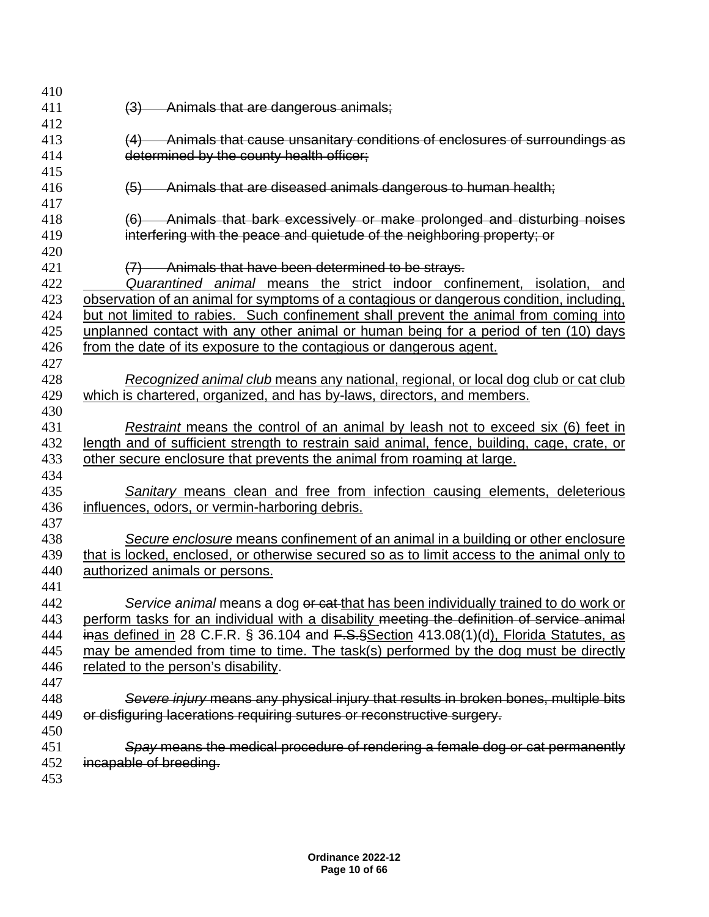~~(3) Animals that are dangerous animals;~~

~~(4) Animals that cause unsanitary conditions of enclosures of surroundings as determined by the county health officer;~~

~~(5) Animals that are diseased animals dangerous to human health;~~

~~(6) Animals that bark excessively or make prolonged and disturbing noises interfering with the peace and quietude of the neighboring property; or~~

~~(7) Animals that have been determined to be strays.~~

*Quarantined animal* means the strict indoor confinement, isolation, and observation of an animal for symptoms of a contagious or dangerous condition, including, but not limited to rabies. Such confinement shall prevent the animal from coming into unplanned contact with any other animal or human being for a period of ten (10) days from the date of its exposure to the contagious or dangerous agent.

*Recognized animal club* means any national, regional, or local dog club or cat club which is chartered, organized, and has by-laws, directors, and members.

*Restraint* means the control of an animal by leash not to exceed six (6) feet in length and of sufficient strength to restrain said animal, fence, building, cage, crate, or other secure enclosure that prevents the animal from roaming at large.

*Sanitary* means clean and free from infection causing elements, deleterious influences, odors, or vermin-harboring debris.

*Secure enclosure* means confinement of an animal in a building or other enclosure that is locked, enclosed, or otherwise secured so as to limit access to the animal only to authorized animals or persons.

*Service animal* means a dog ~~or cat~~ that has been individually trained to do work or perform tasks for an individual with a disability ~~meeting the definition of service animal in~~as defined in 28 C.F.R. § 36.104 and ~~F.S.§~~Section 413.08(1)(d), Florida Statutes, as may be amended from time to time. The task(s) performed by the dog must be directly related to the person's disability.

~~*Severe injury* means any physical injury that results in broken bones, multiple bits or disfiguring lacerations requiring sutures or reconstructive surgery.~~

~~*Spay* means the medical procedure of rendering a female dog or cat permanently incapable of breeding.~~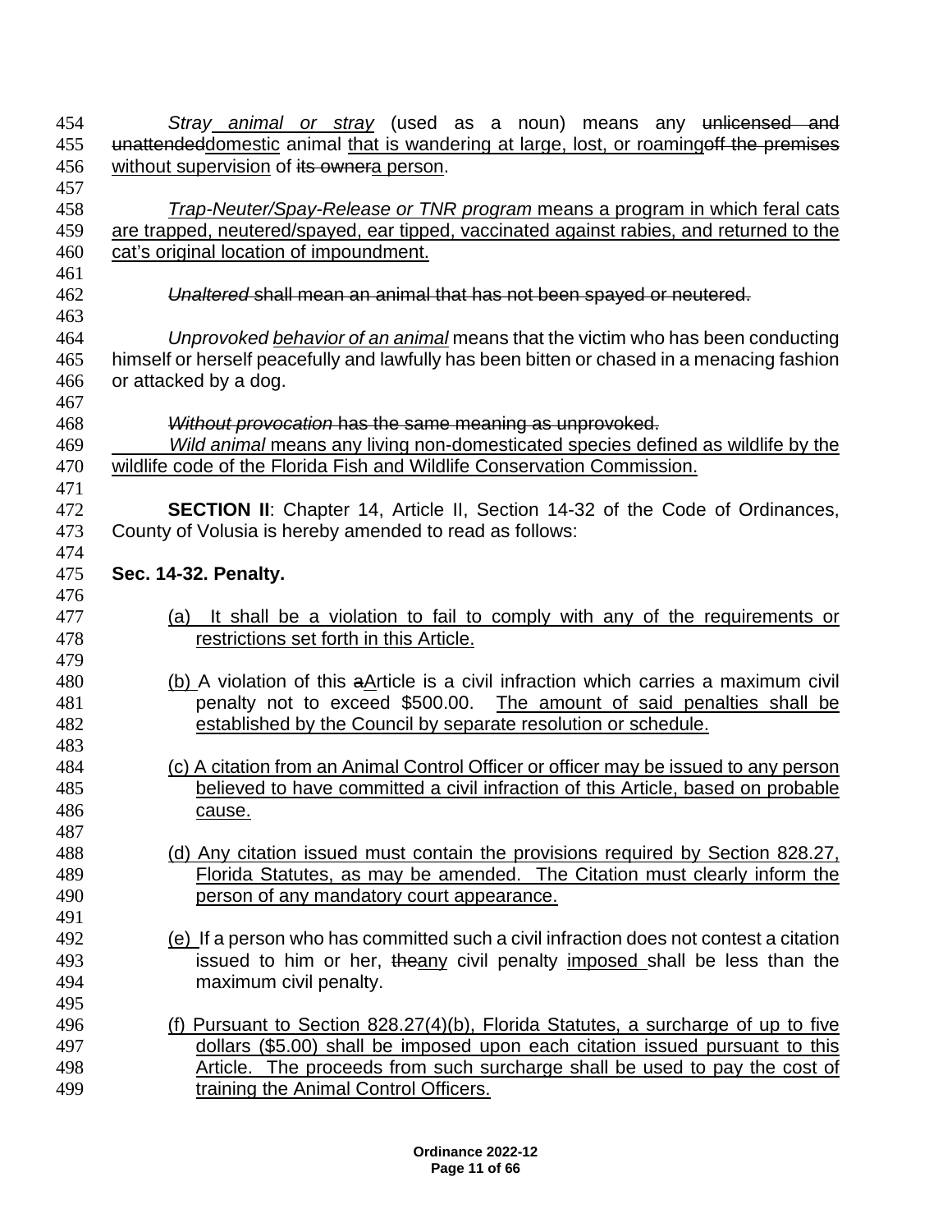*Stray animal or stray* (used as a noun) means any ~~unlicensed and unattended~~domestic animal that is wandering at large, lost, or roaming~~off the premises~~ without supervision of ~~its owner~~a person.

*Trap-Neuter/Spay-Release or TNR program* means a program in which feral cats are trapped, neutered/spayed, ear tipped, vaccinated against rabies, and returned to the cat's original location of impoundment.

~~*Unaltered* shall mean an animal that has not been spayed or neutered.~~

*Unprovoked behavior of an animal* means that the victim who has been conducting himself or herself peacefully and lawfully has been bitten or chased in a menacing fashion or attacked by a dog.

~~*Without provocation* has the same meaning as unprovoked.~~

*Wild animal* means any living non-domesticated species defined as wildlife by the wildlife code of the Florida Fish and Wildlife Conservation Commission.

**SECTION II**: Chapter 14, Article II, Section 14-32 of the Code of Ordinances, County of Volusia is hereby amended to read as follows:

**Sec. 14-32. Penalty.**

(a) It shall be a violation to fail to comply with any of the requirements or restrictions set forth in this Article.

(b) A violation of this ~~a~~Article is a civil infraction which carries a maximum civil penalty not to exceed $500.00. The amount of said penalties shall be established by the Council by separate resolution or schedule.

(c) A citation from an Animal Control Officer or officer may be issued to any person believed to have committed a civil infraction of this Article, based on probable cause.

(d) Any citation issued must contain the provisions required by Section 828.27, Florida Statutes, as may be amended. The Citation must clearly inform the person of any mandatory court appearance.

(e) If a person who has committed such a civil infraction does not contest a citation issued to him or her, ~~the~~any civil penalty imposed shall be less than the maximum civil penalty.

(f) Pursuant to Section 828.27(4)(b), Florida Statutes, a surcharge of up to five dollars ($5.00) shall be imposed upon each citation issued pursuant to this Article. The proceeds from such surcharge shall be used to pay the cost of training the Animal Control Officers.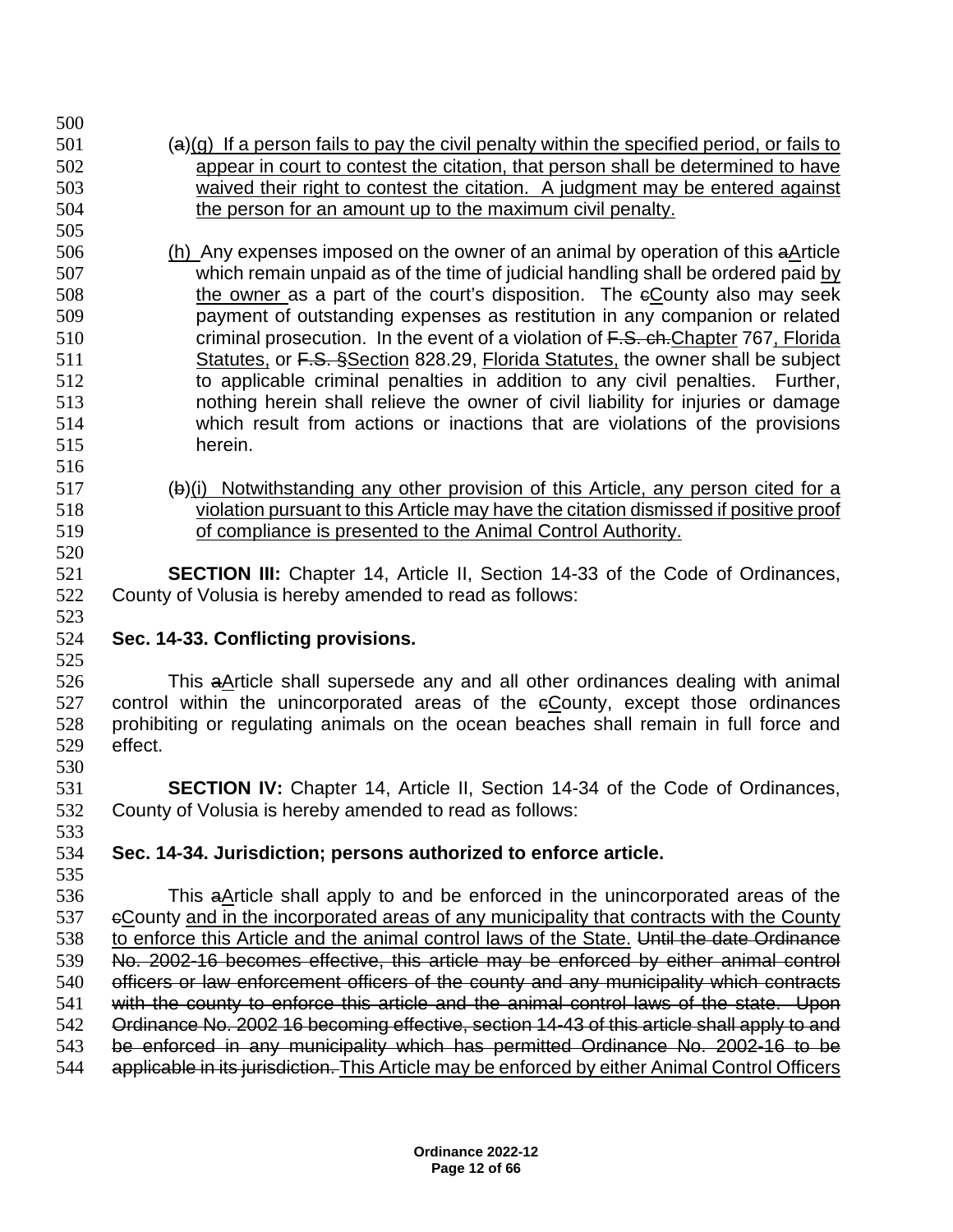(a)(g) If a person fails to pay the civil penalty within the specified period, or fails to appear in court to contest the citation, that person shall be determined to have waived their right to contest the citation. A judgment may be entered against the person for an amount up to the maximum civil penalty.

(h) Any expenses imposed on the owner of an animal by operation of this aArticle which remain unpaid as of the time of judicial handling shall be ordered paid by the owner as a part of the court's disposition. The cCounty also may seek payment of outstanding expenses as restitution in any companion or related criminal prosecution. In the event of a violation of F.S. ch. Chapter 767, Florida Statutes, or F.S. §Section 828.29, Florida Statutes, the owner shall be subject to applicable criminal penalties in addition to any civil penalties. Further, nothing herein shall relieve the owner of civil liability for injuries or damage which result from actions or inactions that are violations of the provisions herein.

(b)(i) Notwithstanding any other provision of this Article, any person cited for a violation pursuant to this Article may have the citation dismissed if positive proof of compliance is presented to the Animal Control Authority.

**SECTION III:** Chapter 14, Article II, Section 14-33 of the Code of Ordinances, County of Volusia is hereby amended to read as follows:

**Sec. 14-33. Conflicting provisions.**

This aArticle shall supersede any and all other ordinances dealing with animal control within the unincorporated areas of the cCounty, except those ordinances prohibiting or regulating animals on the ocean beaches shall remain in full force and effect.

**SECTION IV:** Chapter 14, Article II, Section 14-34 of the Code of Ordinances, County of Volusia is hereby amended to read as follows:

**Sec. 14-34. Jurisdiction; persons authorized to enforce article.**

This aArticle shall apply to and be enforced in the unincorporated areas of the cCounty and in the incorporated areas of any municipality that contracts with the County to enforce this Article and the animal control laws of the State. ~~Until the date Ordinance No. 2002-16 becomes effective, this article may be enforced by either animal control officers or law enforcement officers of the county and any municipality which contracts with the county to enforce this article and the animal control laws of the state. Upon Ordinance No. 2002 16 becoming effective, section 14-43 of this article shall apply to and be enforced in any municipality which has permitted Ordinance No. 2002-16 to be applicable in its jurisdiction.~~ This Article may be enforced by either Animal Control Officers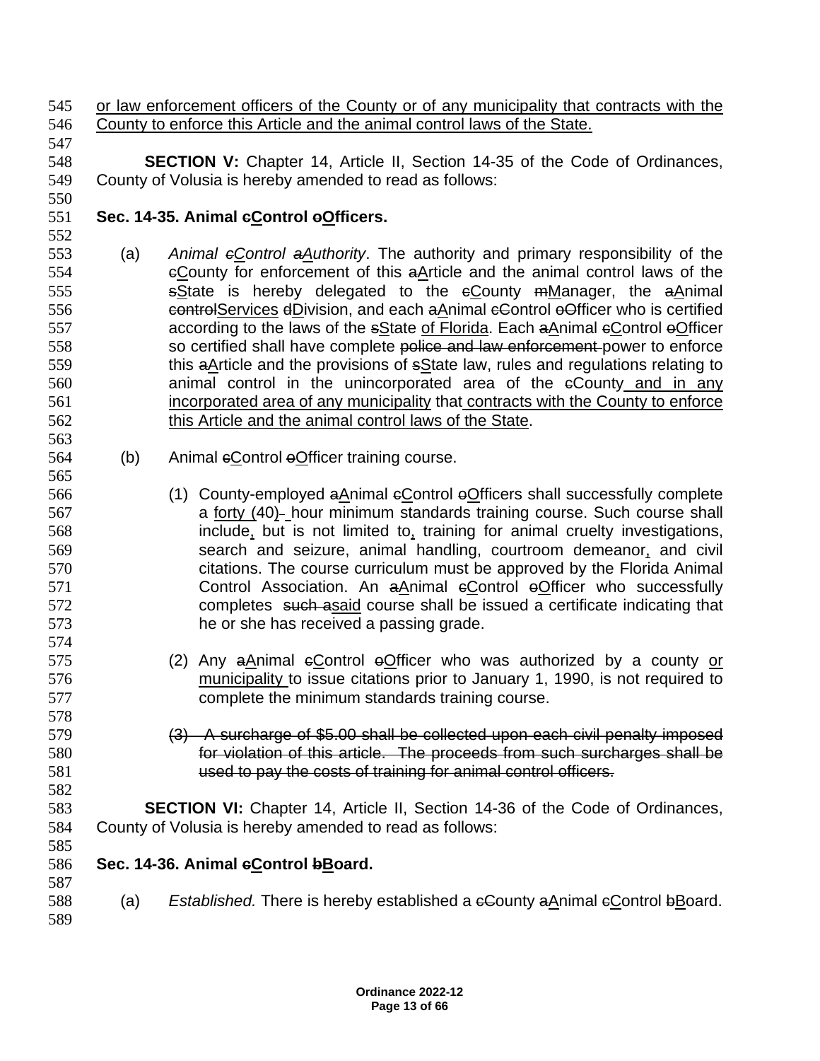or law enforcement officers of the County or of any municipality that contracts with the County to enforce this Article and the animal control laws of the State.

**SECTION V:** Chapter 14, Article II, Section 14-35 of the Code of Ordinances, County of Volusia is hereby amended to read as follows:

**Sec. 14-35. Animal ~~c~~Control ~~o~~Officers.**

(a) *Animal ~~c~~Control ~~a~~Authority*. The authority and primary responsibility of the ~~c~~County for enforcement of this ~~a~~Article and the animal control laws of the ~~s~~State is hereby delegated to the ~~c~~County ~~m~~Manager, the ~~a~~Animal ~~control~~Services ~~d~~Division, and each ~~a~~Animal ~~c~~Control ~~o~~Officer who is certified according to the laws of the ~~s~~State of Florida. Each ~~a~~Animal ~~c~~Control ~~o~~Officer so certified shall have complete ~~police and law enforcement~~ power to enforce this ~~a~~Article and the provisions of ~~s~~State law, rules and regulations relating to animal control in the unincorporated area of the ~~c~~County and in any incorporated area of any municipality that contracts with the County to enforce this Article and the animal control laws of the State.

(b) Animal ~~c~~Control ~~o~~Officer training course.

(1) County-employed ~~a~~Animal ~~c~~Control ~~o~~Officers shall successfully complete a forty (40)~~-~~ hour minimum standards training course. Such course shall include, but is not limited to, training for animal cruelty investigations, search and seizure, animal handling, courtroom demeanor, and civil citations. The course curriculum must be approved by the Florida Animal Control Association. An ~~a~~Animal ~~c~~Control ~~o~~Officer who successfully completes ~~such a~~said course shall be issued a certificate indicating that he or she has received a passing grade.

(2) Any ~~a~~Animal ~~c~~Control ~~o~~Officer who was authorized by a county or municipality to issue citations prior to January 1, 1990, is not required to complete the minimum standards training course.

~~(3) A surcharge of $5.00 shall be collected upon each civil penalty imposed for violation of this article. The proceeds from such surcharges shall be used to pay the costs of training for animal control officers.~~

**SECTION VI:** Chapter 14, Article II, Section 14-36 of the Code of Ordinances, County of Volusia is hereby amended to read as follows:

**Sec. 14-36. Animal ~~c~~Control ~~b~~Board.**

(a) *Established.* There is hereby established a ~~c~~County ~~a~~Animal ~~c~~Control ~~b~~Board.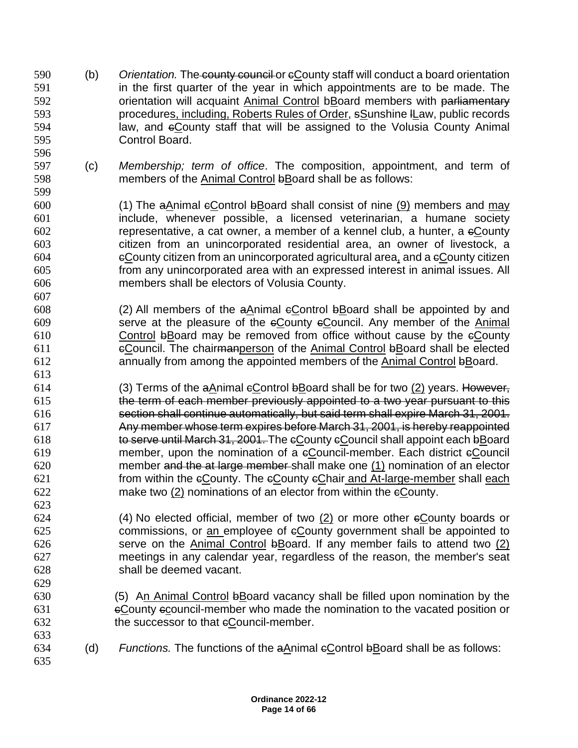(b) *Orientation.* The~~ county council~~ or ~~c~~<u>C</u>ounty staff will conduct a board orientation in the first quarter of the year in which appointments are to be made. The orientation will acquaint <u>Animal Control</u> ~~b~~<u>B</u>oard members with ~~parliamentary~~ procedure<u>s, including, Roberts Rules of Order</u>, ~~s~~<u>S</u>unshine ~~l~~<u>L</u>aw, public records law, and ~~c~~<u>C</u>ounty staff that will be assigned to the Volusia County Animal Control Board.

(c) *Membership; term of office*. The composition, appointment, and term of members of the <u>Animal Control</u> ~~b~~<u>B</u>oard shall be as follows:

(1) The ~~a~~<u>A</u>nimal ~~c~~<u>C</u>ontrol ~~b~~<u>B</u>oard shall consist of nine <u>(9)</u> members and <u>may</u> include, whenever possible, a licensed veterinarian, a humane society representative, a cat owner, a member of a kennel club, a hunter, a ~~c~~<u>C</u>ounty citizen from an unincorporated residential area, an owner of livestock, a ~~c~~<u>C</u>ounty citizen from an unincorporated agricultural area<u>,</u> and a ~~c~~<u>C</u>ounty citizen from any unincorporated area with an expressed interest in animal issues. All members shall be electors of Volusia County.

(2) All members of the ~~a~~<u>A</u>nimal ~~c~~<u>C</u>ontrol ~~b~~<u>B</u>oard shall be appointed by and serve at the pleasure of the ~~c~~<u>C</u>ounty ~~c~~<u>C</u>ouncil. Any member of the <u>Animal Control</u> ~~b~~<u>B</u>oard may be removed from office without cause by the ~~c~~<u>C</u>ounty ~~c~~<u>C</u>ouncil. The chair~~man~~<u>person</u> of the <u>Animal Control</u> ~~b~~<u>B</u>oard shall be elected annually from among the appointed members of the <u>Animal Control</u> ~~b~~<u>B</u>oard.

(3) Terms of the ~~a~~<u>A</u>nimal ~~c~~<u>C</u>ontrol ~~b~~<u>B</u>oard shall be for two <u>(2)</u> years. ~~However, the term of each member previously appointed to a two year pursuant to this section shall continue automatically, but said term shall expire March 31, 2001. Any member whose term expires before March 31, 2001, is hereby reappointed to serve until March 31, 2001.~~ The ~~c~~<u>C</u>ounty ~~c~~<u>C</u>ouncil shall appoint each ~~b~~<u>B</u>oard member, upon the nomination of a ~~c~~<u>C</u>ouncil-member. Each district ~~c~~<u>C</u>ouncil member ~~and the at large member~~ shall make one <u>(1)</u> nomination of an elector from within the ~~c~~<u>C</u>ounty. The ~~c~~<u>C</u>ounty ~~c~~<u>C</u>hair<u> and At-large-member</u> shall <u>each</u> make two <u>(2)</u> nominations of an elector from within the ~~c~~<u>C</u>ounty.

(4) No elected official, member of two <u>(2)</u> or more other ~~c~~<u>C</u>ounty boards or commissions, or <u>an </u>employee of ~~c~~<u>C</u>ounty government shall be appointed to serve on the <u>Animal Control</u> ~~b~~<u>B</u>oard. If any member fails to attend two <u>(2)</u> meetings in any calendar year, regardless of the reason, the member's seat shall be deemed vacant.

(5) A<u>n Animal Control</u> ~~b~~<u>B</u>oard vacancy shall be filled upon nomination by the ~~c~~<u>C</u>ounty ~~c~~<u>c</u>ouncil-member who made the nomination to the vacated position or the successor to that ~~c~~<u>C</u>ouncil-member.

(d) *Functions.* The functions of the ~~a~~<u>A</u>nimal ~~c~~<u>C</u>ontrol ~~b~~<u>B</u>oard shall be as follows: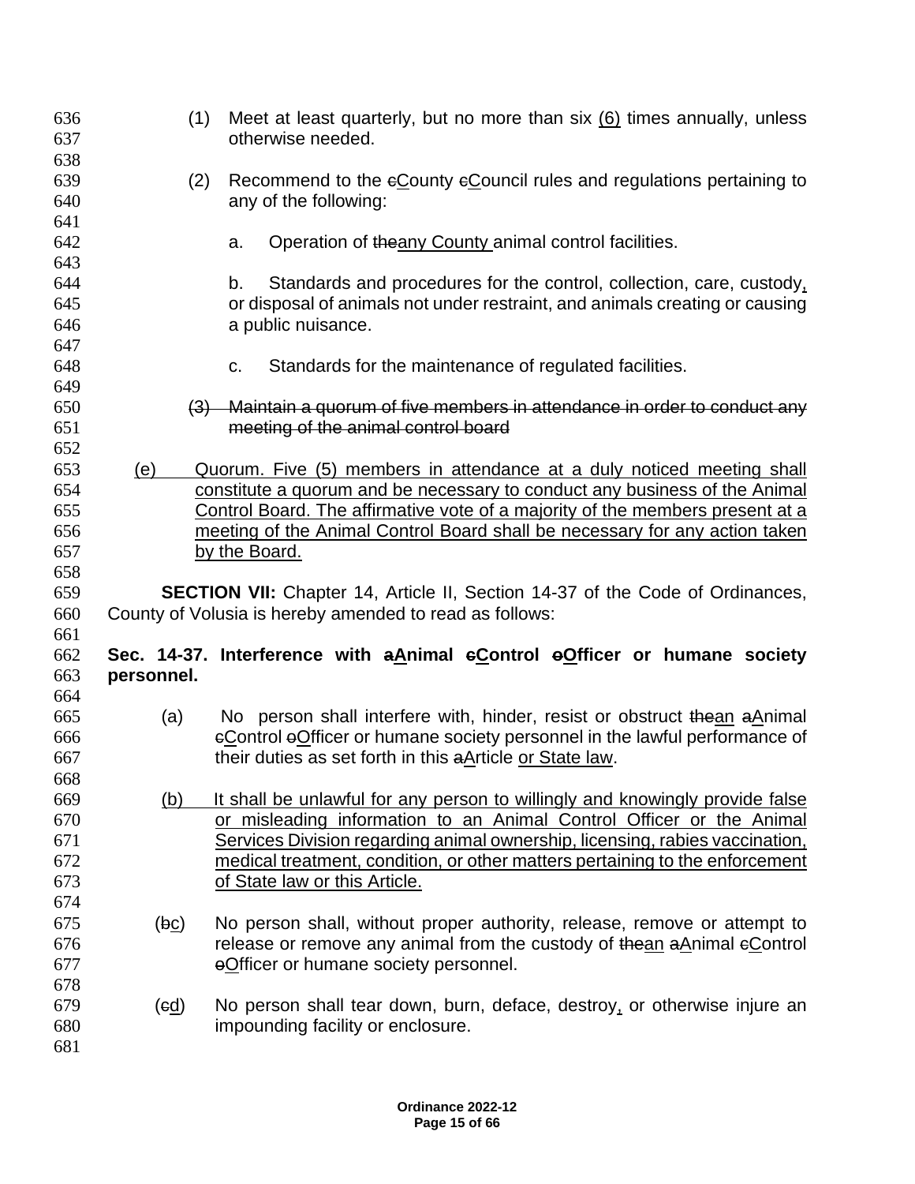(1) Meet at least quarterly, but no more than six <u>(6)</u> times annually, unless otherwise needed.

(2) Recommend to the ~~c~~<u>C</u>ounty ~~c~~<u>C</u>ouncil rules and regulations pertaining to any of the following:

a. Operation of ~~the~~<u>any County</u> animal control facilities.

b. Standards and procedures for the control, collection, care, custody<u>,</u> or disposal of animals not under restraint, and animals creating or causing a public nuisance.

c. Standards for the maintenance of regulated facilities.

~~(3) Maintain a quorum of five members in attendance in order to conduct any meeting of the animal control board~~

<u>(e) Quorum. Five (5) members in attendance at a duly noticed meeting shall constitute a quorum and be necessary to conduct any business of the Animal Control Board. The affirmative vote of a majority of the members present at a meeting of the Animal Control Board shall be necessary for any action taken by the Board.</u>

**SECTION VII:** Chapter 14, Article II, Section 14-37 of the Code of Ordinances, County of Volusia is hereby amended to read as follows:

**Sec. 14-37. Interference with ~~a~~<u>A</u>nimal ~~c~~<u>C</u>ontrol ~~o~~<u>O</u>fficer or humane society personnel.**

(a) No person shall interfere with, hinder, resist or obstruct ~~the~~<u>an</u> ~~a~~<u>A</u>nimal ~~c~~<u>C</u>ontrol ~~o~~<u>O</u>fficer or humane society personnel in the lawful performance of their duties as set forth in this ~~a~~<u>A</u>rticle <u>or State law</u>.

<u>(b) It shall be unlawful for any person to willingly and knowingly provide false or misleading information to an Animal Control Officer or the Animal Services Division regarding animal ownership, licensing, rabies vaccination, medical treatment, condition, or other matters pertaining to the enforcement of State law or this Article.</u>

(~~b~~<u>c</u>) No person shall, without proper authority, release, remove or attempt to release or remove any animal from the custody of ~~the~~<u>an</u> ~~a~~<u>A</u>nimal ~~c~~<u>C</u>ontrol ~~o~~<u>O</u>fficer or humane society personnel.

(~~c~~<u>d</u>) No person shall tear down, burn, deface, destroy<u>,</u> or otherwise injure an impounding facility or enclosure.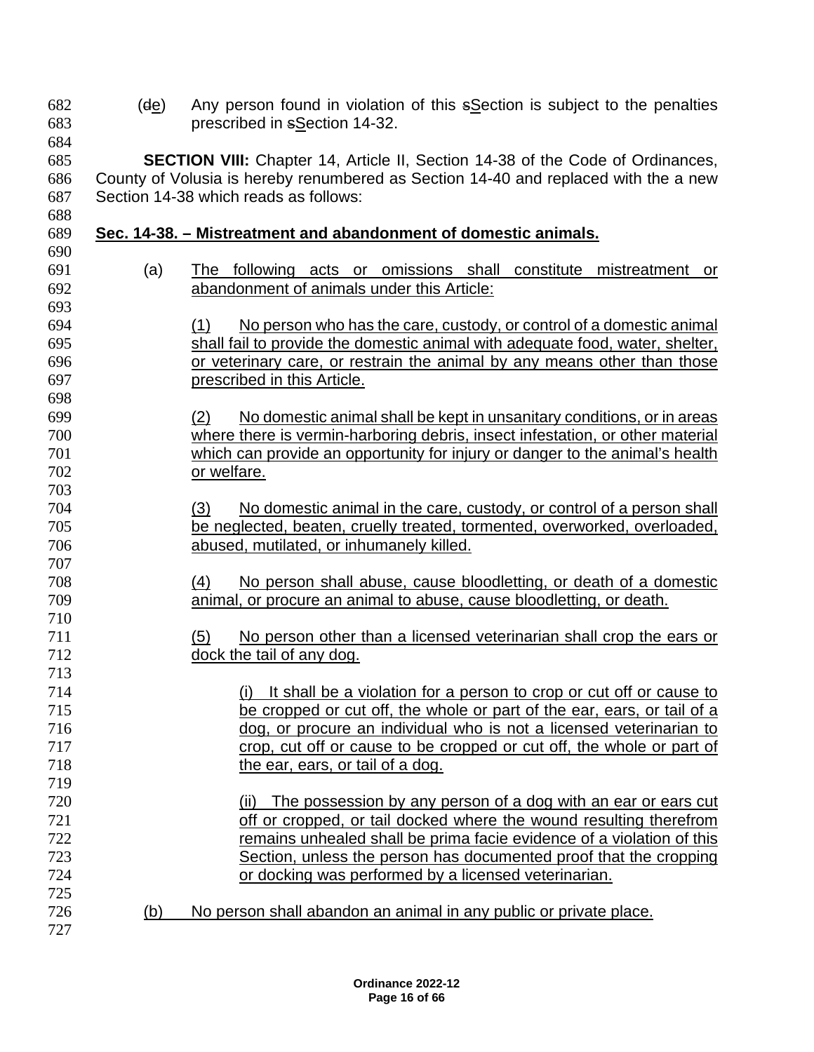(~~d~~e) Any person found in violation of this ~~s~~Section is subject to the penalties prescribed in ~~s~~Section 14-32.

**SECTION VIII:** Chapter 14, Article II, Section 14-38 of the Code of Ordinances, County of Volusia is hereby renumbered as Section 14-40 and replaced with the a new Section 14-38 which reads as follows:

**<u>Sec. 14-38. – Mistreatment and abandonment of domestic animals.</u>**

(a) <u>The following acts or omissions shall constitute mistreatment or abandonment of animals under this Article:</u>

<u>(1) No person who has the care, custody, or control of a domestic animal shall fail to provide the domestic animal with adequate food, water, shelter, or veterinary care, or restrain the animal by any means other than those prescribed in this Article.</u>

<u>(2) No domestic animal shall be kept in unsanitary conditions, or in areas where there is vermin-harboring debris, insect infestation, or other material which can provide an opportunity for injury or danger to the animal's health or welfare.</u>

<u>(3) No domestic animal in the care, custody, or control of a person shall be neglected, beaten, cruelly treated, tormented, overworked, overloaded, abused, mutilated, or inhumanely killed.</u>

<u>(4) No person shall abuse, cause bloodletting, or death of a domestic animal, or procure an animal to abuse, cause bloodletting, or death.</u>

<u>(5) No person other than a licensed veterinarian shall crop the ears or dock the tail of any dog.</u>

<u>(i) It shall be a violation for a person to crop or cut off or cause to be cropped or cut off, the whole or part of the ear, ears, or tail of a dog, or procure an individual who is not a licensed veterinarian to crop, cut off or cause to be cropped or cut off, the whole or part of the ear, ears, or tail of a dog.</u>

<u>(ii) The possession by any person of a dog with an ear or ears cut off or cropped, or tail docked where the wound resulting therefrom remains unhealed shall be prima facie evidence of a violation of this Section, unless the person has documented proof that the cropping or docking was performed by a licensed veterinarian.</u>

<u>(b) No person shall abandon an animal in any public or private place.</u>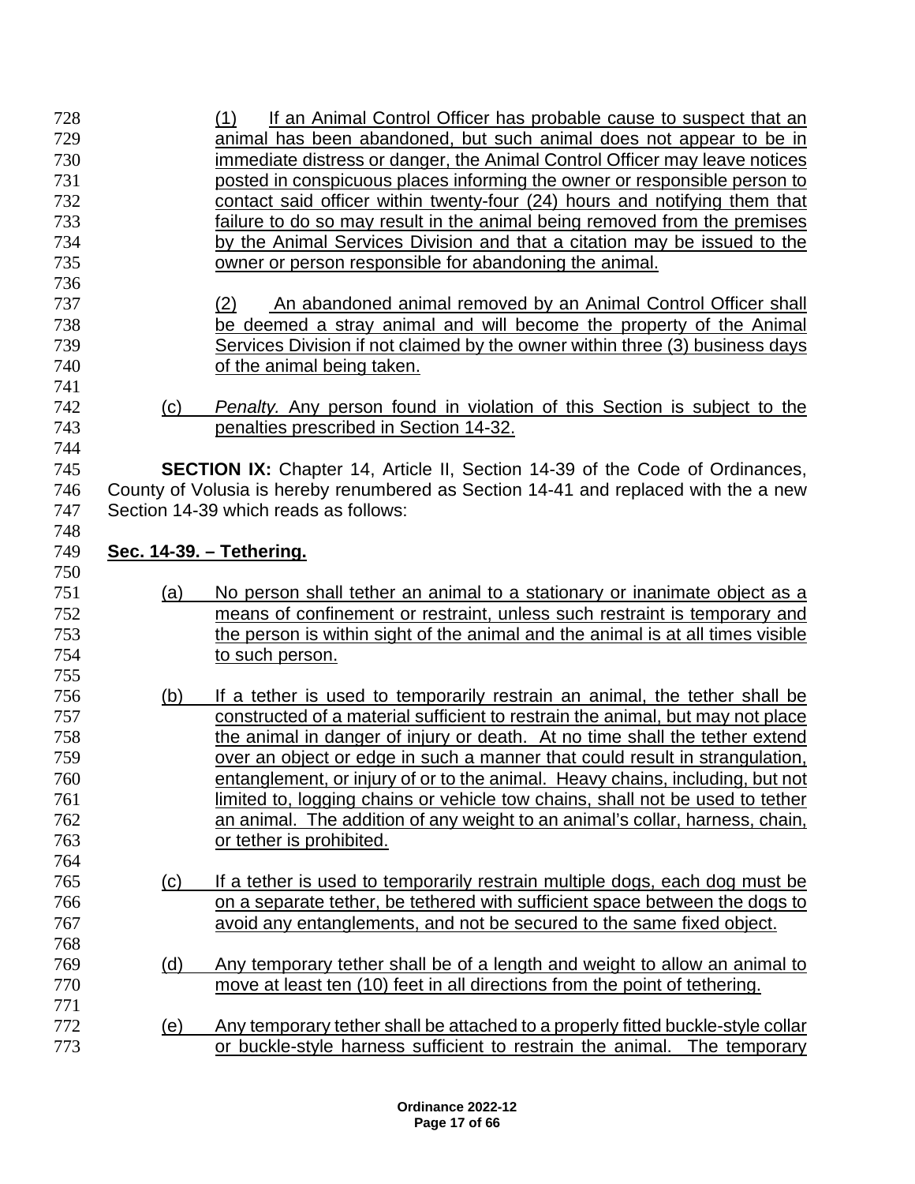(1) If an Animal Control Officer has probable cause to suspect that an animal has been abandoned, but such animal does not appear to be in immediate distress or danger, the Animal Control Officer may leave notices posted in conspicuous places informing the owner or responsible person to contact said officer within twenty-four (24) hours and notifying them that failure to do so may result in the animal being removed from the premises by the Animal Services Division and that a citation may be issued to the owner or person responsible for abandoning the animal.

(2) An abandoned animal removed by an Animal Control Officer shall be deemed a stray animal and will become the property of the Animal Services Division if not claimed by the owner within three (3) business days of the animal being taken.

(c) *Penalty.* Any person found in violation of this Section is subject to the penalties prescribed in Section 14-32.

**SECTION IX:** Chapter 14, Article II, Section 14-39 of the Code of Ordinances, County of Volusia is hereby renumbered as Section 14-41 and replaced with the a new Section 14-39 which reads as follows:

**Sec. 14-39. – Tethering.**

(a) No person shall tether an animal to a stationary or inanimate object as a means of confinement or restraint, unless such restraint is temporary and the person is within sight of the animal and the animal is at all times visible to such person.

(b) If a tether is used to temporarily restrain an animal, the tether shall be constructed of a material sufficient to restrain the animal, but may not place the animal in danger of injury or death. At no time shall the tether extend over an object or edge in such a manner that could result in strangulation, entanglement, or injury of or to the animal. Heavy chains, including, but not limited to, logging chains or vehicle tow chains, shall not be used to tether an animal. The addition of any weight to an animal's collar, harness, chain, or tether is prohibited.

(c) If a tether is used to temporarily restrain multiple dogs, each dog must be on a separate tether, be tethered with sufficient space between the dogs to avoid any entanglements, and not be secured to the same fixed object.

(d) Any temporary tether shall be of a length and weight to allow an animal to move at least ten (10) feet in all directions from the point of tethering.

(e) Any temporary tether shall be attached to a properly fitted buckle-style collar or buckle-style harness sufficient to restrain the animal. The temporary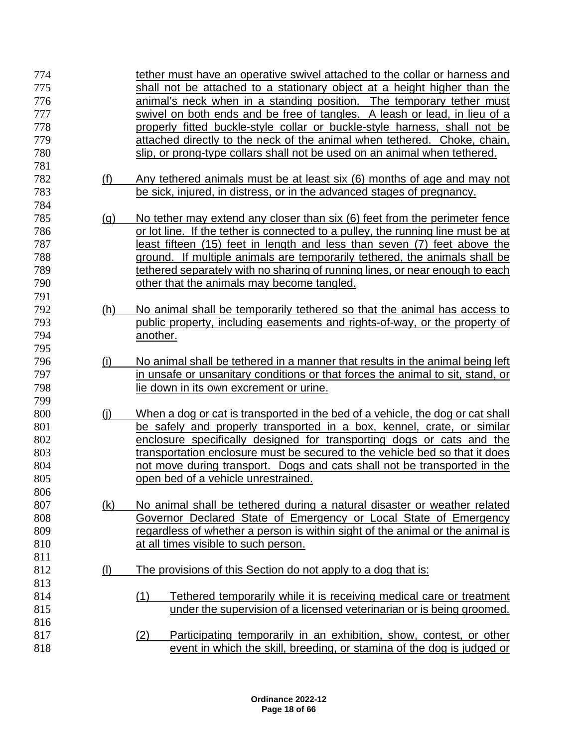tether must have an operative swivel attached to the collar or harness and shall not be attached to a stationary object at a height higher than the animal's neck when in a standing position. The temporary tether must swivel on both ends and be free of tangles. A leash or lead, in lieu of a properly fitted buckle-style collar or buckle-style harness, shall not be attached directly to the neck of the animal when tethered. Choke, chain, slip, or prong-type collars shall not be used on an animal when tethered.

(f) Any tethered animals must be at least six (6) months of age and may not be sick, injured, in distress, or in the advanced stages of pregnancy.

(g) No tether may extend any closer than six (6) feet from the perimeter fence or lot line. If the tether is connected to a pulley, the running line must be at least fifteen (15) feet in length and less than seven (7) feet above the ground. If multiple animals are temporarily tethered, the animals shall be tethered separately with no sharing of running lines, or near enough to each other that the animals may become tangled.

(h) No animal shall be temporarily tethered so that the animal has access to public property, including easements and rights-of-way, or the property of another.

(i) No animal shall be tethered in a manner that results in the animal being left in unsafe or unsanitary conditions or that forces the animal to sit, stand, or lie down in its own excrement or urine.

(j) When a dog or cat is transported in the bed of a vehicle, the dog or cat shall be safely and properly transported in a box, kennel, crate, or similar enclosure specifically designed for transporting dogs or cats and the transportation enclosure must be secured to the vehicle bed so that it does not move during transport. Dogs and cats shall not be transported in the open bed of a vehicle unrestrained.

(k) No animal shall be tethered during a natural disaster or weather related Governor Declared State of Emergency or Local State of Emergency regardless of whether a person is within sight of the animal or the animal is at all times visible to such person.

(l) The provisions of this Section do not apply to a dog that is:

(1) Tethered temporarily while it is receiving medical care or treatment under the supervision of a licensed veterinarian or is being groomed.

(2) Participating temporarily in an exhibition, show, contest, or other event in which the skill, breeding, or stamina of the dog is judged or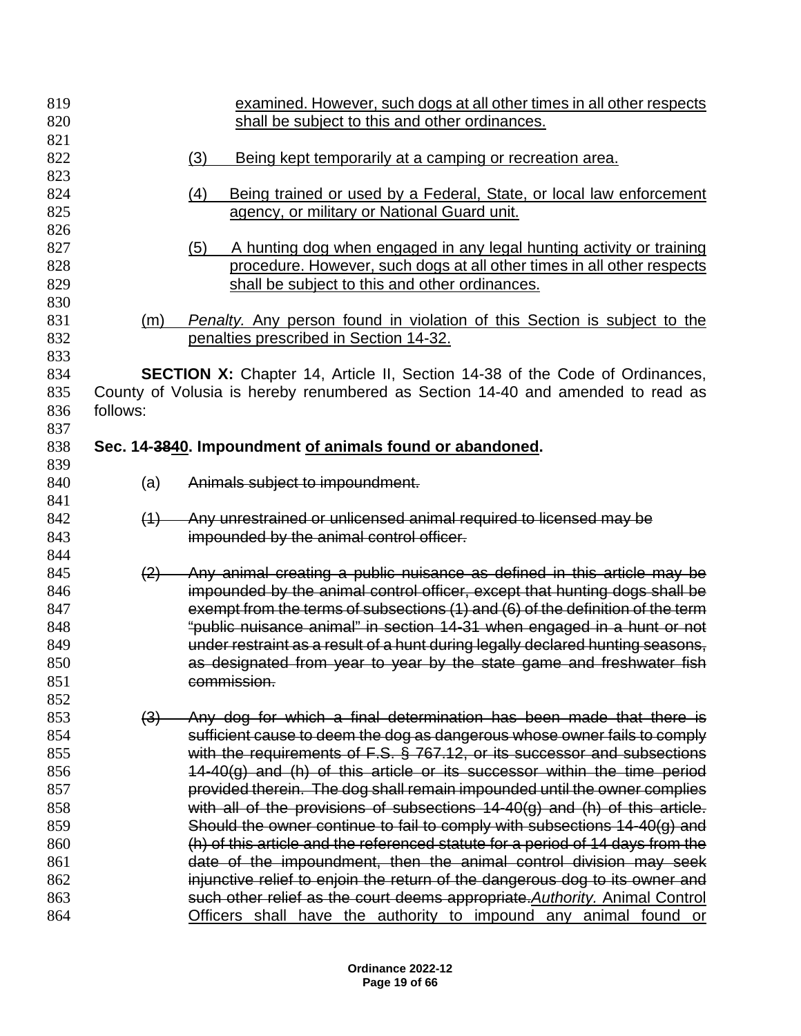examined. However, such dogs at all other times in all other respects shall be subject to this and other ordinances.

(3) Being kept temporarily at a camping or recreation area.

(4) Being trained or used by a Federal, State, or local law enforcement agency, or military or National Guard unit.

(5) A hunting dog when engaged in any legal hunting activity or training procedure. However, such dogs at all other times in all other respects shall be subject to this and other ordinances.

(m) *Penalty.* Any person found in violation of this Section is subject to the penalties prescribed in Section 14-32.

**SECTION X:** Chapter 14, Article II, Section 14-38 of the Code of Ordinances, County of Volusia is hereby renumbered as Section 14-40 and amended to read as follows:

**Sec. 14-~~38~~40. Impoundment of animals found or abandoned.**

(a) ~~Animals subject to impoundment.~~

~~(1) Any unrestrained or unlicensed animal required to licensed may be impounded by the animal control officer.~~

~~(2) Any animal creating a public nuisance as defined in this article may be impounded by the animal control officer, except that hunting dogs shall be exempt from the terms of subsections (1) and (6) of the definition of the term "public nuisance animal" in section 14-31 when engaged in a hunt or not under restraint as a result of a hunt during legally declared hunting seasons, as designated from year to year by the state game and freshwater fish commission.~~

~~(3) Any dog for which a final determination has been made that there is sufficient cause to deem the dog as dangerous whose owner fails to comply with the requirements of F.S. § 767.12, or its successor and subsections 14-40(g) and (h) of this article or its successor within the time period provided therein. The dog shall remain impounded until the owner complies with all of the provisions of subsections 14-40(g) and (h) of this article. Should the owner continue to fail to comply with subsections 14-40(g) and (h) of this article and the referenced statute for a period of 14 days from the date of the impoundment, then the animal control division may seek injunctive relief to enjoin the return of the dangerous dog to its owner and such other relief as the court deems appropriate.~~ *Authority.* Animal Control Officers shall have the authority to impound any animal found or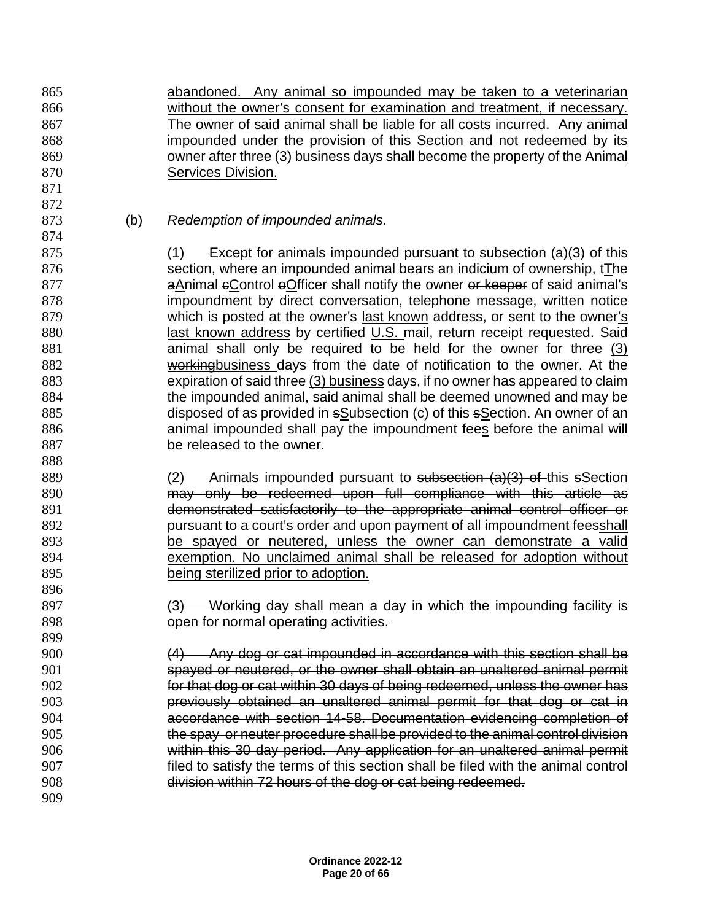abandoned. Any animal so impounded may be taken to a veterinarian without the owner's consent for examination and treatment, if necessary. The owner of said animal shall be liable for all costs incurred. Any animal impounded under the provision of this Section and not redeemed by its owner after three (3) business days shall become the property of the Animal Services Division.

(b) *Redemption of impounded animals.*

(1) ~~Except for animals impounded pursuant to subsection (a)(3) of this section, where an impounded animal bears an indicium of ownership, t~~The ~~a~~Animal ~~c~~Control ~~o~~Officer shall notify the owner ~~or keeper~~ of said animal's impoundment by direct conversation, telephone message, written notice which is posted at the owner's last known address, or sent to the owner's last known address by certified U.S. mail, return receipt requested. Said animal shall only be required to be held for the owner for three (3) ~~working~~business days from the date of notification to the owner. At the expiration of said three (3) business days, if no owner has appeared to claim the impounded animal, said animal shall be deemed unowned and may be disposed of as provided in ~~s~~Subsection (c) of this ~~s~~Section. An owner of an animal impounded shall pay the impoundment fees before the animal will be released to the owner.

(2) Animals impounded pursuant to ~~subsection (a)(3) of~~ this ~~s~~Section ~~may only be redeemed upon full compliance with this article as demonstrated satisfactorily to the appropriate animal control officer or pursuant to a court's order and upon payment of all impoundment fees~~shall be spayed or neutered, unless the owner can demonstrate a valid exemption. No unclaimed animal shall be released for adoption without being sterilized prior to adoption.

~~(3) Working day shall mean a day in which the impounding facility is open for normal operating activities.~~

~~(4) Any dog or cat impounded in accordance with this section shall be spayed or neutered, or the owner shall obtain an unaltered animal permit for that dog or cat within 30 days of being redeemed, unless the owner has previously obtained an unaltered animal permit for that dog or cat in accordance with section 14-58. Documentation evidencing completion of the spay or neuter procedure shall be provided to the animal control division within this 30-day period. Any application for an unaltered animal permit filed to satisfy the terms of this section shall be filed with the animal control division within 72 hours of the dog or cat being redeemed.~~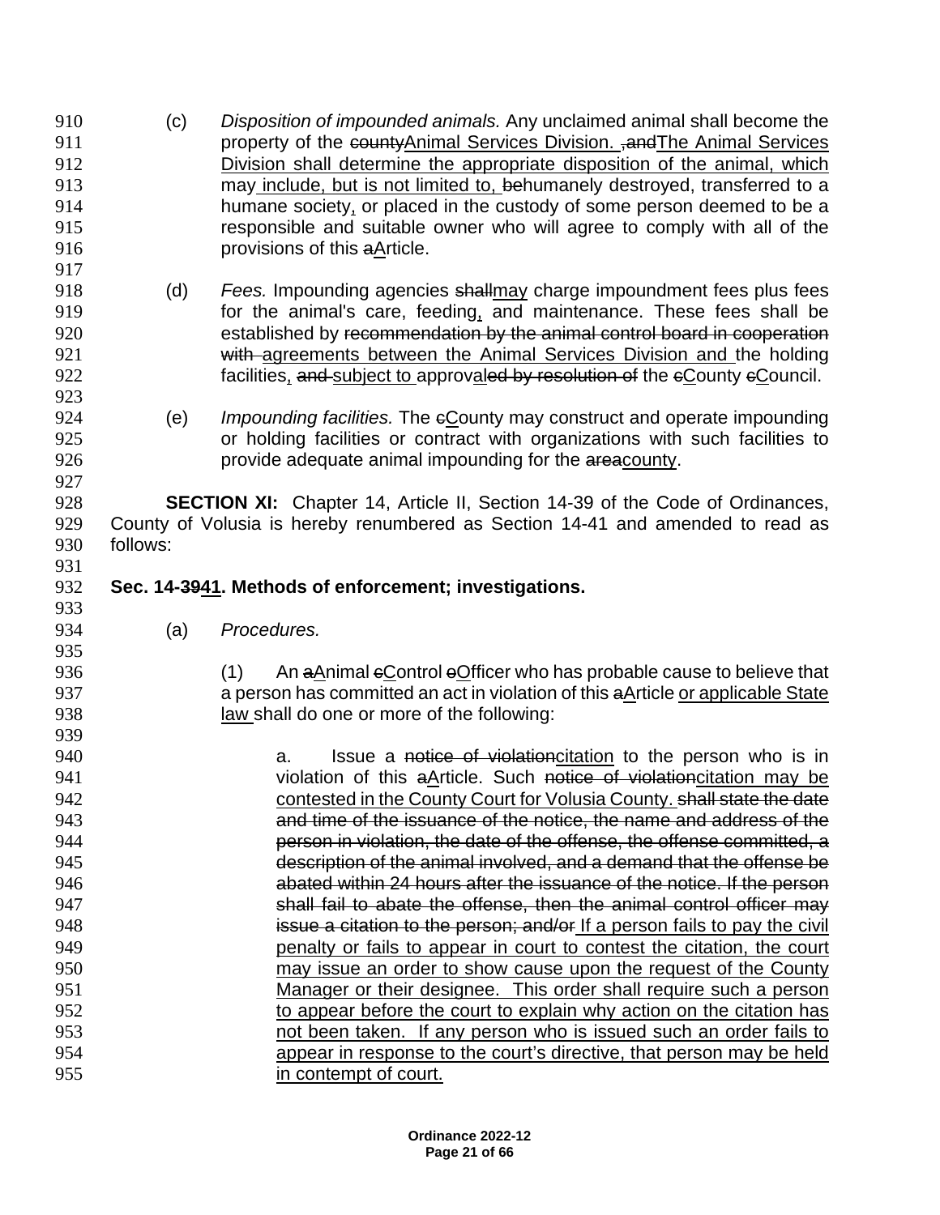(c) *Disposition of impounded animals.* Any unclaimed animal shall become the property of the ~~county~~<u>Animal Services Division.</u> ~~, and~~<u>The Animal Services Division shall determine the appropriate disposition of the animal, which may include, but is not limited to,</u> ~~be~~humanely destroyed, transferred to a humane society<u>,</u> or placed in the custody of some person deemed to be a responsible and suitable owner who will agree to comply with all of the provisions of this ~~a~~<u>A</u>rticle.

(d) *Fees.* Impounding agencies ~~shall~~<u>may</u> charge impoundment fees plus fees for the animal's care, feeding<u>,</u> and maintenance. These fees shall be established by ~~recommendation by the animal control board in cooperation with~~ <u>agreements between the Animal Services Division and</u> the holding facilities<u>,</u> ~~and~~ <u>subject to</u> approv<u>al</u>~~ed by resolution of~~ the ~~c~~<u>C</u>ounty ~~c~~<u>C</u>ouncil.

(e) *Impounding facilities.* The ~~c~~<u>C</u>ounty may construct and operate impounding or holding facilities or contract with organizations with such facilities to provide adequate animal impounding for the ~~area~~<u>county</u>.

**SECTION XI:** Chapter 14, Article II, Section 14-39 of the Code of Ordinances, County of Volusia is hereby renumbered as Section 14-41 and amended to read as follows:

**Sec. 14-~~39~~<u>41</u>. Methods of enforcement; investigations.**

(a) *Procedures.*

(1) An ~~a~~<u>A</u>nimal ~~c~~<u>C</u>ontrol ~~o~~<u>O</u>fficer who has probable cause to believe that a person has committed an act in violation of this ~~a~~<u>A</u>rticle <u>or applicable State law</u> shall do one or more of the following:

a. Issue a ~~notice of violation~~<u>citation</u> to the person who is in violation of this ~~a~~<u>A</u>rticle. Such ~~notice of violation~~<u>citation may be contested in the County Court for Volusia County.</u> ~~shall state the date and time of the issuance of the notice, the name and address of the person in violation, the date of the offense, the offense committed, a description of the animal involved, and a demand that the offense be abated within 24 hours after the issuance of the notice. If the person shall fail to abate the offense, then the animal control officer may issue a citation to the person; and/or~~ <u>If a person fails to pay the civil penalty or fails to appear in court to contest the citation, the court may issue an order to show cause upon the request of the County Manager or their designee. This order shall require such a person to appear before the court to explain why action on the citation has not been taken. If any person who is issued such an order fails to appear in response to the court's directive, that person may be held in contempt of court.</u>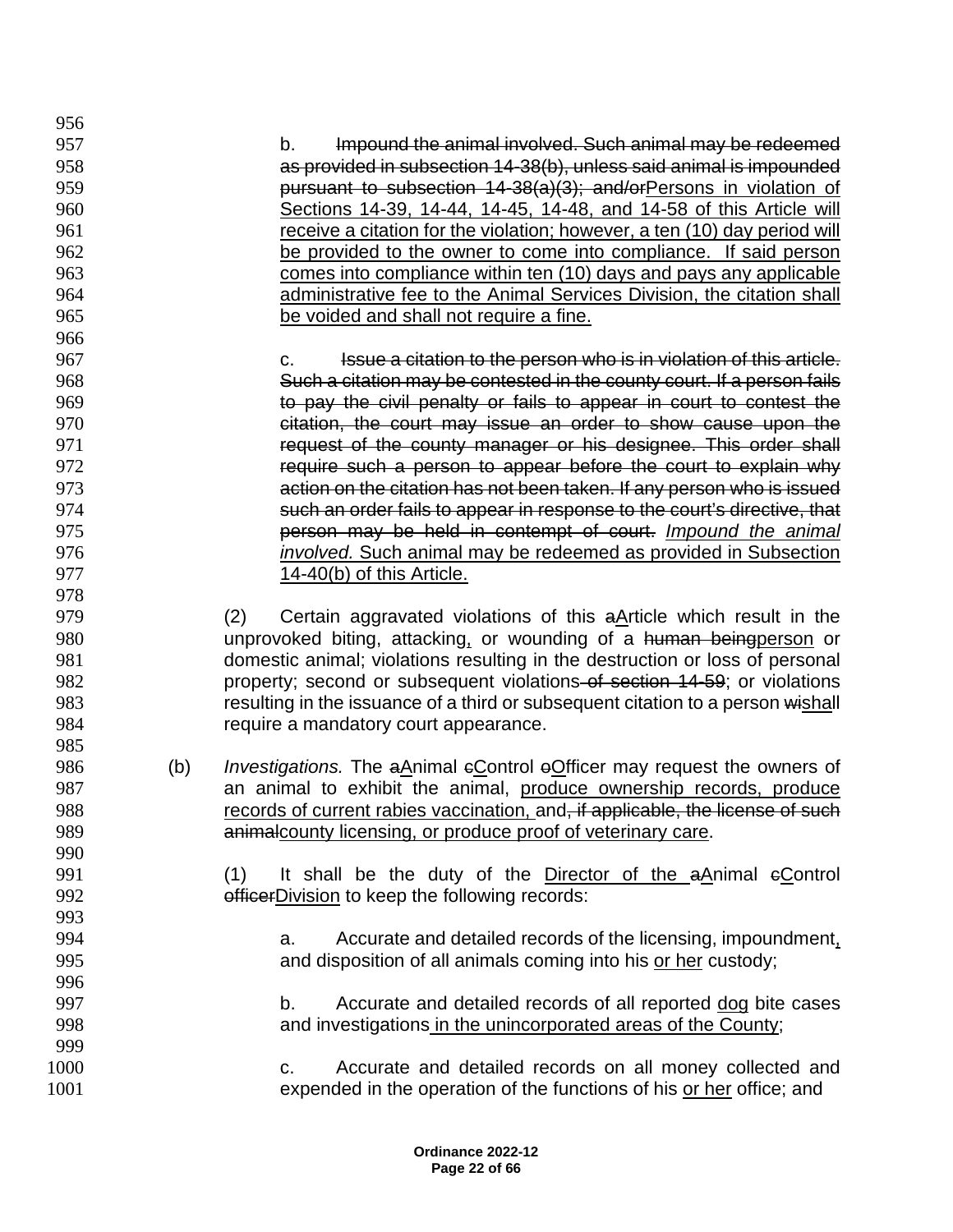b. ~~Impound the animal involved. Such animal may be redeemed as provided in subsection 14-38(b), unless said animal is impounded pursuant to subsection 14-38(a)(3); and/or~~Persons in violation of Sections 14-39, 14-44, 14-45, 14-48, and 14-58 of this Article will receive a citation for the violation; however, a ten (10) day period will be provided to the owner to come into compliance. If said person comes into compliance within ten (10) days and pays any applicable administrative fee to the Animal Services Division, the citation shall be voided and shall not require a fine.

c. ~~Issue a citation to the person who is in violation of this article. Such a citation may be contested in the county court. If a person fails to pay the civil penalty or fails to appear in court to contest the citation, the court may issue an order to show cause upon the request of the county manager or his designee. This order shall require such a person to appear before the court to explain why action on the citation has not been taken. If any person who is issued such an order fails to appear in response to the court's directive, that person may be held in contempt of court.~~ *Impound the animal involved.* Such animal may be redeemed as provided in Subsection 14-40(b) of this Article.

(2) Certain aggravated violations of this ~~a~~Article which result in the unprovoked biting, attacking, or wounding of a ~~human being~~person or domestic animal; violations resulting in the destruction or loss of personal property; second or subsequent violations ~~of section 14-59~~; or violations resulting in the issuance of a third or subsequent citation to a person ~~wi~~shall require a mandatory court appearance.

(b) *Investigations.* The ~~a~~Animal ~~c~~Control ~~o~~Officer may request the owners of an animal to exhibit the animal, produce ownership records, produce records of current rabies vaccination, and~~, if applicable, the license of such animal~~county licensing, or produce proof of veterinary care.

(1) It shall be the duty of the Director of the ~~a~~Animal ~~c~~Control ~~officer~~Division to keep the following records:

a. Accurate and detailed records of the licensing, impoundment, and disposition of all animals coming into his or her custody;

b. Accurate and detailed records of all reported dog bite cases and investigations in the unincorporated areas of the County;

c. Accurate and detailed records on all money collected and expended in the operation of the functions of his or her office; and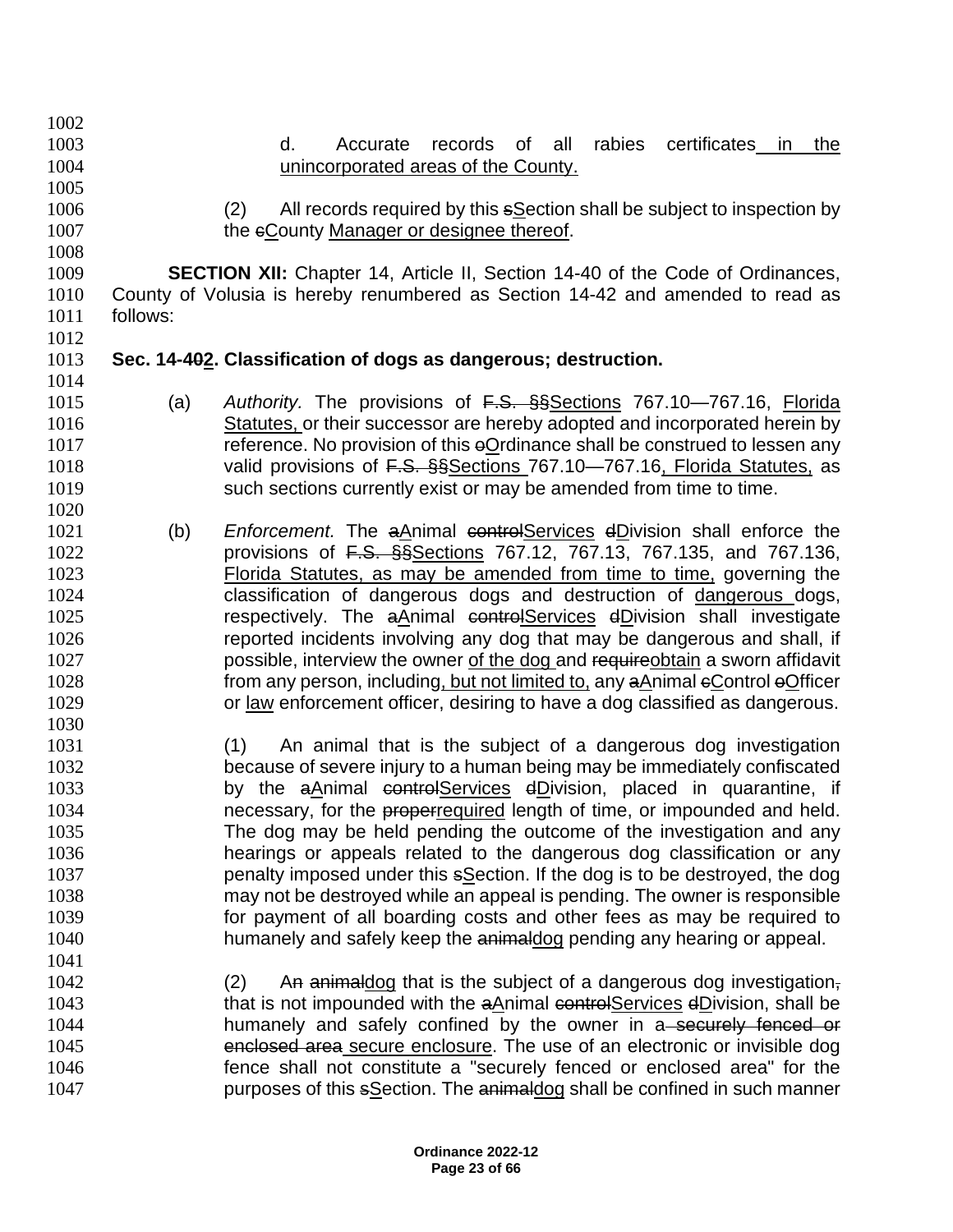d. Accurate records of all rabies certificates in the unincorporated areas of the County.

(2) All records required by this sSection shall be subject to inspection by the cCounty Manager or designee thereof.

**SECTION XII:** Chapter 14, Article II, Section 14-40 of the Code of Ordinances, County of Volusia is hereby renumbered as Section 14-42 and amended to read as follows:

**Sec. 14-402. Classification of dogs as dangerous; destruction.**

(a) *Authority.* The provisions of F.S. §§Sections 767.10—767.16, Florida Statutes, or their successor are hereby adopted and incorporated herein by reference. No provision of this oOrdinance shall be construed to lessen any valid provisions of F.S. §§Sections 767.10—767.16, Florida Statutes, as such sections currently exist or may be amended from time to time.

(b) *Enforcement.* The aAnimal controlServices dDivision shall enforce the provisions of F.S. §§Sections 767.12, 767.13, 767.135, and 767.136, Florida Statutes, as may be amended from time to time, governing the classification of dangerous dogs and destruction of dangerous dogs, respectively. The aAnimal controlServices dDivision shall investigate reported incidents involving any dog that may be dangerous and shall, if possible, interview the owner of the dog and requireobtain a sworn affidavit from any person, including, but not limited to, any aAnimal cControl oOfficer or law enforcement officer, desiring to have a dog classified as dangerous.

(1) An animal that is the subject of a dangerous dog investigation because of severe injury to a human being may be immediately confiscated by the aAnimal controlServices dDivision, placed in quarantine, if necessary, for the properrequired length of time, or impounded and held. The dog may be held pending the outcome of the investigation and any hearings or appeals related to the dangerous dog classification or any penalty imposed under this sSection. If the dog is to be destroyed, the dog may not be destroyed while an appeal is pending. The owner is responsible for payment of all boarding costs and other fees as may be required to humanely and safely keep the animaldog pending any hearing or appeal.

(2) Аn animaldog that is the subject of a dangerous dog investigation, that is not impounded with the aAnimal controlServices dDivision, shall be humanely and safely confined by the owner in a securely fenced or enclosed area secure enclosure. The use of an electronic or invisible dog fence shall not constitute a "securely fenced or enclosed area" for the purposes of this sSection. The animaldog shall be confined in such manner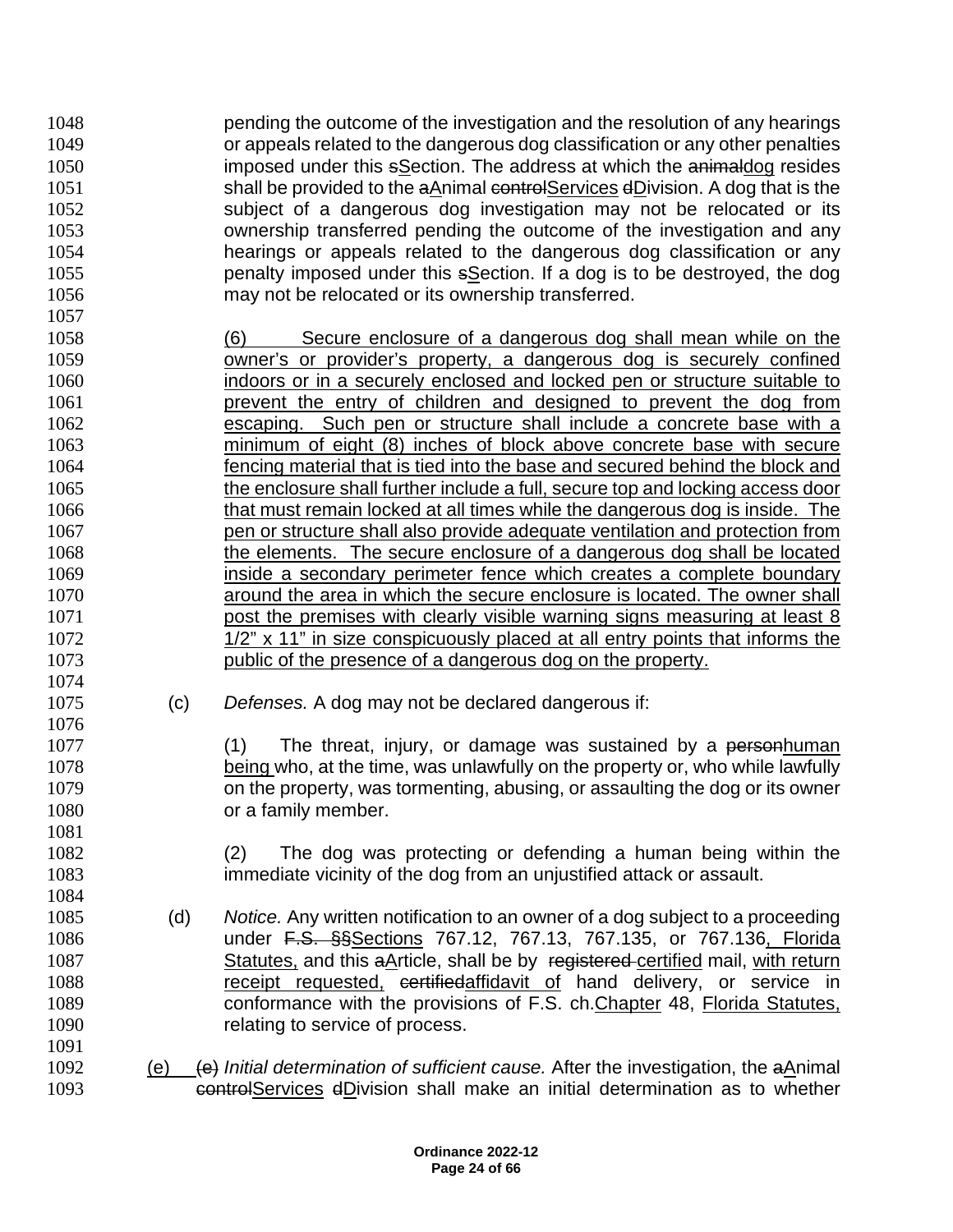pending the outcome of the investigation and the resolution of any hearings or appeals related to the dangerous dog classification or any other penalties imposed under this ~~s~~Section. The address at which the ~~animal~~dog resides shall be provided to the ~~a~~Animal ~~control~~Services ~~d~~Division. A dog that is the subject of a dangerous dog investigation may not be relocated or its ownership transferred pending the outcome of the investigation and any hearings or appeals related to the dangerous dog classification or any penalty imposed under this ~~s~~Section. If a dog is to be destroyed, the dog may not be relocated or its ownership transferred.

(6) Secure enclosure of a dangerous dog shall mean while on the owner's or provider's property, a dangerous dog is securely confined indoors or in a securely enclosed and locked pen or structure suitable to prevent the entry of children and designed to prevent the dog from escaping. Such pen or structure shall include a concrete base with a minimum of eight (8) inches of block above concrete base with secure fencing material that is tied into the base and secured behind the block and the enclosure shall further include a full, secure top and locking access door that must remain locked at all times while the dangerous dog is inside. The pen or structure shall also provide adequate ventilation and protection from the elements. The secure enclosure of a dangerous dog shall be located inside a secondary perimeter fence which creates a complete boundary around the area in which the secure enclosure is located. The owner shall post the premises with clearly visible warning signs measuring at least 8 1/2" x 11" in size conspicuously placed at all entry points that informs the public of the presence of a dangerous dog on the property.

(c) *Defenses.* A dog may not be declared dangerous if:

(1) The threat, injury, or damage was sustained by a ~~person~~human being who, at the time, was unlawfully on the property or, who while lawfully on the property, was tormenting, abusing, or assaulting the dog or its owner or a family member.

(2) The dog was protecting or defending a human being within the immediate vicinity of the dog from an unjustified attack or assault.

(d) *Notice.* Any written notification to an owner of a dog subject to a proceeding under ~~F.S. §§~~Sections 767.12, 767.13, 767.135, or 767.136, Florida Statutes, and this ~~a~~Article, shall be by ~~registered~~ certified mail, with return receipt requested, ~~certified~~affidavit of hand delivery, or service in conformance with the provisions of ~~F.S. ch.~~Chapter 48, Florida Statutes, relating to service of process.

(e) ~~(e)~~ *Initial determination of sufficient cause.* After the investigation, the ~~a~~Animal ~~control~~Services ~~d~~Division shall make an initial determination as to whether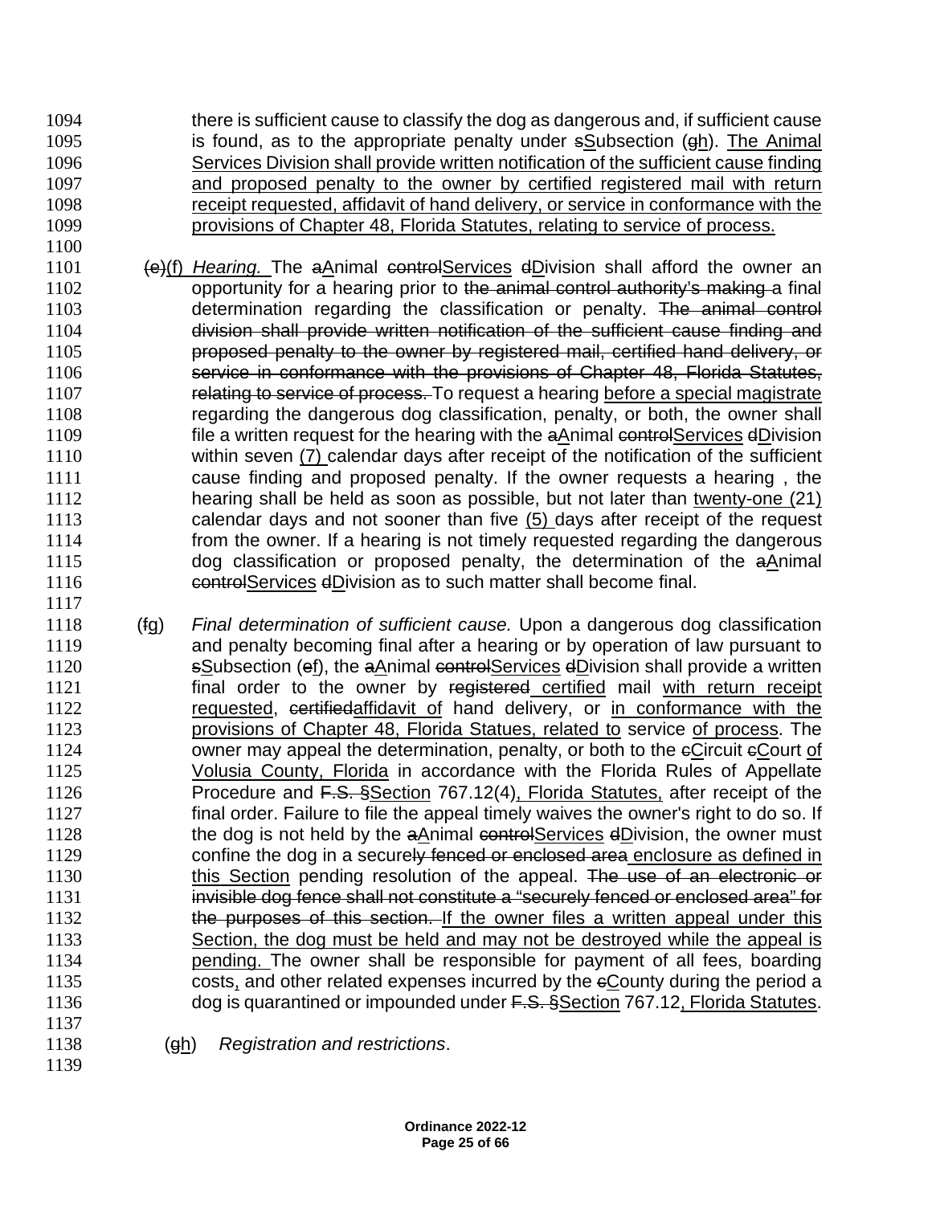there is sufficient cause to classify the dog as dangerous and, if sufficient cause is found, as to the appropriate penalty under sSubsection (gh). The Animal Services Division shall provide written notification of the sufficient cause finding and proposed penalty to the owner by certified registered mail with return receipt requested, affidavit of hand delivery, or service in conformance with the provisions of Chapter 48, Florida Statutes, relating to service of process.

(e)(f) *Hearing.* The aAnimal controlServices dDivision shall afford the owner an opportunity for a hearing prior to the animal control authority's making a final determination regarding the classification or penalty. The animal control division shall provide written notification of the sufficient cause finding and proposed penalty to the owner by registered mail, certified hand delivery, or service in conformance with the provisions of Chapter 48, Florida Statutes, relating to service of process. To request a hearing before a special magistrate regarding the dangerous dog classification, penalty, or both, the owner shall file a written request for the hearing with the aAnimal controlServices dDivision within seven (7) calendar days after receipt of the notification of the sufficient cause finding and proposed penalty. If the owner requests a hearing , the hearing shall be held as soon as possible, but not later than twenty-one (21) calendar days and not sooner than five (5) days after receipt of the request from the owner. If a hearing is not timely requested regarding the dangerous dog classification or proposed penalty, the determination of the aAnimal controlServices dDivision as to such matter shall become final.

(fg) *Final determination of sufficient cause.* Upon a dangerous dog classification and penalty becoming final after a hearing or by operation of law pursuant to sSubsection (ef), the aAnimal controlServices dDivision shall provide a written final order to the owner by registered certified mail with return receipt requested, certifiedaffidavit of hand delivery, or in conformance with the provisions of Chapter 48, Florida Statues, related to service of process. The owner may appeal the determination, penalty, or both to the cCircuit cCourt of Volusia County, Florida in accordance with the Florida Rules of Appellate Procedure and F.S. §Section 767.12(4), Florida Statutes, after receipt of the final order. Failure to file the appeal timely waives the owner's right to do so. If the dog is not held by the aAnimal controlServices dDivision, the owner must confine the dog in a securely fenced or enclosed area enclosure as defined in this Section pending resolution of the appeal. The use of an electronic or invisible dog fence shall not constitute a "securely fenced or enclosed area" for the purposes of this section. If the owner files a written appeal under this Section, the dog must be held and may not be destroyed while the appeal is pending. The owner shall be responsible for payment of all fees, boarding costs, and other related expenses incurred by the cCounty during the period a dog is quarantined or impounded under F.S. §Section 767.12, Florida Statutes.

(gh) *Registration and restrictions*.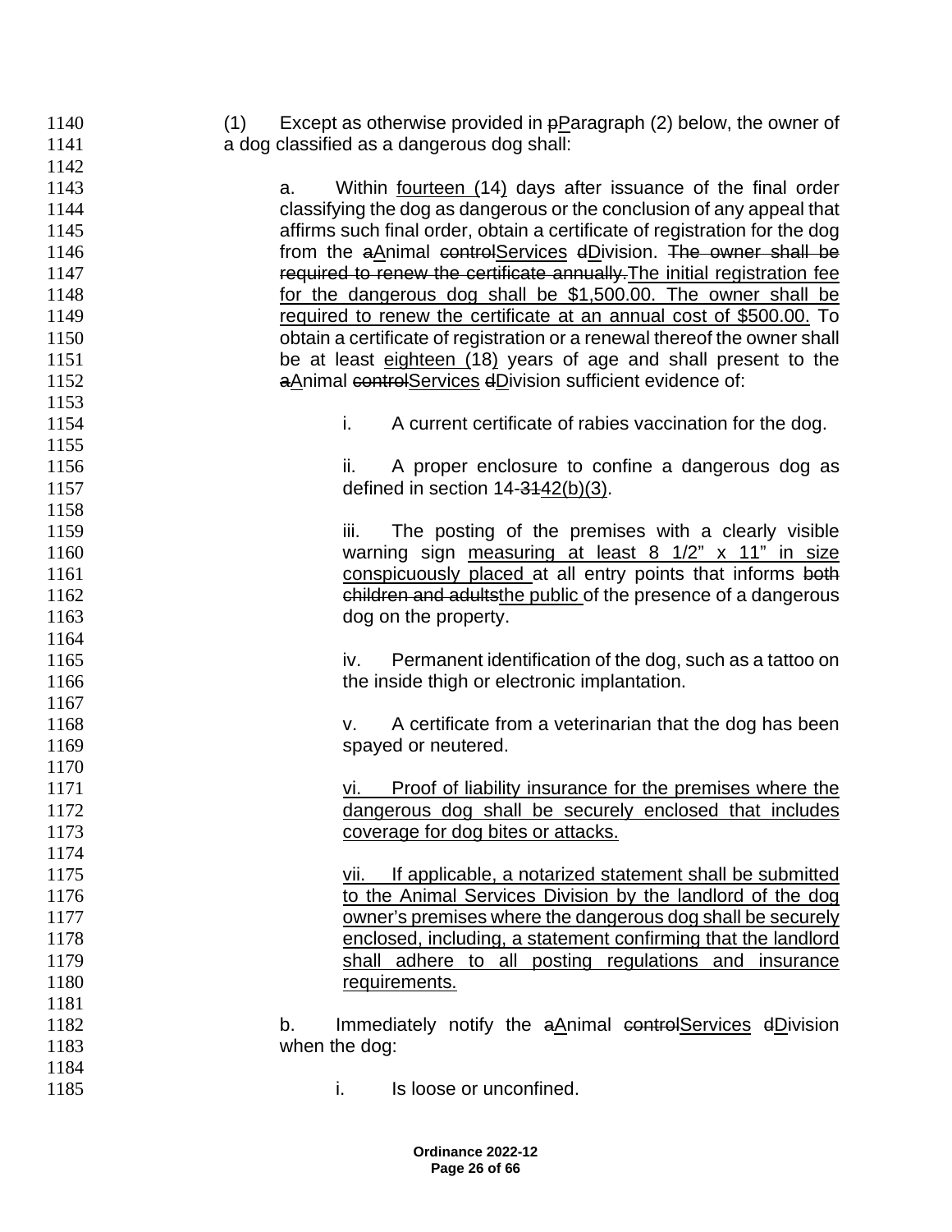(1) Except as otherwise provided in ~~p~~Paragraph (2) below, the owner of a dog classified as a dangerous dog shall:

a. Within fourteen (14) days after issuance of the final order classifying the dog as dangerous or the conclusion of any appeal that affirms such final order, obtain a certificate of registration for the dog from the ~~a~~Animal ~~control~~Services ~~d~~Division. ~~The owner shall be required to renew the certificate annually.~~The initial registration fee for the dangerous dog shall be $1,500.00. The owner shall be required to renew the certificate at an annual cost of $500.00. To obtain a certificate of registration or a renewal thereof the owner shall be at least eighteen (18) years of age and shall present to the ~~a~~Animal ~~control~~Services ~~d~~Division sufficient evidence of:

i. A current certificate of rabies vaccination for the dog.

ii. A proper enclosure to confine a dangerous dog as defined in section 14-~~31~~42(b)(3).

iii. The posting of the premises with a clearly visible warning sign measuring at least 8 1/2" x 11" in size conspicuously placed at all entry points that informs ~~both children and adults~~the public of the presence of a dangerous dog on the property.

iv. Permanent identification of the dog, such as a tattoo on the inside thigh or electronic implantation.

v. A certificate from a veterinarian that the dog has been spayed or neutered.

vi. Proof of liability insurance for the premises where the dangerous dog shall be securely enclosed that includes coverage for dog bites or attacks.

vii. If applicable, a notarized statement shall be submitted to the Animal Services Division by the landlord of the dog owner's premises where the dangerous dog shall be securely enclosed, including, a statement confirming that the landlord shall adhere to all posting regulations and insurance requirements.

b. Immediately notify the ~~a~~Animal ~~control~~Services ~~d~~Division when the dog:

i. Is loose or unconfined.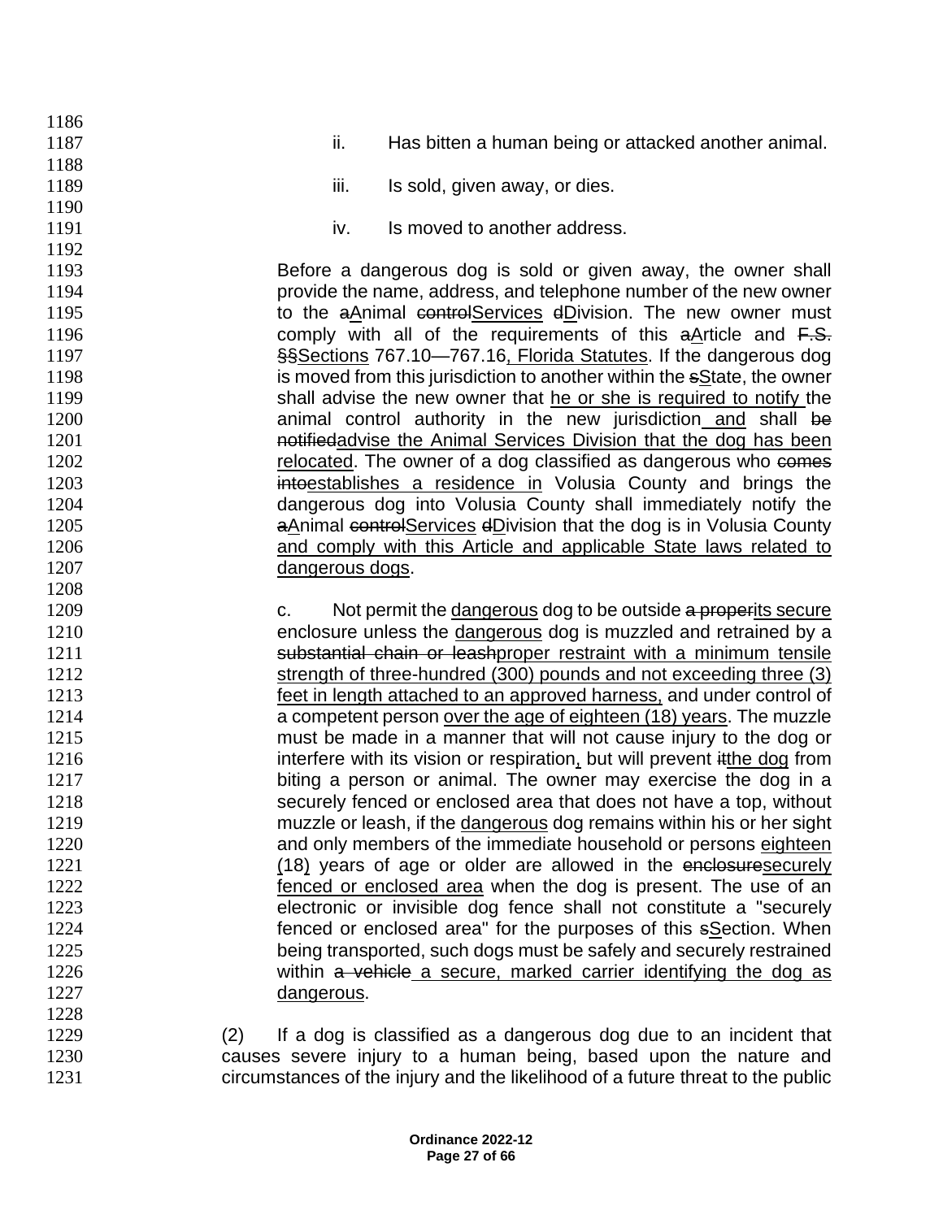ii. Has bitten a human being or attacked another animal.

iii. Is sold, given away, or dies.

iv. Is moved to another address.

Before a dangerous dog is sold or given away, the owner shall provide the name, address, and telephone number of the new owner to the ~~a~~<u>A</u>nimal ~~control~~<u>Services</u> ~~d~~<u>D</u>ivision. The new owner must comply with all of the requirements of this ~~a~~<u>A</u>rticle and ~~F.S. §§~~<u>Sections</u> 767.10—767.16<u>, Florida Statutes</u>. If the dangerous dog is moved from this jurisdiction to another within the ~~s~~<u>S</u>tate, the owner shall advise the new owner that <u>he or she is required to notify </u>the animal control authority in the new jurisdiction<u> and</u> shall ~~be notified~~<u>advise the Animal Services Division that the dog has been relocated</u>. The owner of a dog classified as dangerous who ~~comes into~~<u>establishes a residence in</u> Volusia County and brings the dangerous dog into Volusia County shall immediately notify the ~~a~~<u>A</u>nimal ~~control~~<u>Services</u> ~~d~~<u>D</u>ivision that the dog is in Volusia County <u>and comply with this Article and applicable State laws related to dangerous dogs</u>.

c. Not permit the <u>dangerous</u> dog to be outside ~~a proper~~<u>its secure</u> enclosure unless the <u>dangerous</u> dog is muzzled and retrained by a ~~substantial chain or leash~~<u>proper restraint with a minimum tensile strength of three-hundred (300) pounds and not exceeding three (3) feet in length attached to an approved harness,</u> and under control of a competent person <u>over the age of eighteen (18) years</u>. The muzzle must be made in a manner that will not cause injury to the dog or interfere with its vision or respiration<u>,</u> but will prevent ~~it~~<u>the dog</u> from biting a person or animal. The owner may exercise the dog in a securely fenced or enclosed area that does not have a top, without muzzle or leash, if the <u>dangerous</u> dog remains within his or her sight and only members of the immediate household or persons <u>eighteen (18)</u> years of age or older are allowed in the ~~enclosure~~<u>securely fenced or enclosed area</u> when the dog is present. The use of an electronic or invisible dog fence shall not constitute a "securely fenced or enclosed area" for the purposes of this ~~s~~<u>S</u>ection. When being transported, such dogs must be safely and securely restrained within ~~a vehicle~~<u> a secure, marked carrier identifying the dog as dangerous</u>.

(2) If a dog is classified as a dangerous dog due to an incident that causes severe injury to a human being, based upon the nature and circumstances of the injury and the likelihood of a future threat to the public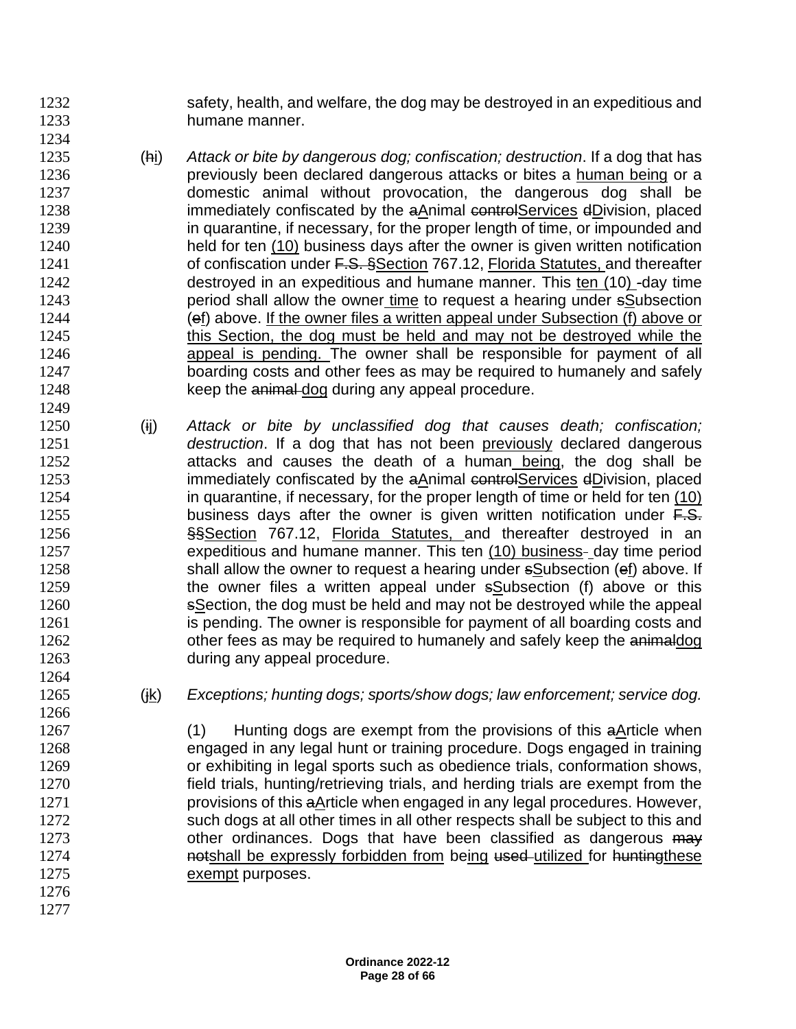safety, health, and welfare, the dog may be destroyed in an expeditious and humane manner.

(~~h~~<u>i</u>) *Attack or bite by dangerous dog; confiscation; destruction*. If a dog that has previously been declared dangerous attacks or bites a <u>human being</u> or a domestic animal without provocation, the dangerous dog shall be immediately confiscated by the ~~a~~<u>A</u>nimal ~~control~~<u>Services</u> ~~d~~<u>D</u>ivision, placed in quarantine, if necessary, for the proper length of time, or impounded and held for ten <u>(10)</u> business days after the owner is given written notification of confiscation under ~~F.S. §~~<u>Section</u> 767.12, <u>Florida Statutes,</u> and thereafter destroyed in an expeditious and humane manner. This <u>ten (10)</u> ~~-~~day time period shall allow the owner <u>time</u> to request a hearing under ~~s~~<u>S</u>ubsection (~~e~~<u>f</u>) above. <u>If the owner files a written appeal under Subsection (f) above or this Section, the dog must be held and may not be destroyed while the appeal is pending.</u> The owner shall be responsible for payment of all boarding costs and other fees as may be required to humanely and safely keep the ~~animal~~ <u>dog</u> during any appeal procedure.

(~~i~~<u>j</u>) *Attack or bite by unclassified dog that causes death; confiscation; destruction*. If a dog that has not been <u>previously</u> declared dangerous attacks and causes the death of a human <u>being</u>, the dog shall be immediately confiscated by the ~~a~~<u>A</u>nimal ~~control~~<u>Services</u> ~~d~~<u>D</u>ivision, placed in quarantine, if necessary, for the proper length of time or held for ten <u>(10)</u> business days after the owner is given written notification under ~~F.S. §§~~<u>Section</u> 767.12, <u>Florida Statutes,</u> and thereafter destroyed in an expeditious and humane manner. This ten <u>(10) business</u>~~-~~ day time period shall allow the owner to request a hearing under ~~s~~<u>S</u>ubsection (~~e~~<u>f</u>) above. If the owner files a written appeal under ~~s~~<u>S</u>ubsection (f) above or this ~~s~~<u>S</u>ection, the dog must be held and may not be destroyed while the appeal is pending. The owner is responsible for payment of all boarding costs and other fees as may be required to humanely and safely keep the ~~animal~~<u>dog</u> during any appeal procedure.

(~~j~~<u>k</u>) *Exceptions; hunting dogs; sports/show dogs; law enforcement; service dog.*

(1) Hunting dogs are exempt from the provisions of this ~~a~~<u>A</u>rticle when engaged in any legal hunt or training procedure. Dogs engaged in training or exhibiting in legal sports such as obedience trials, conformation shows, field trials, hunting/retrieving trials, and herding trials are exempt from the provisions of this ~~a~~<u>A</u>rticle when engaged in any legal procedures. However, such dogs at all other times in all other respects shall be subject to this and other ordinances. Dogs that have been classified as dangerous ~~may not~~<u>shall be expressly forbidden from</u> be<u>ing</u> ~~used~~ <u>utilized</u> for ~~hunting~~<u>these exempt</u> purposes.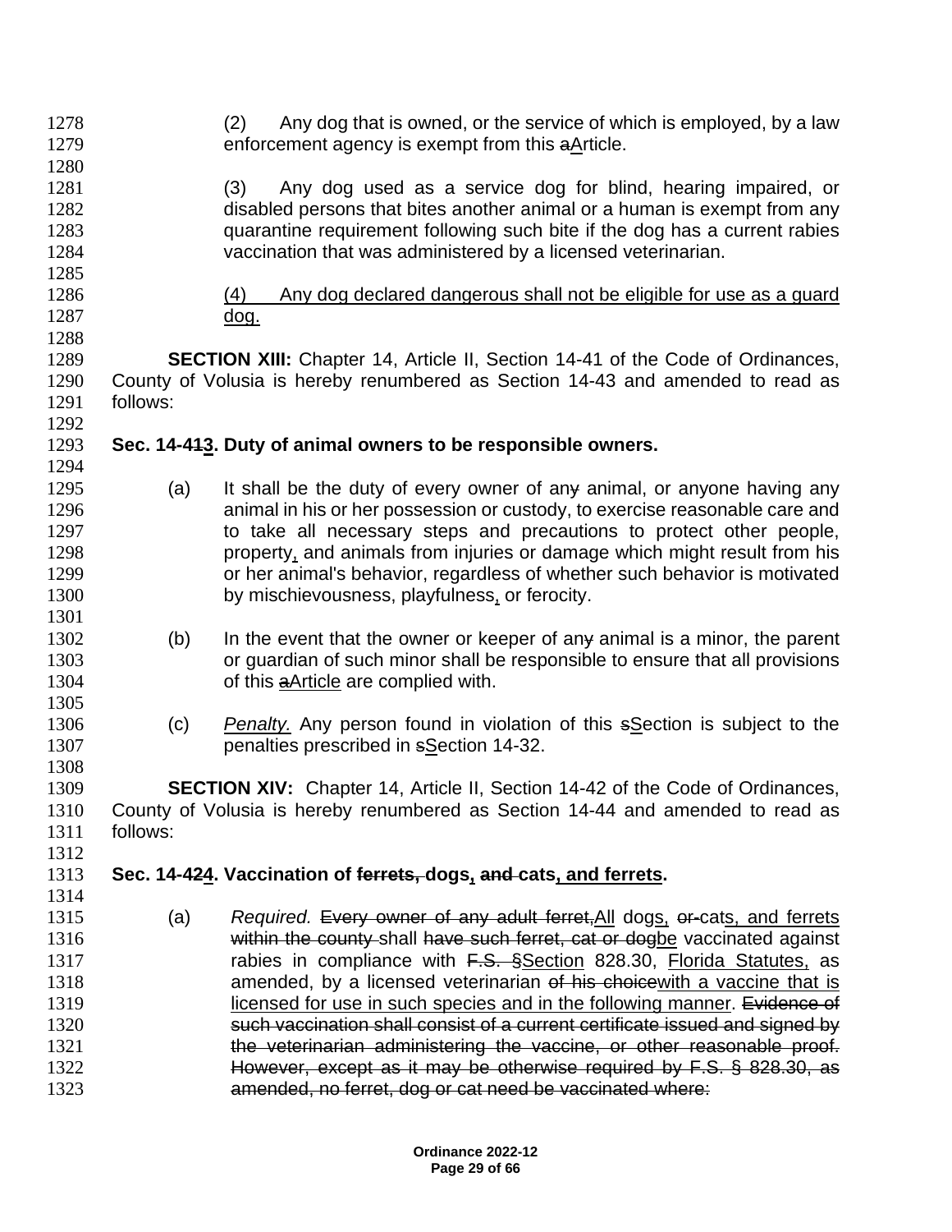(2) Any dog that is owned, or the service of which is employed, by a law enforcement agency is exempt from this ~~a~~<u>A</u>rticle.

(3) Any dog used as a service dog for blind, hearing impaired, or disabled persons that bites another animal or a human is exempt from any quarantine requirement following such bite if the dog has a current rabies vaccination that was administered by a licensed veterinarian.

<u>(4) Any dog declared dangerous shall not be eligible for use as a guard dog.</u>

**SECTION XIII:** Chapter 14, Article II, Section 14-41 of the Code of Ordinances, County of Volusia is hereby renumbered as Section 14-43 and amended to read as follows:

**Sec. 14-4~~1~~<u>3</u>. Duty of animal owners to be responsible owners.**

(a) It shall be the duty of every owner of an~~y~~ animal, or anyone having any animal in his or her possession or custody, to exercise reasonable care and to take all necessary steps and precautions to protect other people, property<u>,</u> and animals from injuries or damage which might result from his or her animal's behavior, regardless of whether such behavior is motivated by mischievousness, playfulness<u>,</u> or ferocity.

(b) In the event that the owner or keeper of an~~y~~ animal is a minor, the parent or guardian of such minor shall be responsible to ensure that all provisions of this ~~a~~<u>Article</u> are complied with.

(c) *Penalty.* Any person found in violation of this ~~s~~<u>S</u>ection is subject to the penalties prescribed in ~~s~~<u>S</u>ection 14-32.

**SECTION XIV:** Chapter 14, Article II, Section 14-42 of the Code of Ordinances, County of Volusia is hereby renumbered as Section 14-44 and amended to read as follows:

**Sec. 14-4~~2~~<u>4</u>. Vaccination of ~~ferrets,~~ dogs<u>,</u> ~~and~~ cats<u>, and ferrets</u>.**

(a) *Required.* ~~Every owner of any adult ferret,~~<u>All</u> dog<u>s,</u> ~~or~~ cat<u>s, and ferrets</u> ~~within the county~~ shall ~~have such ferret, cat or dog~~<u>be</u> vaccinated against rabies in compliance with ~~F.S. §~~<u>Section</u> 828.30, <u>Florida Statutes,</u> as amended, by a licensed veterinarian ~~of his choice~~<u>with a vaccine that is licensed for use in such species and in the following manner</u>. ~~Evidence of such vaccination shall consist of a current certificate issued and signed by the veterinarian administering the vaccine, or other reasonable proof. However, except as it may be otherwise required by F.S. § 828.30, as amended, no ferret, dog or cat need be vaccinated where:~~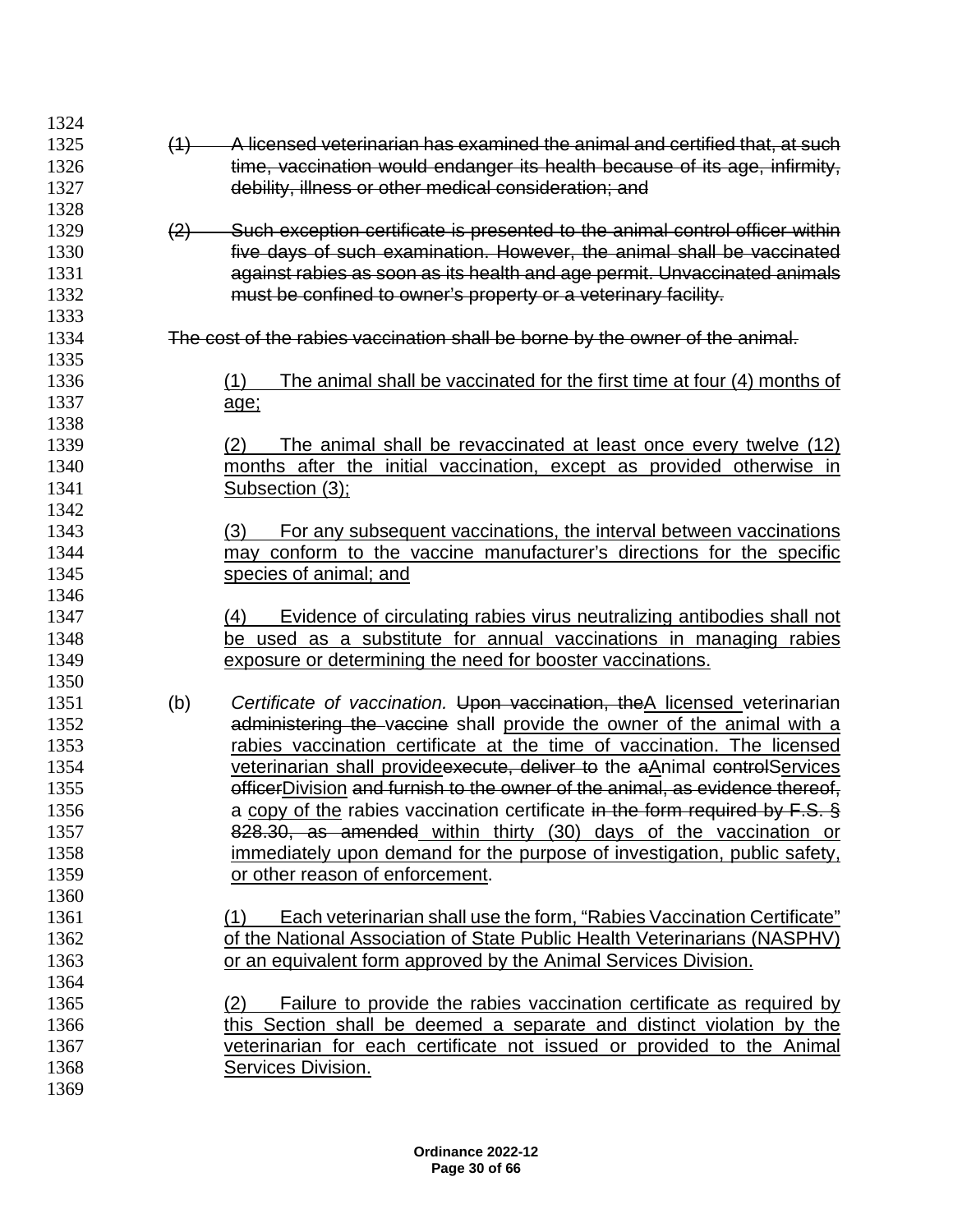~~(1) A licensed veterinarian has examined the animal and certified that, at such time, vaccination would endanger its health because of its age, infirmity, debility, illness or other medical consideration; and~~

~~(2) Such exception certificate is presented to the animal control officer within five days of such examination. However, the animal shall be vaccinated against rabies as soon as its health and age permit. Unvaccinated animals must be confined to owner's property or a veterinary facility.~~

~~The cost of the rabies vaccination shall be borne by the owner of the animal.~~

(1) The animal shall be vaccinated for the first time at four (4) months of age;

(2) The animal shall be revaccinated at least once every twelve (12) months after the initial vaccination, except as provided otherwise in Subsection (3);

(3) For any subsequent vaccinations, the interval between vaccinations may conform to the vaccine manufacturer's directions for the specific species of animal; and

(4) Evidence of circulating rabies virus neutralizing antibodies shall not be used as a substitute for annual vaccinations in managing rabies exposure or determining the need for booster vaccinations.

(b) *Certificate of vaccination.* ~~Upon vaccination, the~~A licensed veterinarian ~~administering the vaccine~~ shall provide the owner of the animal with a rabies vaccination certificate at the time of vaccination. The licensed veterinarian shall provide~~execute, deliver to~~ the ~~a~~Animal ~~control~~Services ~~officer~~Division ~~and furnish to the owner of the animal, as evidence thereof,~~ a copy of the rabies vaccination certificate ~~in the form required by F.S. § 828.30, as amended~~ within thirty (30) days of the vaccination or immediately upon demand for the purpose of investigation, public safety, or other reason of enforcement.

(1) Each veterinarian shall use the form, "Rabies Vaccination Certificate" of the National Association of State Public Health Veterinarians (NASPHV) or an equivalent form approved by the Animal Services Division.

(2) Failure to provide the rabies vaccination certificate as required by this Section shall be deemed a separate and distinct violation by the veterinarian for each certificate not issued or provided to the Animal Services Division.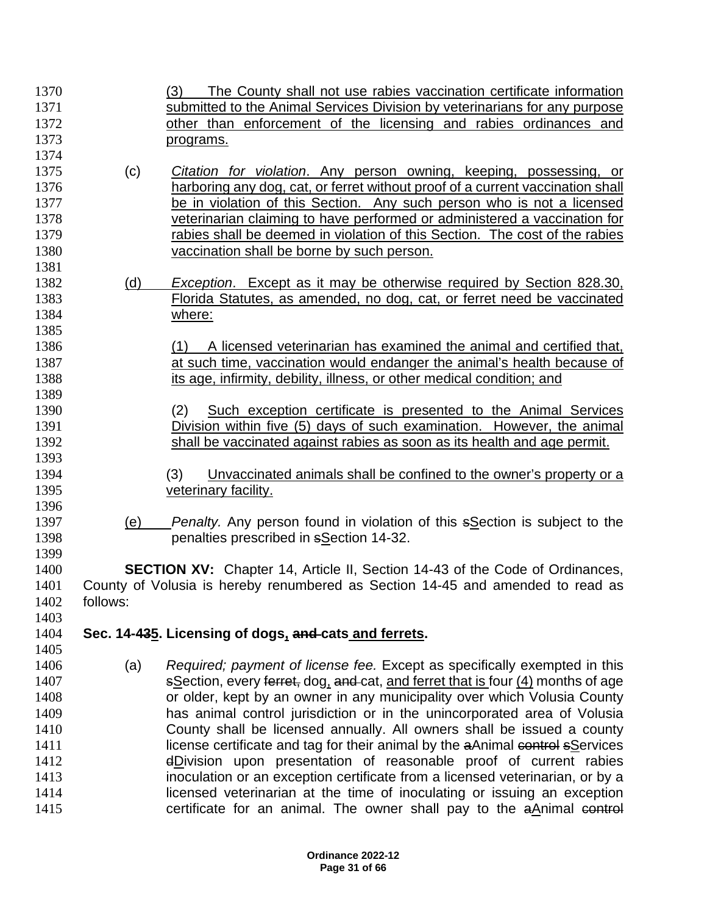(3) The County shall not use rabies vaccination certificate information submitted to the Animal Services Division by veterinarians for any purpose other than enforcement of the licensing and rabies ordinances and programs.

(c) *Citation for violation*. Any person owning, keeping, possessing, or harboring any dog, cat, or ferret without proof of a current vaccination shall be in violation of this Section. Any such person who is not a licensed veterinarian claiming to have performed or administered a vaccination for rabies shall be deemed in violation of this Section. The cost of the rabies vaccination shall be borne by such person.

(d) *Exception*. Except as it may be otherwise required by Section 828.30, Florida Statutes, as amended, no dog, cat, or ferret need be vaccinated where:

(1) A licensed veterinarian has examined the animal and certified that, at such time, vaccination would endanger the animal's health because of its age, infirmity, debility, illness, or other medical condition; and

(2) Such exception certificate is presented to the Animal Services Division within five (5) days of such examination. However, the animal shall be vaccinated against rabies as soon as its health and age permit.

(3) Unvaccinated animals shall be confined to the owner's property or a veterinary facility.

(e) *Penalty.* Any person found in violation of this ~~s~~Section is subject to the penalties prescribed in ~~s~~Section 14-32.

**SECTION XV:** Chapter 14, Article II, Section 14-43 of the Code of Ordinances, County of Volusia is hereby renumbered as Section 14-45 and amended to read as follows:

**Sec. 14-4~~3~~5. Licensing of dogs, ~~and~~ cats and ferrets.**

(a) *Required; payment of license fee.* Except as specifically exempted in this ~~s~~Section, every ~~ferret,~~ dog, ~~and~~ cat, and ferret that is four (4) months of age or older, kept by an owner in any municipality over which Volusia County has animal control jurisdiction or in the unincorporated area of Volusia County shall be licensed annually. All owners shall be issued a county license certificate and tag for their animal by the ~~a~~Animal ~~control~~ ~~s~~Services ~~d~~Division upon presentation of reasonable proof of current rabies inoculation or an exception certificate from a licensed veterinarian, or by a licensed veterinarian at the time of inoculating or issuing an exception certificate for an animal. The owner shall pay to the ~~a~~Animal ~~control~~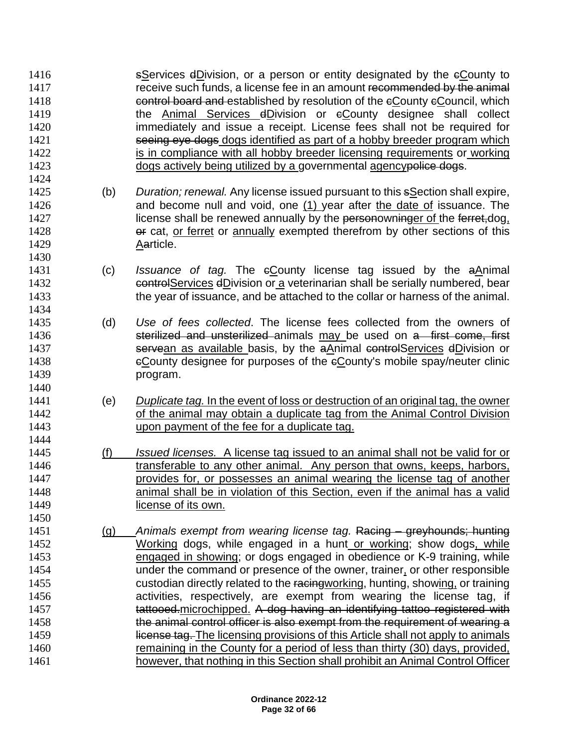sServices dDivision, or a person or entity designated by the cCounty to receive such funds, a license fee in an amount recommended by the animal control board and established by resolution of the cCounty cCouncil, which the Animal Services dDivision or cCounty designee shall collect immediately and issue a receipt. License fees shall not be required for seeing eye dogs dogs identified as part of a hobby breeder program which is in compliance with all hobby breeder licensing requirements or working dogs actively being utilized by a governmental agencypolice dogs.

(b) *Duration; renewal.* Any license issued pursuant to this sSection shall expire, and become null and void, one (1) year after the date of issuance. The license shall be renewed annually by the personowninger of the ferret,dog, or cat, or ferret or annually exempted therefrom by other sections of this Aarticle.

(c) *Issuance of tag.* The cCounty license tag issued by the aAnimal controlServices dDivision or a veterinarian shall be serially numbered, bear the year of issuance, and be attached to the collar or harness of the animal.

(d) *Use of fees collected*. The license fees collected from the owners of sterilized and unsterilized animals may be used on a first come, first servean as available basis, by the aAnimal controlServices dDivision or cCounty designee for purposes of the cCounty's mobile spay/neuter clinic program.

(e) *Duplicate tag.* In the event of loss or destruction of an original tag, the owner of the animal may obtain a duplicate tag from the Animal Control Division upon payment of the fee for a duplicate tag.

(f) *Issued licenses.* A license tag issued to an animal shall not be valid for or transferable to any other animal. Any person that owns, keeps, harbors, provides for, or possesses an animal wearing the license tag of another animal shall be in violation of this Section, even if the animal has a valid license of its own.

(g) *Animals exempt from wearing license tag.* Racing – greyhounds; hunting Working dogs, while engaged in a hunt or working; show dogs, while engaged in showing; or dogs engaged in obedience or K-9 training, while under the command or presence of the owner, trainer, or other responsible custodian directly related to the racingworking, hunting, showing, or training activities, respectively, are exempt from wearing the license tag, if tattooed.microchipped. A dog having an identifying tattoo registered with the animal control officer is also exempt from the requirement of wearing a license tag. The licensing provisions of this Article shall not apply to animals remaining in the County for a period of less than thirty (30) days, provided, however, that nothing in this Section shall prohibit an Animal Control Officer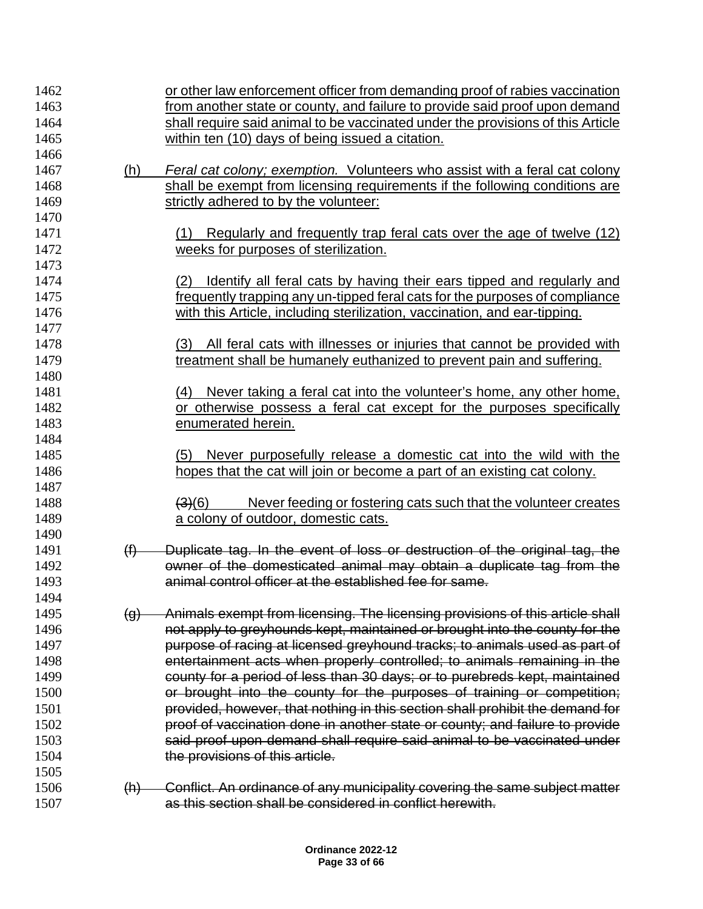or other law enforcement officer from demanding proof of rabies vaccination from another state or county, and failure to provide said proof upon demand shall require said animal to be vaccinated under the provisions of this Article within ten (10) days of being issued a citation.

(h) *Feral cat colony; exemption.* Volunteers who assist with a feral cat colony shall be exempt from licensing requirements if the following conditions are strictly adhered to by the volunteer:

(1) Regularly and frequently trap feral cats over the age of twelve (12) weeks for purposes of sterilization.

(2) Identify all feral cats by having their ears tipped and regularly and frequently trapping any un-tipped feral cats for the purposes of compliance with this Article, including sterilization, vaccination, and ear-tipping.

(3) All feral cats with illnesses or injuries that cannot be provided with treatment shall be humanely euthanized to prevent pain and suffering.

(4) Never taking a feral cat into the volunteer's home, any other home, or otherwise possess a feral cat except for the purposes specifically enumerated herein.

(5) Never purposefully release a domestic cat into the wild with the hopes that the cat will join or become a part of an existing cat colony.

~~(3)~~(6) Never feeding or fostering cats such that the volunteer creates a colony of outdoor, domestic cats.

~~(f) Duplicate tag. In the event of loss or destruction of the original tag, the owner of the domesticated animal may obtain a duplicate tag from the animal control officer at the established fee for same.~~

~~(g) Animals exempt from licensing. The licensing provisions of this article shall not apply to greyhounds kept, maintained or brought into the county for the purpose of racing at licensed greyhound tracks; to animals used as part of entertainment acts when properly controlled; to animals remaining in the county for a period of less than 30 days; or to purebreds kept, maintained or brought into the county for the purposes of training or competition; provided, however, that nothing in this section shall prohibit the demand for proof of vaccination done in another state or county; and failure to provide said proof upon demand shall require said animal to be vaccinated under the provisions of this article.~~

~~(h) Conflict. An ordinance of any municipality covering the same subject matter as this section shall be considered in conflict herewith.~~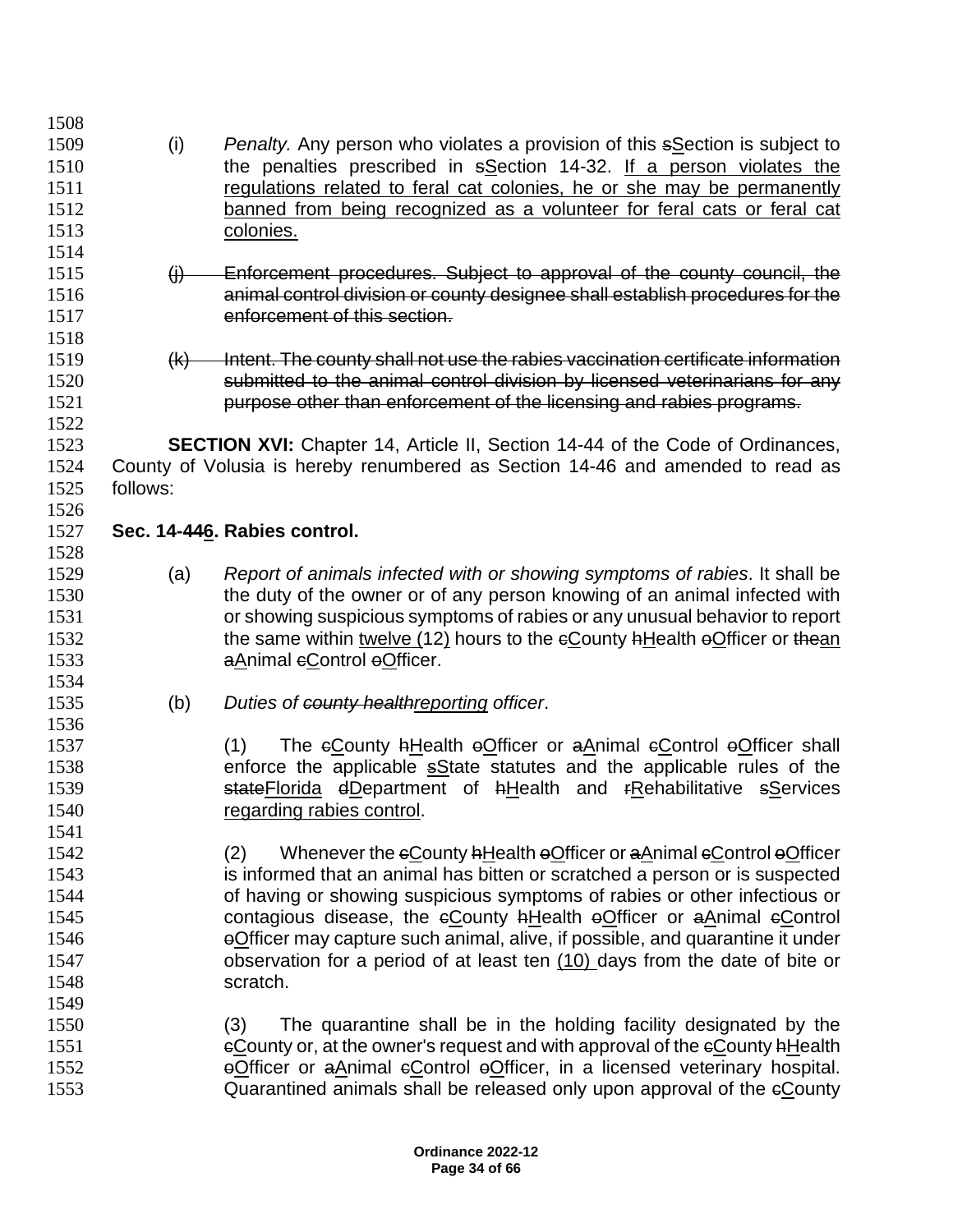(i) *Penalty.* Any person who violates a provision of this ~~s~~<u>S</u>ection is subject to the penalties prescribed in ~~s~~<u>S</u>ection 14-32. <u>If a person violates the regulations related to feral cat colonies, he or she may be permanently banned from being recognized as a volunteer for feral cats or feral cat colonies.</u>

~~(j) Enforcement procedures. Subject to approval of the county council, the animal control division or county designee shall establish procedures for the enforcement of this section.~~

~~(k) Intent. The county shall not use the rabies vaccination certificate information submitted to the animal control division by licensed veterinarians for any purpose other than enforcement of the licensing and rabies programs.~~

**SECTION XVI:** Chapter 14, Article II, Section 14-44 of the Code of Ordinances, County of Volusia is hereby renumbered as Section 14-46 and amended to read as follows:

**Sec. 14-4~~4~~<u>6</u>. Rabies control.**

(a) *Report of animals infected with or showing symptoms of rabies*. It shall be the duty of the owner or of any person knowing of an animal infected with or showing suspicious symptoms of rabies or any unusual behavior to report the same within <u>twelve (12)</u> hours to the ~~c~~<u>C</u>ounty ~~h~~<u>H</u>ealth ~~o~~<u>O</u>fficer or ~~the~~<u>an</u> ~~a~~<u>A</u>nimal ~~c~~<u>C</u>ontrol ~~o~~<u>O</u>fficer.

(b) *Duties of ~~county health~~<u>reporting</u> officer*.

(1) The ~~c~~<u>C</u>ounty ~~h~~<u>H</u>ealth ~~o~~<u>O</u>fficer or ~~a~~<u>A</u>nimal ~~c~~<u>C</u>ontrol ~~o~~<u>O</u>fficer shall enforce the applicable ~~s~~<u>S</u>tate statutes and the applicable rules of the ~~state~~<u>Florida</u> ~~d~~<u>D</u>epartment of ~~h~~<u>H</u>ealth and ~~r~~<u>R</u>ehabilitative ~~s~~<u>S</u>ervices <u>regarding rabies control</u>.

(2) Whenever the ~~c~~<u>C</u>ounty ~~h~~<u>H</u>ealth ~~o~~<u>O</u>fficer or ~~a~~<u>A</u>nimal ~~c~~<u>C</u>ontrol ~~o~~<u>O</u>fficer is informed that an animal has bitten or scratched a person or is suspected of having or showing suspicious symptoms of rabies or other infectious or contagious disease, the ~~c~~<u>C</u>ounty ~~h~~<u>H</u>ealth ~~o~~<u>O</u>fficer or ~~a~~<u>A</u>nimal ~~c~~<u>C</u>ontrol ~~o~~<u>O</u>fficer may capture such animal, alive, if possible, and quarantine it under observation for a period of at least ten <u>(10)</u> days from the date of bite or scratch.

(3) The quarantine shall be in the holding facility designated by the ~~c~~<u>C</u>ounty or, at the owner's request and with approval of the ~~c~~<u>C</u>ounty ~~h~~<u>H</u>ealth ~~o~~<u>O</u>fficer or ~~a~~<u>A</u>nimal ~~c~~<u>C</u>ontrol ~~o~~<u>O</u>fficer, in a licensed veterinary hospital. Quarantined animals shall be released only upon approval of the ~~c~~<u>C</u>ounty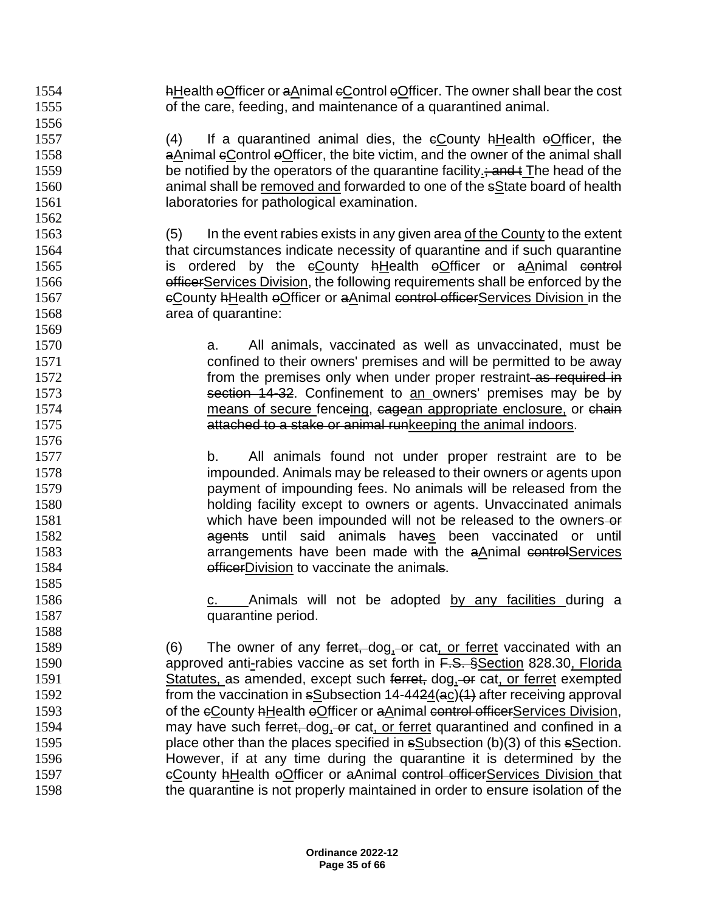hHealth oOfficer or aAnimal cControl oOfficer. The owner shall bear the cost of the care, feeding, and maintenance of a quarantined animal.

(4) If a quarantined animal dies, the cCounty hHealth oOfficer, the aAnimal cControl oOfficer, the bite victim, and the owner of the animal shall be notified by the operators of the quarantine facility.; and t The head of the animal shall be removed and forwarded to one of the sState board of health laboratories for pathological examination.

(5) In the event rabies exists in any given area of the County to the extent that circumstances indicate necessity of quarantine and if such quarantine is ordered by the cCounty hHealth oOfficer or aAnimal control officerServices Division, the following requirements shall be enforced by the cCounty hHealth oOfficer or aAnimal control officerServices Division in the area of quarantine:

a. All animals, vaccinated as well as unvaccinated, must be confined to their owners' premises and will be permitted to be away from the premises only when under proper restraint as required in section 14-32. Confinement to an owners' premises may be by means of secure fenceing, cagean appropriate enclosure, or chain attached to a stake or animal runkeeping the animal indoors.

b. All animals found not under proper restraint are to be impounded. Animals may be released to their owners or agents upon payment of impounding fees. No animals will be released from the holding facility except to owners or agents. Unvaccinated animals which have been impounded will not be released to the owners or agents until said animals haves been vaccinated or until arrangements have been made with the aAnimal controlServices officerDivision to vaccinate the animals.

c. Animals will not be adopted by any facilities during a quarantine period.

(6) The owner of any ferret, dog, or cat, or ferret vaccinated with an approved anti-rabies vaccine as set forth in F.S. §Section 828.30, Florida Statutes, as amended, except such ferret, dog, or cat, or ferret exempted from the vaccination in sSubsection 14-4424(ac)(1) after receiving approval of the cCounty hHealth oOfficer or aAnimal control officerServices Division, may have such ferret, dog, or cat, or ferret quarantined and confined in a place other than the places specified in sSubsection (b)(3) of this sSection. However, if at any time during the quarantine it is determined by the cCounty hHealth oOfficer or aAnimal control officerServices Division that the quarantine is not properly maintained in order to ensure isolation of the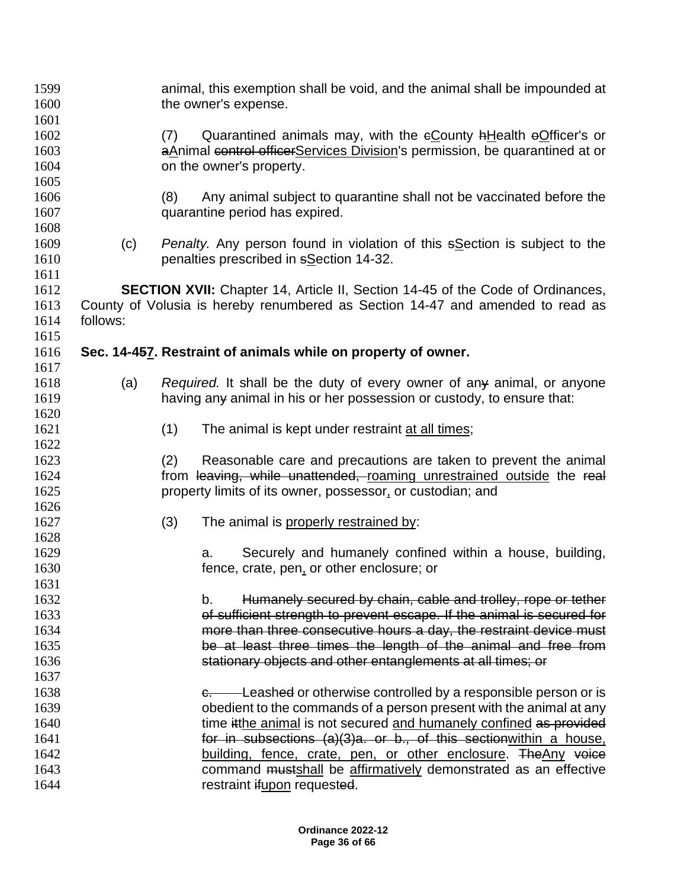animal, this exemption shall be void, and the animal shall be impounded at the owner's expense.

(7) Quarantined animals may, with the ~~c~~<u>C</u>ounty ~~h~~<u>H</u>ealth ~~o~~<u>O</u>fficer's or ~~a~~<u>A</u>nimal ~~control officer~~<u>Services Division</u>'s permission, be quarantined at or on the owner's property.

(8) Any animal subject to quarantine shall not be vaccinated before the quarantine period has expired.

(c) *Penalty.* Any person found in violation of this ~~s~~<u>S</u>ection is subject to the penalties prescribed in ~~s~~<u>S</u>ection 14-32.

**SECTION XVII:** Chapter 14, Article II, Section 14-45 of the Code of Ordinances, County of Volusia is hereby renumbered as Section 14-47 and amended to read as follows:

**Sec. 14-4~~5~~<u>7</u>. Restraint of animals while on property of owner.**

(a) *Required.* It shall be the duty of every owner of an~~y~~ animal, or anyone having an~~y~~ animal in his or her possession or custody, to ensure that:

(1) The animal is kept under restraint <u>at all times</u>;

(2) Reasonable care and precautions are taken to prevent the animal from ~~leaving, while unattended,~~ <u>roaming unrestrained outside</u> the ~~real~~ property limits of its owner, possessor<u>,</u> or custodian; and

(3) The animal is <u>properly restrained by</u>:

a. Securely and humanely confined within a house, building, fence, crate, pen<u>,</u> or other enclosure; or

b. ~~Humanely secured by chain, cable and trolley, rope or tether of sufficient strength to prevent escape. If the animal is secured for more than three consecutive hours a day, the restraint device must be at least three times the length of the animal and free from stationary objects and other entanglements at all times; or~~

~~c.~~ Leash~~ed~~ or otherwise controlled by a responsible person or is obedient to the commands of a person present with the animal at any time ~~it~~<u>the animal</u> is not secured <u>and humanely confined</u> ~~as provided for in subsections (a)(3)a. or b., of this section~~<u>within a house, building, fence, crate, pen, or other enclosure</u>. ~~The~~<u>Any</u> ~~voice~~ command ~~must~~<u>shall</u> be <u>affirmatively</u> demonstrated as an effective restraint ~~if~~<u>upon</u> request~~ed~~.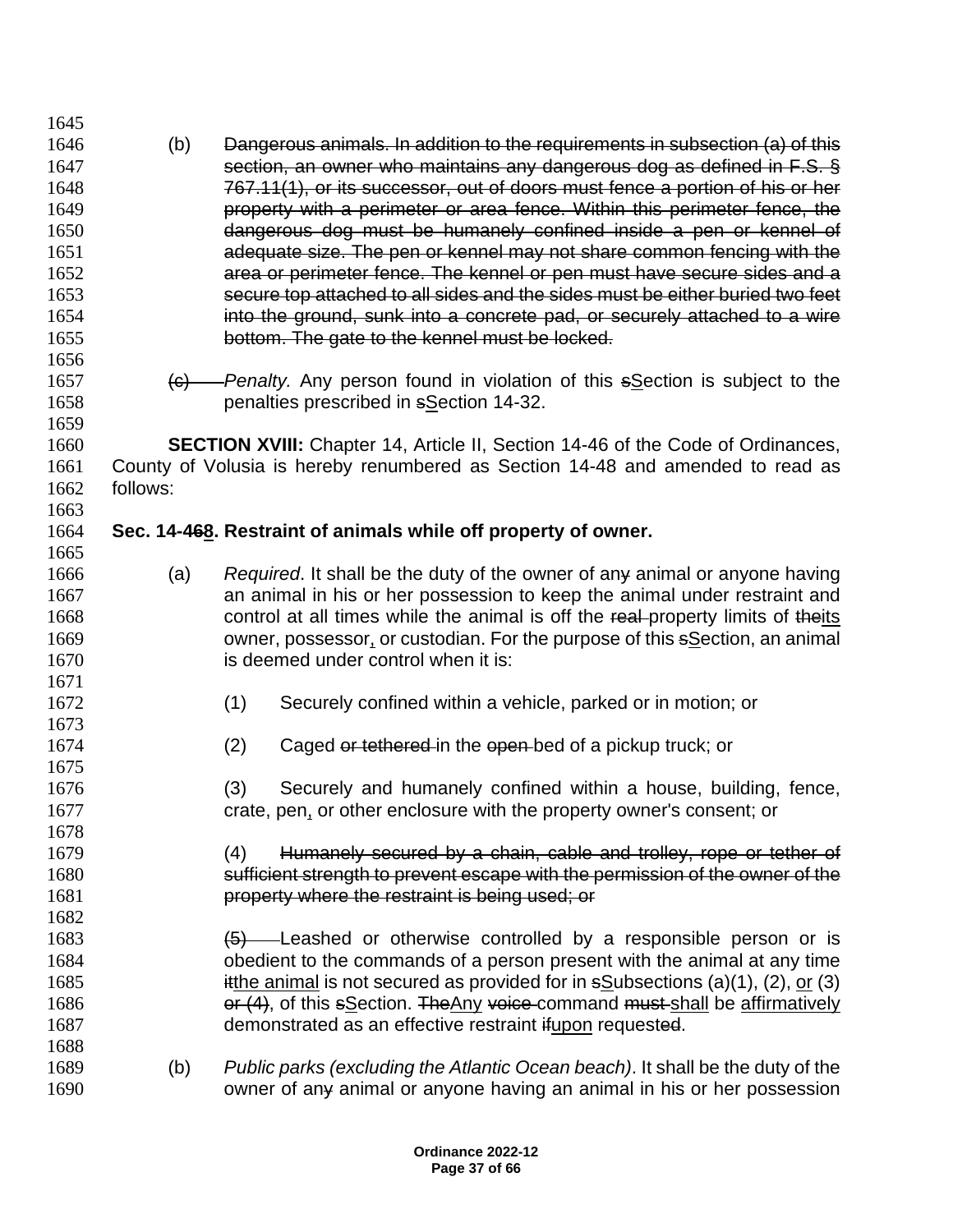(b) ~~Dangerous animals. In addition to the requirements in subsection (a) of this section, an owner who maintains any dangerous dog as defined in F.S. § 767.11(1), or its successor, out of doors must fence a portion of his or her property with a perimeter or area fence. Within this perimeter fence, the dangerous dog must be humanely confined inside a pen or kennel of adequate size. The pen or kennel may not share common fencing with the area or perimeter fence. The kennel or pen must have secure sides and a secure top attached to all sides and the sides must be either buried two feet into the ground, sunk into a concrete pad, or securely attached to a wire bottom. The gate to the kennel must be locked.~~

~~(c)~~ *Penalty.* Any person found in violation of this ~~s~~<u>S</u>ection is subject to the penalties prescribed in ~~s~~<u>S</u>ection 14-32.

**SECTION XVIII:** Chapter 14, Article II, Section 14-46 of the Code of Ordinances, County of Volusia is hereby renumbered as Section 14-48 and amended to read as follows:

**Sec. 14-4~~6~~<u>8</u>. Restraint of animals while off property of owner.**

(a) *Required*. It shall be the duty of the owner of an~~y~~ animal or anyone having an animal in his or her possession to keep the animal under restraint and control at all times while the animal is off the ~~real~~ property limits of ~~the~~<u>its</u> owner, possessor<u>,</u> or custodian. For the purpose of this ~~s~~<u>S</u>ection, an animal is deemed under control when it is:

(1) Securely confined within a vehicle, parked or in motion; or

(2) Caged ~~or tethered~~ in the ~~open~~ bed of a pickup truck; or

(3) Securely and humanely confined within a house, building, fence, crate, pen<u>,</u> or other enclosure with the property owner's consent; or

(4) ~~Humanely secured by a chain, cable and trolley, rope or tether of sufficient strength to prevent escape with the permission of the owner of the property where the restraint is being used; or~~

~~(5)~~ Leashed or otherwise controlled by a responsible person or is obedient to the commands of a person present with the animal at any time ~~it~~<u>the animal</u> is not secured as provided for in ~~s~~<u>S</u>ubsections (a)(1), (2), <u>or</u> (3) ~~or (4)~~, of this ~~s~~<u>S</u>ection. ~~The~~<u>Any</u> ~~voice~~ command ~~must~~ <u>shall</u> be <u>affirmatively</u> demonstrated as an effective restraint ~~if~~<u>upon</u> request~~ed~~.

(b) *Public parks (excluding the Atlantic Ocean beach)*. It shall be the duty of the owner of an~~y~~ animal or anyone having an animal in his or her possession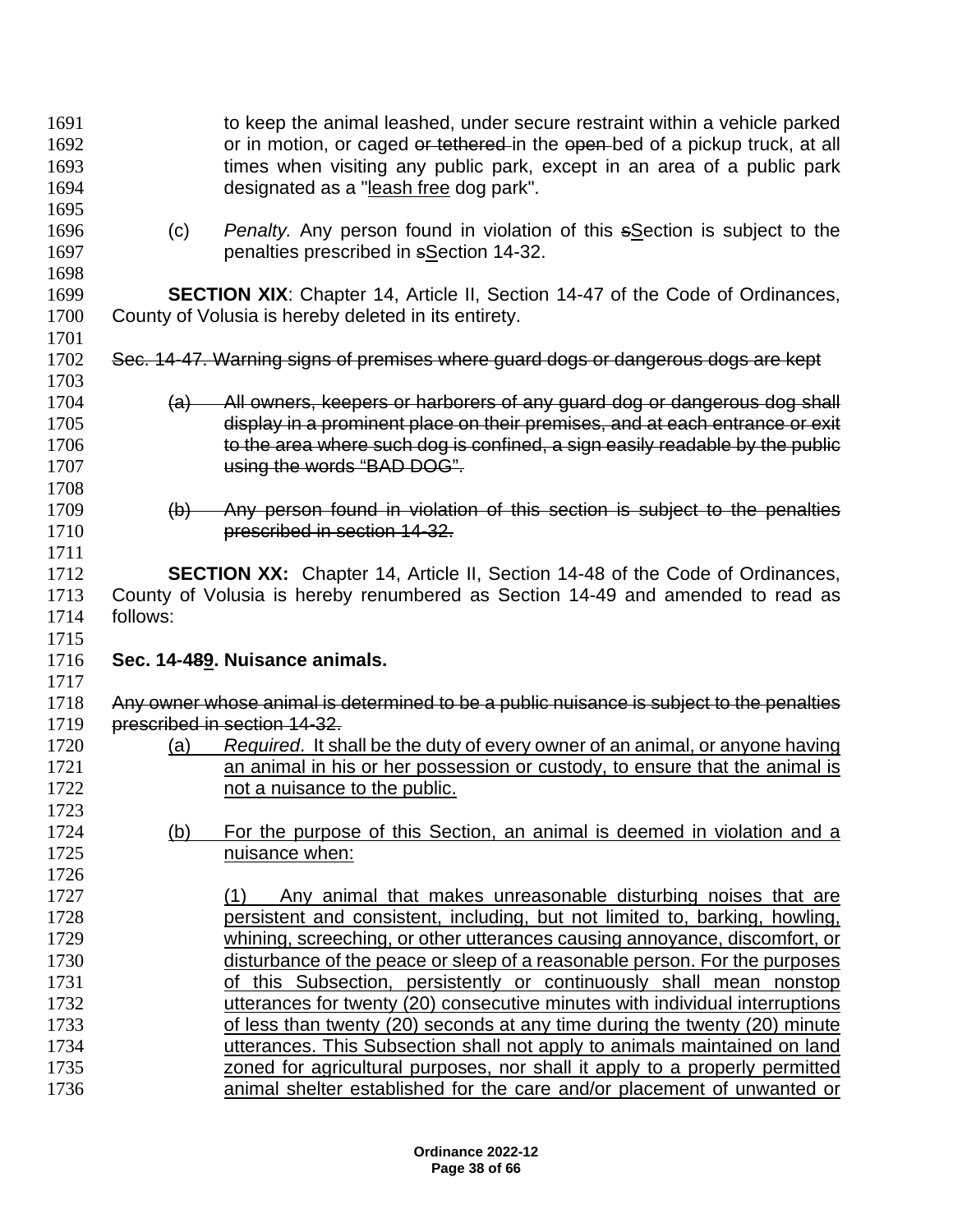to keep the animal leashed, under secure restraint within a vehicle parked or in motion, or caged ~~or tethered~~ in the ~~open~~ bed of a pickup truck, at all times when visiting any public park, except in an area of a public park designated as a "<u>leash free</u> dog park".

(c) *Penalty.* Any person found in violation of this ~~s~~<u>S</u>ection is subject to the penalties prescribed in ~~s~~<u>S</u>ection 14-32.

**SECTION XIX**: Chapter 14, Article II, Section 14-47 of the Code of Ordinances, County of Volusia is hereby deleted in its entirety.

~~Sec. 14-47. Warning signs of premises where guard dogs or dangerous dogs are kept~~

~~(a) All owners, keepers or harborers of any guard dog or dangerous dog shall display in a prominent place on their premises, and at each entrance or exit to the area where such dog is confined, a sign easily readable by the public using the words "BAD DOG".~~

~~(b) Any person found in violation of this section is subject to the penalties prescribed in section 14-32.~~

**SECTION XX:** Chapter 14, Article II, Section 14-48 of the Code of Ordinances, County of Volusia is hereby renumbered as Section 14-49 and amended to read as follows:

**Sec. 14-4~~8~~<u>9</u>. Nuisance animals.**

~~Any owner whose animal is determined to be a public nuisance is subject to the penalties prescribed in section 14-32.~~

<u>(a) *Required*. It shall be the duty of every owner of an animal, or anyone having an animal in his or her possession or custody, to ensure that the animal is not a nuisance to the public.</u>

<u>(b) For the purpose of this Section, an animal is deemed in violation and a nuisance when:</u>

<u>(1) Any animal that makes unreasonable disturbing noises that are persistent and consistent, including, but not limited to, barking, howling, whining, screeching, or other utterances causing annoyance, discomfort, or disturbance of the peace or sleep of a reasonable person. For the purposes of this Subsection, persistently or continuously shall mean nonstop utterances for twenty (20) consecutive minutes with individual interruptions of less than twenty (20) seconds at any time during the twenty (20) minute utterances. This Subsection shall not apply to animals maintained on land zoned for agricultural purposes, nor shall it apply to a properly permitted animal shelter established for the care and/or placement of unwanted or</u>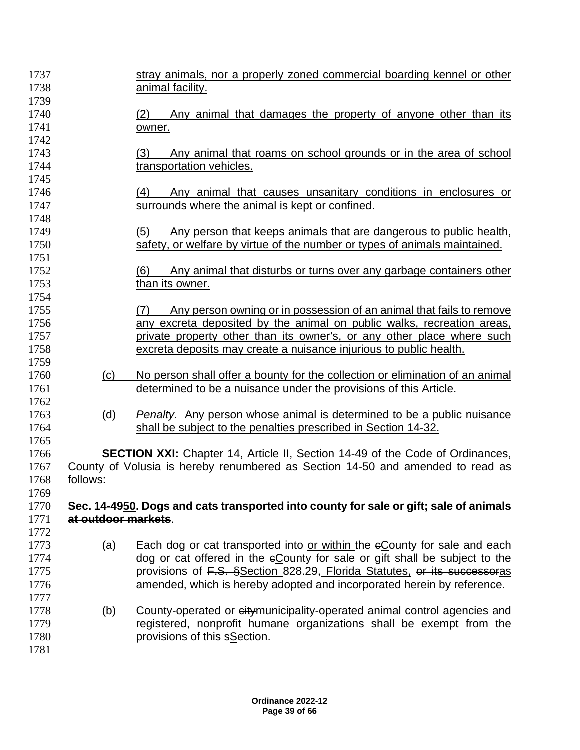stray animals, nor a properly zoned commercial boarding kennel or other animal facility.

(2) Any animal that damages the property of anyone other than its owner.

(3) Any animal that roams on school grounds or in the area of school transportation vehicles.

(4) Any animal that causes unsanitary conditions in enclosures or surrounds where the animal is kept or confined.

(5) Any person that keeps animals that are dangerous to public health, safety, or welfare by virtue of the number or types of animals maintained.

(6) Any animal that disturbs or turns over any garbage containers other than its owner.

(7) Any person owning or in possession of an animal that fails to remove any excreta deposited by the animal on public walks, recreation areas, private property other than its owner's, or any other place where such excreta deposits may create a nuisance injurious to public health.

(c) No person shall offer a bounty for the collection or elimination of an animal determined to be a nuisance under the provisions of this Article.

(d) *Penalty*. Any person whose animal is determined to be a public nuisance shall be subject to the penalties prescribed in Section 14-32.

**SECTION XXI:** Chapter 14, Article II, Section 14-49 of the Code of Ordinances, County of Volusia is hereby renumbered as Section 14-50 and amended to read as follows:

**Sec. 14-4950. Dogs and cats transported into county for sale or gift; sale of animals at outdoor markets**.

(a) Each dog or cat transported into or within the cCounty for sale and each dog or cat offered in the cCounty for sale or gift shall be subject to the provisions of F.S. §Section 828.29, Florida Statutes, or its successoras amended, which is hereby adopted and incorporated herein by reference.

(b) County-operated or citymunicipality-operated animal control agencies and registered, nonprofit humane organizations shall be exempt from the provisions of this sSection.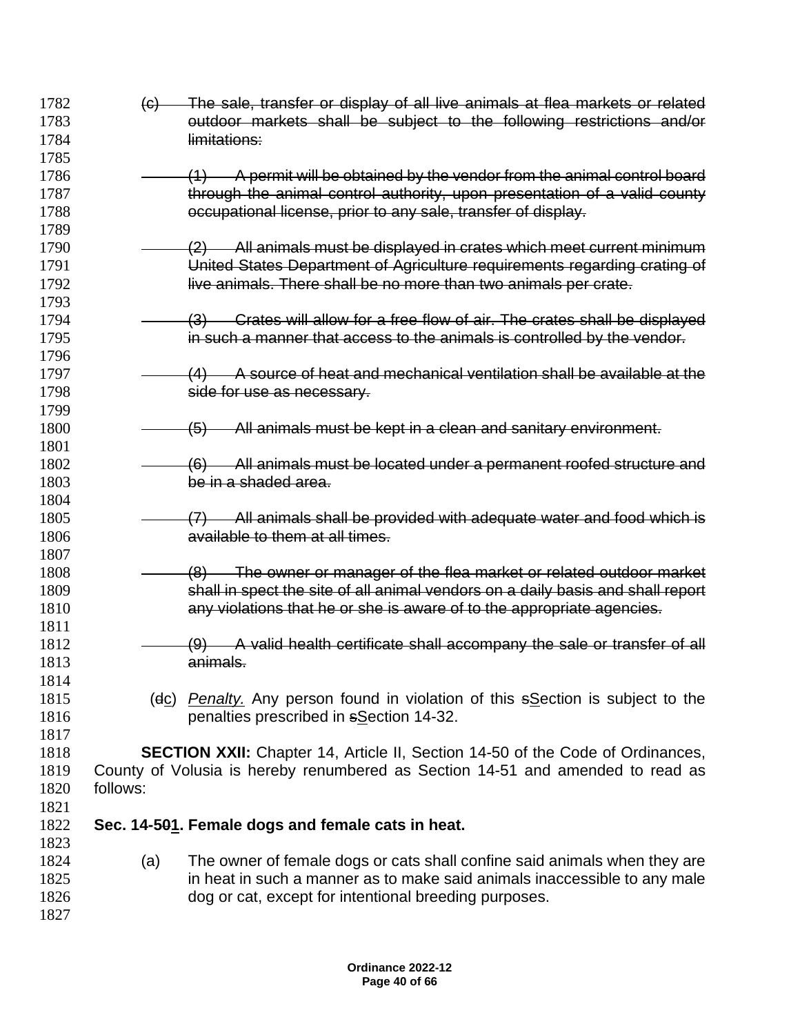~~(c) The sale, transfer or display of all live animals at flea markets or related outdoor markets shall be subject to the following restrictions and/or limitations:~~

~~(1) A permit will be obtained by the vendor from the animal control board through the animal control authority, upon presentation of a valid county occupational license, prior to any sale, transfer of display.~~

~~(2) All animals must be displayed in crates which meet current minimum United States Department of Agriculture requirements regarding crating of live animals. There shall be no more than two animals per crate.~~

~~(3) Crates will allow for a free flow of air. The crates shall be displayed in such a manner that access to the animals is controlled by the vendor.~~

~~(4) A source of heat and mechanical ventilation shall be available at the side for use as necessary.~~

~~(5) All animals must be kept in a clean and sanitary environment.~~

~~(6) All animals must be located under a permanent roofed structure and be in a shaded area.~~

~~(7) All animals shall be provided with adequate water and food which is available to them at all times.~~

~~(8) The owner or manager of the flea market or related outdoor market shall in spect the site of all animal vendors on a daily basis and shall report any violations that he or she is aware of to the appropriate agencies.~~

~~(9) A valid health certificate shall accompany the sale or transfer of all animals.~~

(~~d~~<u>c</u>) <u>*Penalty.*</u> Any person found in violation of this ~~s~~<u>S</u>ection is subject to the penalties prescribed in ~~s~~<u>S</u>ection 14-32.

**SECTION XXII:** Chapter 14, Article II, Section 14-50 of the Code of Ordinances, County of Volusia is hereby renumbered as Section 14-51 and amended to read as follows:

**Sec. 14-5~~0~~<u>1</u>. Female dogs and female cats in heat.**

(a) The owner of female dogs or cats shall confine said animals when they are in heat in such a manner as to make said animals inaccessible to any male dog or cat, except for intentional breeding purposes.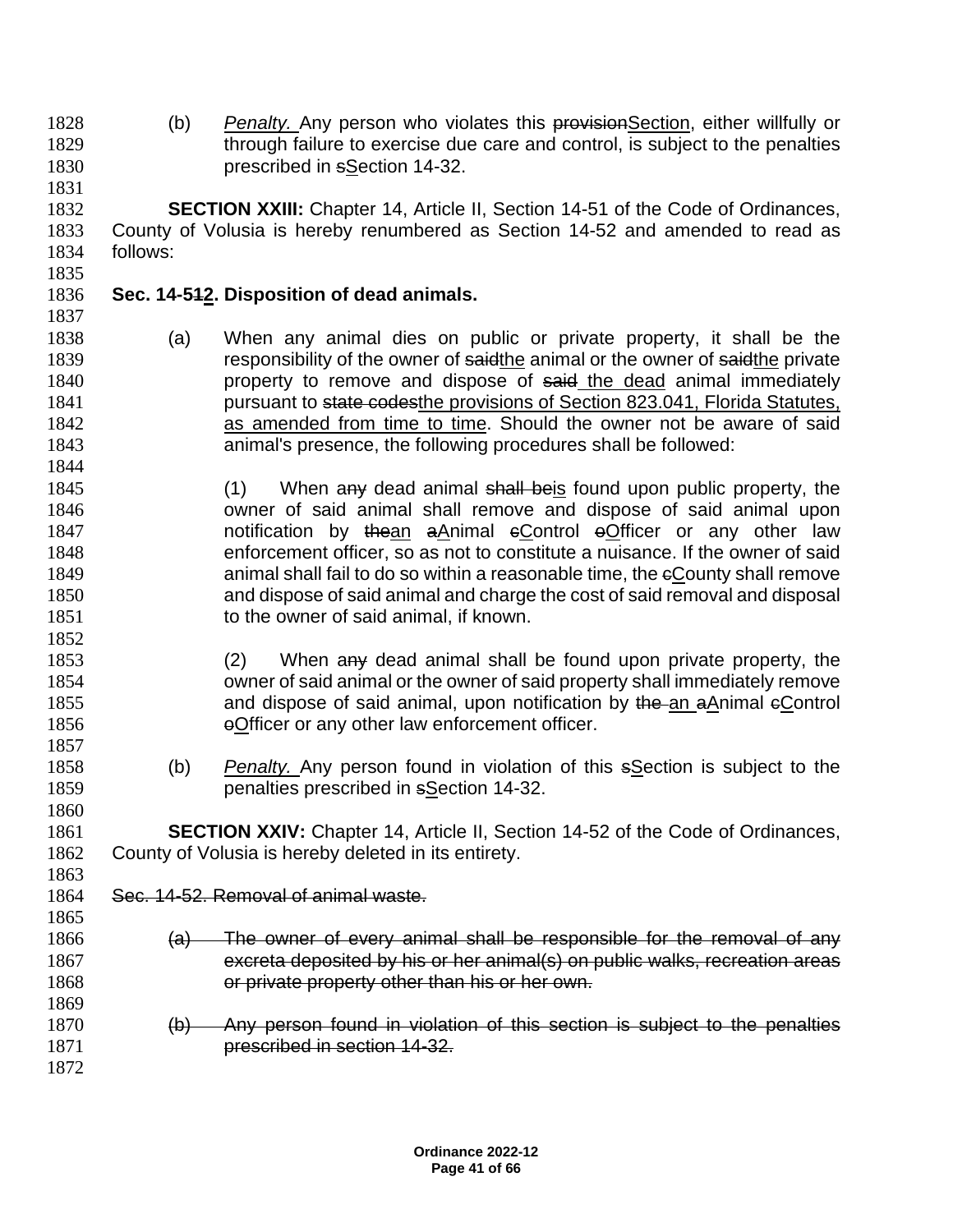(b) *Penalty.* Any person who violates this ~~provision~~Section, either willfully or through failure to exercise due care and control, is subject to the penalties prescribed in ~~s~~Section 14-32.

**SECTION XXIII:** Chapter 14, Article II, Section 14-51 of the Code of Ordinances, County of Volusia is hereby renumbered as Section 14-52 and amended to read as follows:

**Sec. 14-5~~1~~2. Disposition of dead animals.**

(a) When any animal dies on public or private property, it shall be the responsibility of the owner of ~~said~~the animal or the owner of ~~said~~the private property to remove and dispose of ~~said~~ the dead animal immediately pursuant to ~~state codes~~the provisions of Section 823.041, Florida Statutes, as amended from time to time. Should the owner not be aware of said animal's presence, the following procedures shall be followed:

(1) When a~~ny~~ dead animal ~~shall be~~is found upon public property, the owner of said animal shall remove and dispose of said animal upon notification by ~~the~~an ~~a~~Animal ~~c~~Control ~~o~~Officer or any other law enforcement officer, so as not to constitute a nuisance. If the owner of said animal shall fail to do so within a reasonable time, the ~~c~~County shall remove and dispose of said animal and charge the cost of said removal and disposal to the owner of said animal, if known.

(2) When a~~ny~~ dead animal shall be found upon private property, the owner of said animal or the owner of said property shall immediately remove and dispose of said animal, upon notification by ~~the~~ an ~~a~~Animal ~~c~~Control ~~o~~Officer or any other law enforcement officer.

(b) *Penalty.* Any person found in violation of this ~~s~~Section is subject to the penalties prescribed in ~~s~~Section 14-32.

**SECTION XXIV:** Chapter 14, Article II, Section 14-52 of the Code of Ordinances, County of Volusia is hereby deleted in its entirety.

~~Sec. 14-52. Removal of animal waste.~~

~~(a) The owner of every animal shall be responsible for the removal of any excreta deposited by his or her animal(s) on public walks, recreation areas or private property other than his or her own.~~

~~(b) Any person found in violation of this section is subject to the penalties prescribed in section 14-32.~~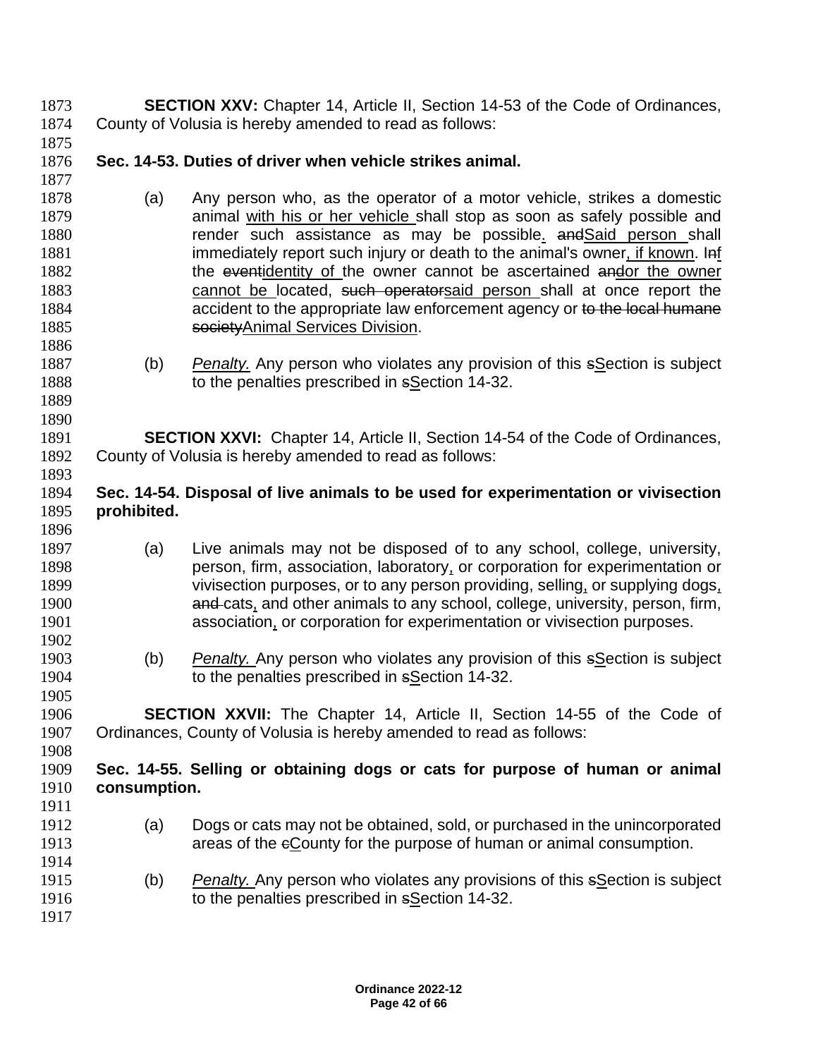**SECTION XXV:** Chapter 14, Article II, Section 14-53 of the Code of Ordinances, County of Volusia is hereby amended to read as follows:

**Sec. 14-53. Duties of driver when vehicle strikes animal.**

(a) Any person who, as the operator of a motor vehicle, strikes a domestic animal with his or her vehicle shall stop as soon as safely possible and render such assistance as may be possible. andSaid person shall immediately report such injury or death to the animal's owner, if known. Inf the eventidentity of the owner cannot be ascertained andor the owner cannot be located, such operatorsaid person shall at once report the accident to the appropriate law enforcement agency or to the local humane societyAnimal Services Division.

(b) *Penalty.* Any person who violates any provision of this sSection is subject to the penalties prescribed in sSection 14-32.

**SECTION XXVI:** Chapter 14, Article II, Section 14-54 of the Code of Ordinances, County of Volusia is hereby amended to read as follows:

**Sec. 14-54. Disposal of live animals to be used for experimentation or vivisection prohibited.**

(a) Live animals may not be disposed of to any school, college, university, person, firm, association, laboratory, or corporation for experimentation or vivisection purposes, or to any person providing, selling, or supplying dogs, and cats, and other animals to any school, college, university, person, firm, association, or corporation for experimentation or vivisection purposes.

(b) *Penalty.* Any person who violates any provision of this sSection is subject to the penalties prescribed in sSection 14-32.

**SECTION XXVII:** The Chapter 14, Article II, Section 14-55 of the Code of Ordinances, County of Volusia is hereby amended to read as follows:

**Sec. 14-55. Selling or obtaining dogs or cats for purpose of human or animal consumption.**

(a) Dogs or cats may not be obtained, sold, or purchased in the unincorporated areas of the cCounty for the purpose of human or animal consumption.

(b) *Penalty.* Any person who violates any provisions of this sSection is subject to the penalties prescribed in sSection 14-32.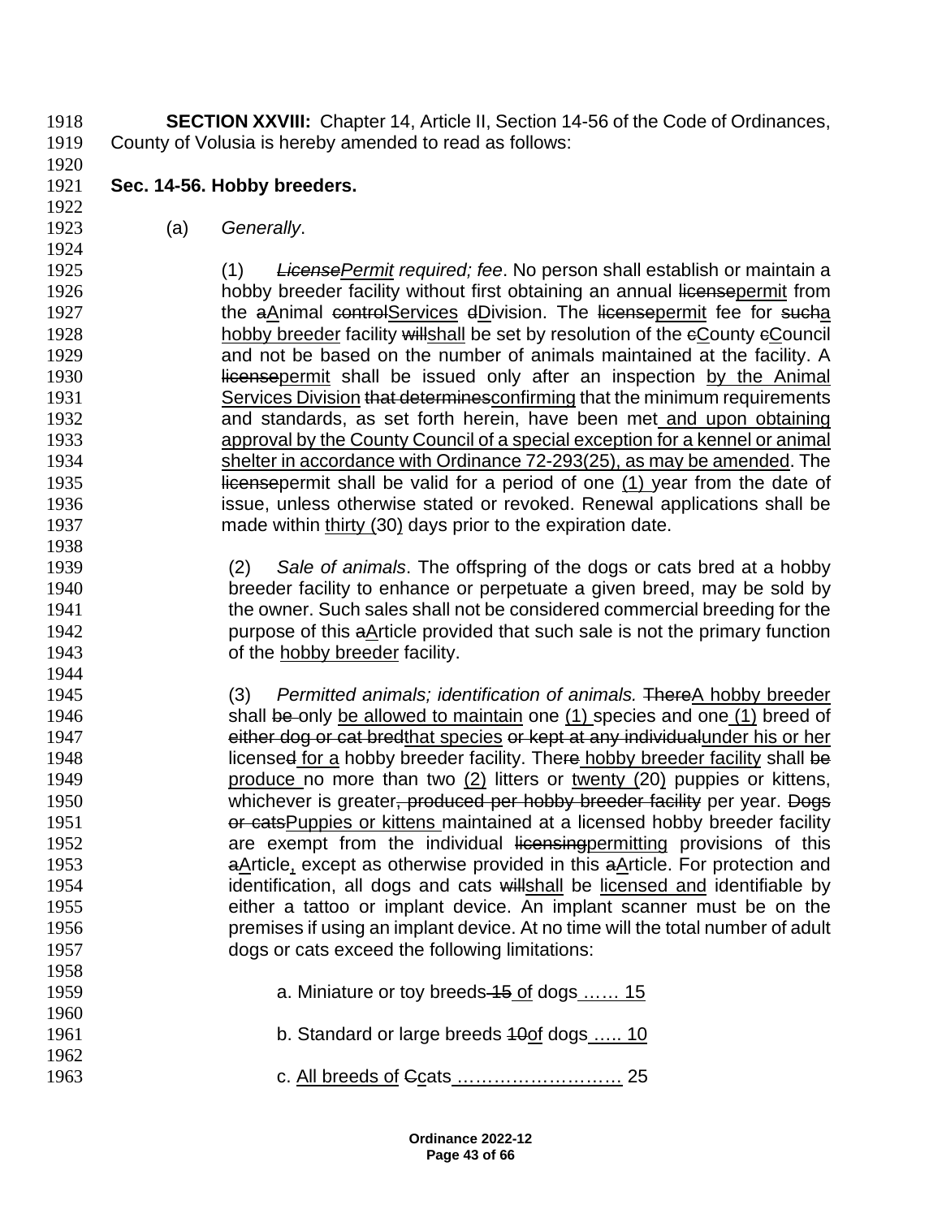**SECTION XXVIII:** Chapter 14, Article II, Section 14-56 of the Code of Ordinances, County of Volusia is hereby amended to read as follows:

**Sec. 14-56. Hobby breeders.**

(a) *Generally*.

(1) *~~License~~<u>Permit</u> required; fee*. No person shall establish or maintain a hobby breeder facility without first obtaining an annual ~~license~~<u>permit</u> from the ~~a~~<u>A</u>nimal ~~control~~<u>Services</u> ~~d~~<u>D</u>ivision. The ~~license~~<u>permit</u> fee for ~~such~~<u>a hobby breeder</u> facility ~~will~~<u>shall</u> be set by resolution of the ~~c~~<u>C</u>ounty ~~c~~<u>C</u>ouncil and not be based on the number of animals maintained at the facility. A ~~license~~<u>permit</u> shall be issued only after an inspection <u>by the Animal Services Division</u> ~~that determines~~<u>confirming</u> that the minimum requirements and standards, as set forth herein, have been met<u> and upon obtaining approval by the County Council of a special exception for a kennel or animal shelter in accordance with Ordinance 72-293(25), as may be amended</u>. The ~~license~~permit shall be valid for a period of one <u>(1) </u>year from the date of issue, unless otherwise stated or revoked. Renewal applications shall be made within <u>thirty (</u>30<u>)</u> days prior to the expiration date.

(2) *Sale of animals*. The offspring of the dogs or cats bred at a hobby breeder facility to enhance or perpetuate a given breed, may be sold by the owner. Such sales shall not be considered commercial breeding for the purpose of this ~~a~~<u>A</u>rticle provided that such sale is not the primary function of the <u>hobby breeder</u> facility.

(3) *Permitted animals; identification of animals.* ~~There~~<u>A hobby breeder</u> shall ~~be~~ only <u>be allowed to maintain</u> one <u>(1)</u> species and one <u>(1)</u> breed of ~~either dog or cat bred~~<u>that species</u> ~~or kept at any individual~~<u>under his or her</u> license~~d~~<u> for a</u> hobby breeder facility. The~~re~~<u> hobby breeder facility</u> shall ~~be~~ <u>produce</u> no more than two <u>(2)</u> litters or <u>twenty (</u>20<u>)</u> puppies or kittens, whichever is greater~~, produced per hobby breeder facility~~ per year. ~~Dogs or cats~~<u>Puppies or kittens</u> maintained at a licensed hobby breeder facility are exempt from the individual ~~licensing~~<u>permitting</u> provisions of this ~~a~~<u>A</u>rticle<u>,</u> except as otherwise provided in this ~~a~~<u>A</u>rticle. For protection and identification, all dogs and cats ~~will~~<u>shall</u> be <u>licensed and</u> identifiable by either a tattoo or implant device. An implant scanner must be on the premises if using an implant device. At no time will the total number of adult dogs or cats exceed the following limitations:

a. Miniature or toy breeds ~~15~~ <u>of</u> dogs <u>...... 15</u>

b. Standard or large breeds ~~10~~<u>of</u> dogs <u>..... 10</u>

c. <u>All breeds of</u> ~~C~~<u>c</u>ats <u>........................</u> 25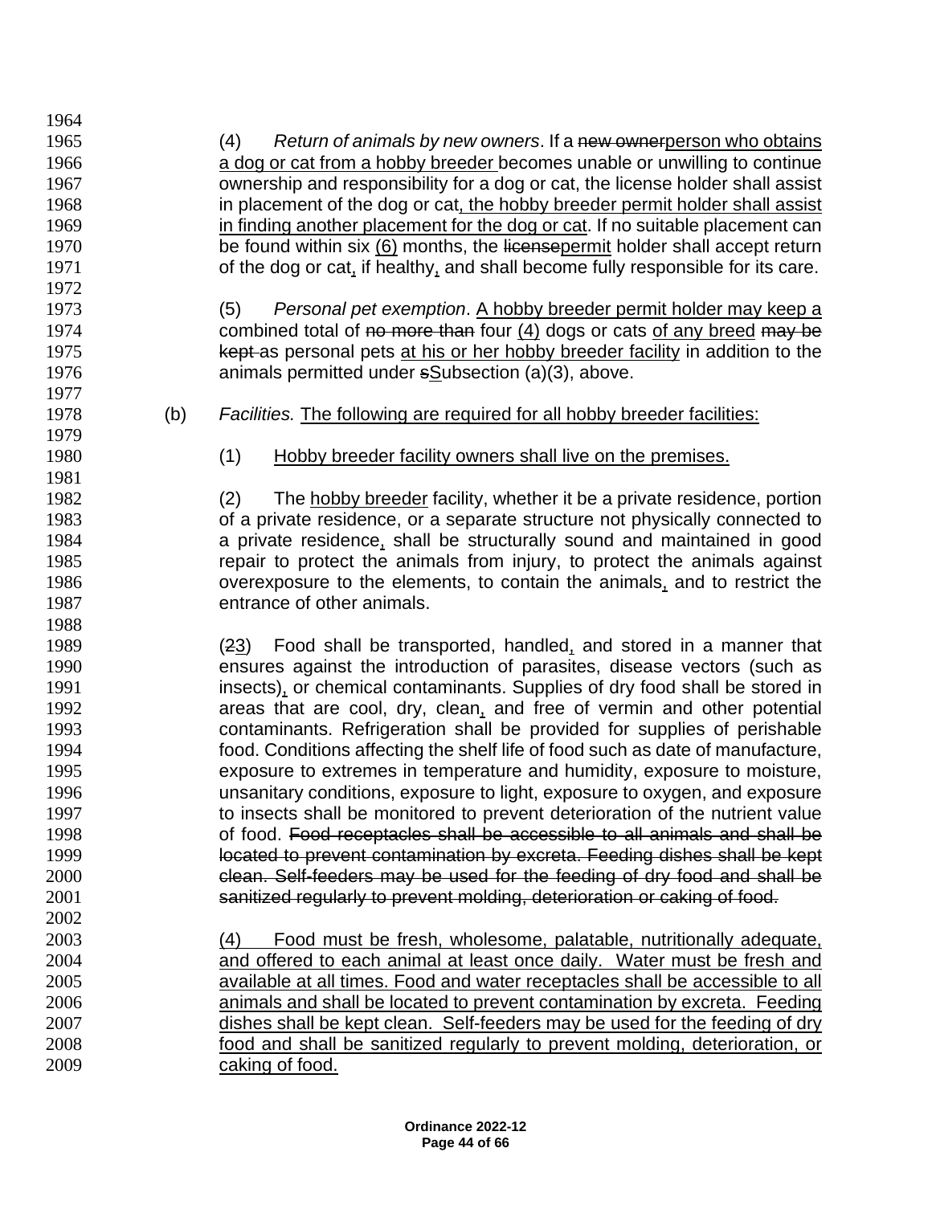(4) *Return of animals by new owners*. If a ~~new owner~~person who obtains a dog or cat from a hobby breeder becomes unable or unwilling to continue ownership and responsibility for a dog or cat, the license holder shall assist in placement of the dog or cat, the hobby breeder permit holder shall assist in finding another placement for the dog or cat. If no suitable placement can be found within six (6) months, the ~~license~~permit holder shall accept return of the dog or cat, if healthy, and shall become fully responsible for its care.

(5) *Personal pet exemption*. A hobby breeder permit holder may keep a combined total of ~~no more than~~ four (4) dogs or cats of any breed ~~may be kept~~ as personal pets at his or her hobby breeder facility in addition to the animals permitted under ~~s~~Subsection (a)(3), above.

(b) *Facilities.* The following are required for all hobby breeder facilities:

(1) Hobby breeder facility owners shall live on the premises.

(2) The hobby breeder facility, whether it be a private residence, portion of a private residence, or a separate structure not physically connected to a private residence, shall be structurally sound and maintained in good repair to protect the animals from injury, to protect the animals against overexposure to the elements, to contain the animals, and to restrict the entrance of other animals.

(~~2~~3) Food shall be transported, handled, and stored in a manner that ensures against the introduction of parasites, disease vectors (such as insects), or chemical contaminants. Supplies of dry food shall be stored in areas that are cool, dry, clean, and free of vermin and other potential contaminants. Refrigeration shall be provided for supplies of perishable food. Conditions affecting the shelf life of food such as date of manufacture, exposure to extremes in temperature and humidity, exposure to moisture, unsanitary conditions, exposure to light, exposure to oxygen, and exposure to insects shall be monitored to prevent deterioration of the nutrient value of food. ~~Food receptacles shall be accessible to all animals and shall be located to prevent contamination by excreta. Feeding dishes shall be kept clean. Self-feeders may be used for the feeding of dry food and shall be sanitized regularly to prevent molding, deterioration or caking of food.~~

(4) Food must be fresh, wholesome, palatable, nutritionally adequate, and offered to each animal at least once daily. Water must be fresh and available at all times. Food and water receptacles shall be accessible to all animals and shall be located to prevent contamination by excreta. Feeding dishes shall be kept clean. Self-feeders may be used for the feeding of dry food and shall be sanitized regularly to prevent molding, deterioration, or caking of food.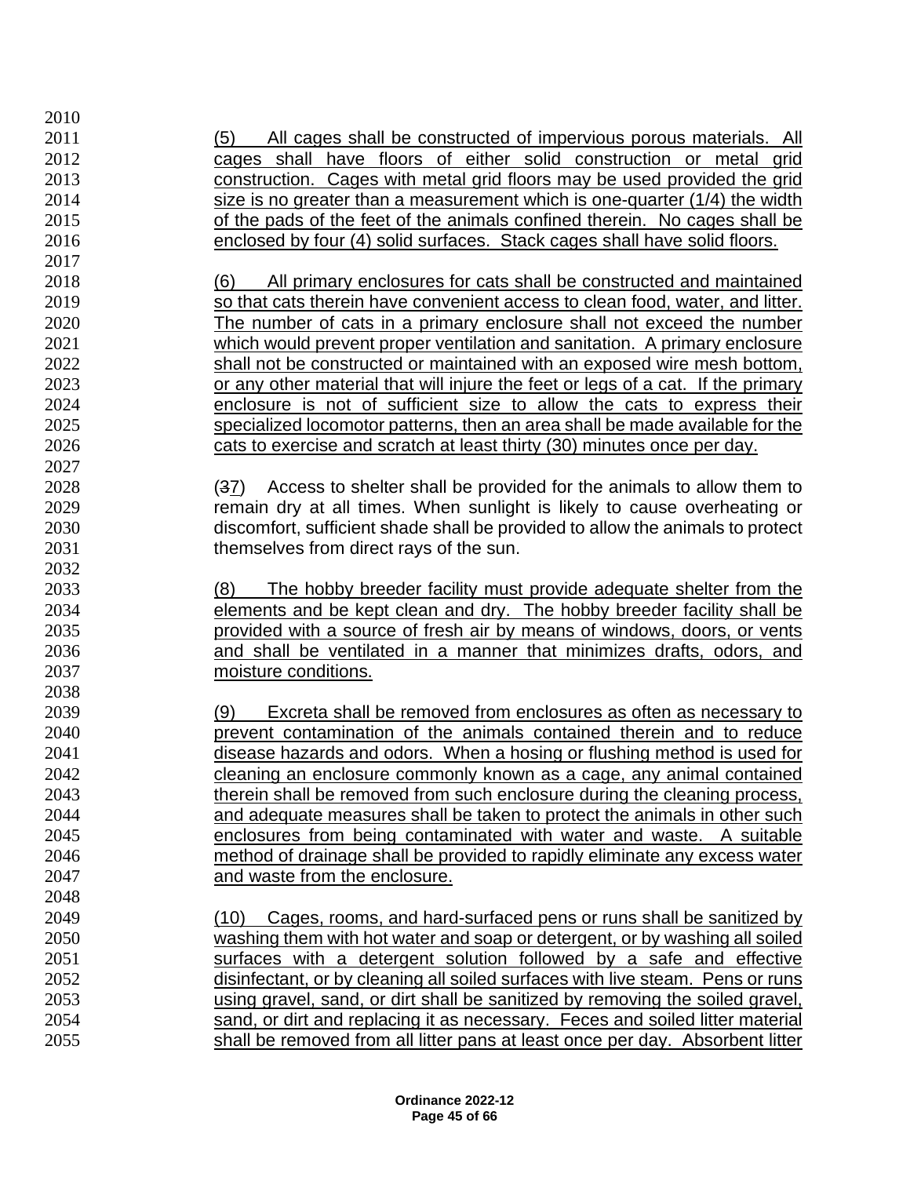(5) All cages shall be constructed of impervious porous materials. All cages shall have floors of either solid construction or metal grid construction. Cages with metal grid floors may be used provided the grid size is no greater than a measurement which is one-quarter (1/4) the width of the pads of the feet of the animals confined therein. No cages shall be enclosed by four (4) solid surfaces. Stack cages shall have solid floors.

(6) All primary enclosures for cats shall be constructed and maintained so that cats therein have convenient access to clean food, water, and litter. The number of cats in a primary enclosure shall not exceed the number which would prevent proper ventilation and sanitation. A primary enclosure shall not be constructed or maintained with an exposed wire mesh bottom, or any other material that will injure the feet or legs of a cat. If the primary enclosure is not of sufficient size to allow the cats to express their specialized locomotor patterns, then an area shall be made available for the cats to exercise and scratch at least thirty (30) minutes once per day.

(~~3~~7) Access to shelter shall be provided for the animals to allow them to remain dry at all times. When sunlight is likely to cause overheating or discomfort, sufficient shade shall be provided to allow the animals to protect themselves from direct rays of the sun.

(8) The hobby breeder facility must provide adequate shelter from the elements and be kept clean and dry. The hobby breeder facility shall be provided with a source of fresh air by means of windows, doors, or vents and shall be ventilated in a manner that minimizes drafts, odors, and moisture conditions.

(9) Excreta shall be removed from enclosures as often as necessary to prevent contamination of the animals contained therein and to reduce disease hazards and odors. When a hosing or flushing method is used for cleaning an enclosure commonly known as a cage, any animal contained therein shall be removed from such enclosure during the cleaning process, and adequate measures shall be taken to protect the animals in other such enclosures from being contaminated with water and waste. A suitable method of drainage shall be provided to rapidly eliminate any excess water and waste from the enclosure.

(10) Cages, rooms, and hard-surfaced pens or runs shall be sanitized by washing them with hot water and soap or detergent, or by washing all soiled surfaces with a detergent solution followed by a safe and effective disinfectant, or by cleaning all soiled surfaces with live steam. Pens or runs using gravel, sand, or dirt shall be sanitized by removing the soiled gravel, sand, or dirt and replacing it as necessary. Feces and soiled litter material shall be removed from all litter pans at least once per day. Absorbent litter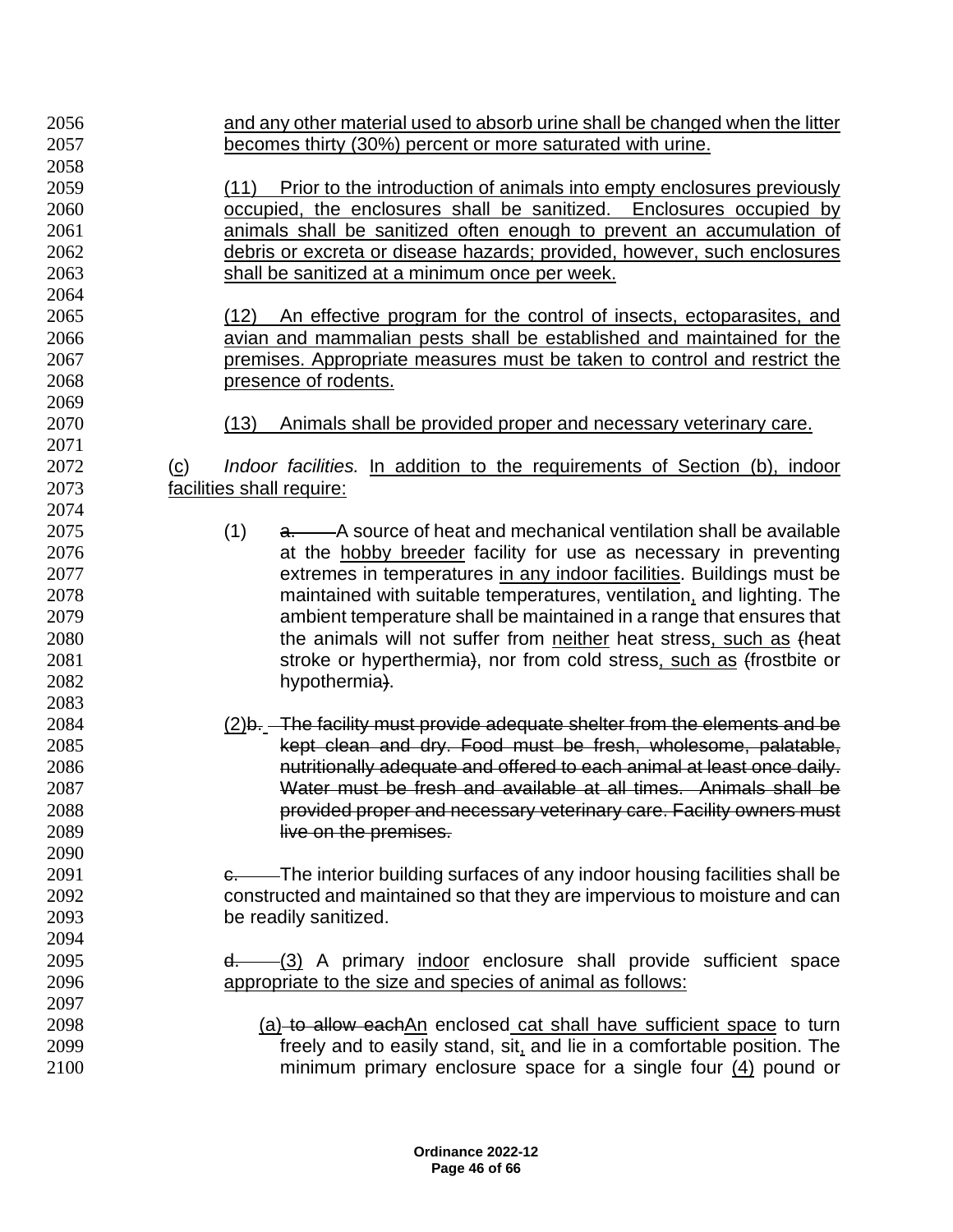and any other material used to absorb urine shall be changed when the litter becomes thirty (30%) percent or more saturated with urine.

(11) Prior to the introduction of animals into empty enclosures previously occupied, the enclosures shall be sanitized. Enclosures occupied by animals shall be sanitized often enough to prevent an accumulation of debris or excreta or disease hazards; provided, however, such enclosures shall be sanitized at a minimum once per week.

(12) An effective program for the control of insects, ectoparasites, and avian and mammalian pests shall be established and maintained for the premises. Appropriate measures must be taken to control and restrict the presence of rodents.

(13) Animals shall be provided proper and necessary veterinary care.

(c) *Indoor facilities.* In addition to the requirements of Section (b), indoor facilities shall require:

(1) ~~a.~~ A source of heat and mechanical ventilation shall be available at the hobby breeder facility for use as necessary in preventing extremes in temperatures in any indoor facilities. Buildings must be maintained with suitable temperatures, ventilation, and lighting. The ambient temperature shall be maintained in a range that ensures that the animals will not suffer from neither heat stress, such as ~~(~~heat stroke or hyperthermia~~)~~, nor from cold stress, such as ~~(~~frostbite or hypothermia~~)~~.

(2)~~b. The facility must provide adequate shelter from the elements and be kept clean and dry. Food must be fresh, wholesome, palatable, nutritionally adequate and offered to each animal at least once daily. Water must be fresh and available at all times. Animals shall be provided proper and necessary veterinary care. Facility owners must live on the premises.~~

~~c.~~ The interior building surfaces of any indoor housing facilities shall be constructed and maintained so that they are impervious to moisture and can be readily sanitized.

~~d.~~ (3) A primary indoor enclosure shall provide sufficient space appropriate to the size and species of animal as follows:

(a) ~~to allow each~~An enclosed cat shall have sufficient space to turn freely and to easily stand, sit, and lie in a comfortable position. The minimum primary enclosure space for a single four (4) pound or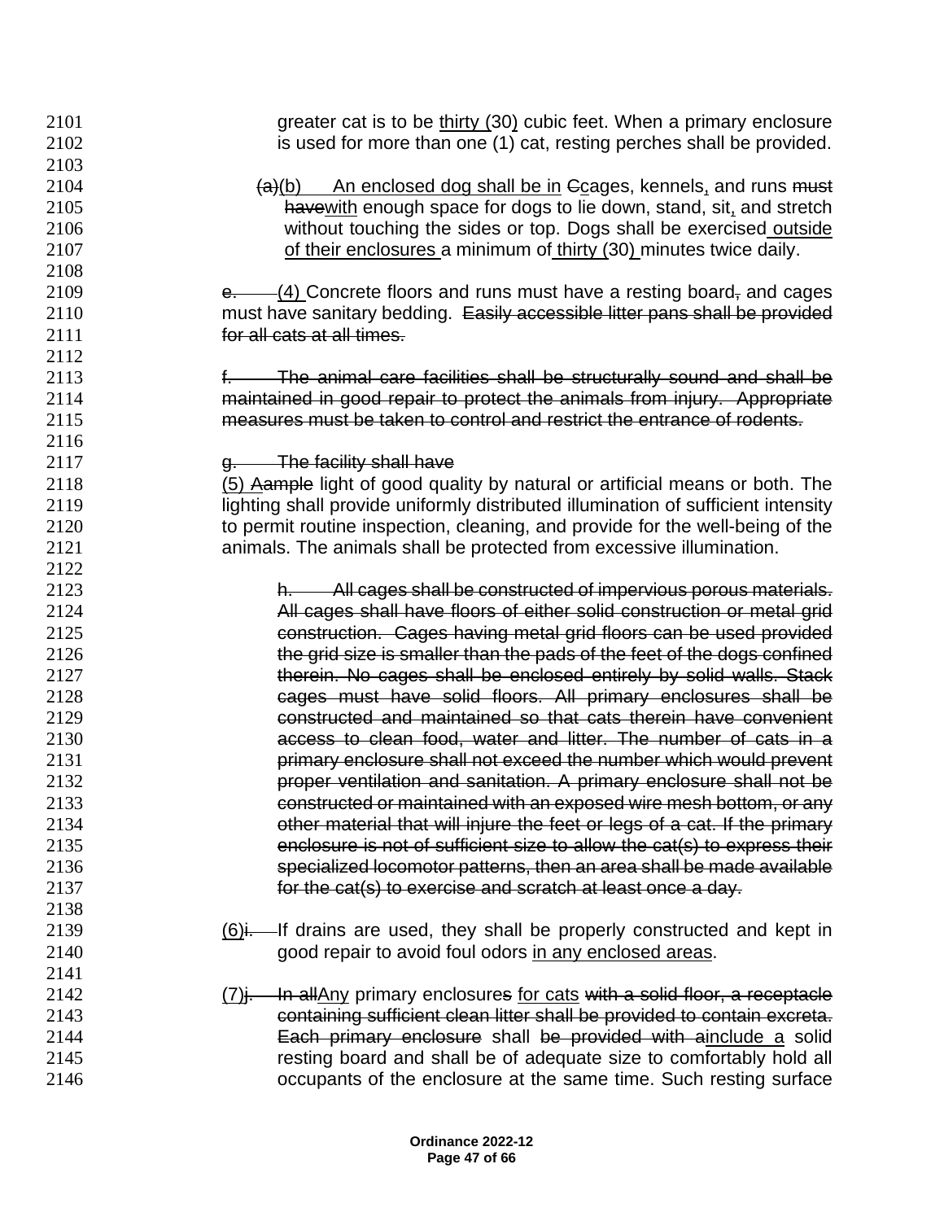greater cat is to be thirty (30) cubic feet. When a primary enclosure is used for more than one (1) cat, resting perches shall be provided.

~~(a)~~(b) An enclosed dog shall be in ~~C~~cages, kennels, and runs ~~must have~~with enough space for dogs to lie down, stand, sit, and stretch without touching the sides or top. Dogs shall be exercised outside of their enclosures a minimum of thirty (30) minutes twice daily.

~~e.~~ (4) Concrete floors and runs must have a resting board~~,~~ and cages must have sanitary bedding. ~~Easily accessible litter pans shall be provided for all cats at all times.~~

~~f. The animal care facilities shall be structurally sound and shall be maintained in good repair to protect the animals from injury. Appropriate measures must be taken to control and restrict the entrance of rodents.~~

~~g. The facility shall have~~
(5) A~~ample~~ light of good quality by natural or artificial means or both. The lighting shall provide uniformly distributed illumination of sufficient intensity to permit routine inspection, cleaning, and provide for the well-being of the animals. The animals shall be protected from excessive illumination.

~~h. All cages shall be constructed of impervious porous materials. All cages shall have floors of either solid construction or metal grid construction. Cages having metal grid floors can be used provided the grid size is smaller than the pads of the feet of the dogs confined therein. No cages shall be enclosed entirely by solid walls. Stack cages must have solid floors. All primary enclosures shall be constructed and maintained so that cats therein have convenient access to clean food, water and litter. The number of cats in a primary enclosure shall not exceed the number which would prevent proper ventilation and sanitation. A primary enclosure shall not be constructed or maintained with an exposed wire mesh bottom, or any other material that will injure the feet or legs of a cat. If the primary enclosure is not of sufficient size to allow the cat(s) to express their specialized locomotor patterns, then an area shall be made available for the cat(s) to exercise and scratch at least once a day.~~

(6)~~i.~~ If drains are used, they shall be properly constructed and kept in good repair to avoid foul odors in any enclosed areas.

(7)~~j. In all~~Any primary enclosure~~s~~ for cats ~~with a solid floor, a receptacle containing sufficient clean litter shall be provided to contain excreta. Each primary enclosure~~ shall ~~be provided with a~~include a solid resting board and shall be of adequate size to comfortably hold all occupants of the enclosure at the same time. Such resting surface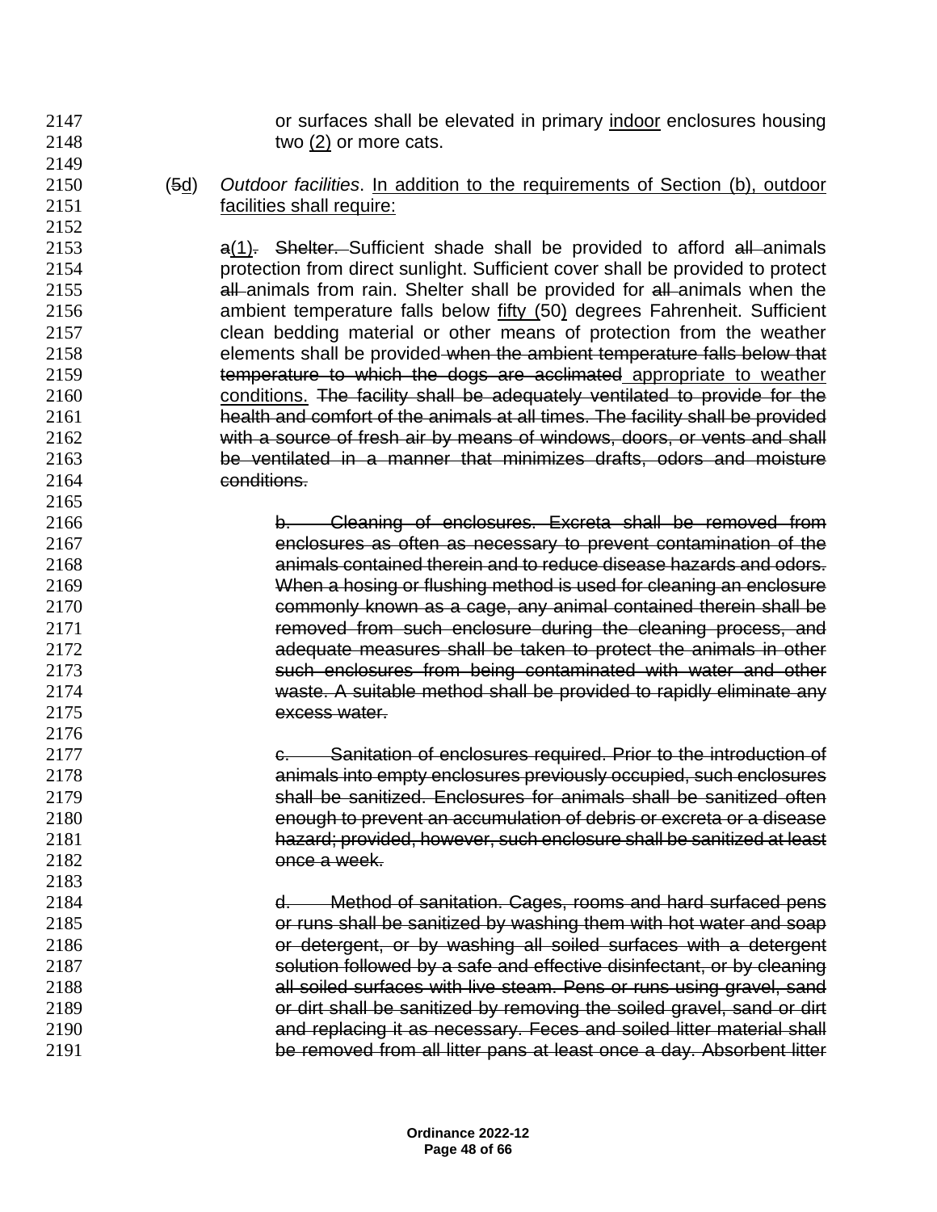or surfaces shall be elevated in primary <u>indoor</u> enclosures housing two <u>(2)</u> or more cats.

(~~5~~<u>d</u>) *Outdoor facilities*. <u>In addition to the requirements of Section (b), outdoor facilities shall require:</u>

~~a~~<u>(1)</u>~~.~~ ~~Shelter.~~ Sufficient shade shall be provided to afford ~~all~~ animals protection from direct sunlight. Sufficient cover shall be provided to protect ~~all~~ animals from rain. Shelter shall be provided for ~~all~~ animals when the ambient temperature falls below <u>fifty (</u>50<u>)</u> degrees Fahrenheit. Sufficient clean bedding material or other means of protection from the weather elements shall be provided ~~when the ambient temperature falls below that temperature to which the dogs are acclimated~~ <u>appropriate to weather conditions.</u> ~~The facility shall be adequately ventilated to provide for the health and comfort of the animals at all times. The facility shall be provided with a source of fresh air by means of windows, doors, or vents and shall be ventilated in a manner that minimizes drafts, odors and moisture conditions.~~

~~b. Cleaning of enclosures. Excreta shall be removed from enclosures as often as necessary to prevent contamination of the animals contained therein and to reduce disease hazards and odors. When a hosing or flushing method is used for cleaning an enclosure commonly known as a cage, any animal contained therein shall be removed from such enclosure during the cleaning process, and adequate measures shall be taken to protect the animals in other such enclosures from being contaminated with water and other waste. A suitable method shall be provided to rapidly eliminate any excess water.~~

~~c. Sanitation of enclosures required. Prior to the introduction of animals into empty enclosures previously occupied, such enclosures shall be sanitized. Enclosures for animals shall be sanitized often enough to prevent an accumulation of debris or excreta or a disease hazard; provided, however, such enclosure shall be sanitized at least once a week.~~

~~d. Method of sanitation. Cages, rooms and hard surfaced pens or runs shall be sanitized by washing them with hot water and soap or detergent, or by washing all soiled surfaces with a detergent solution followed by a safe and effective disinfectant, or by cleaning all soiled surfaces with live steam. Pens or runs using gravel, sand or dirt shall be sanitized by removing the soiled gravel, sand or dirt and replacing it as necessary. Feces and soiled litter material shall be removed from all litter pans at least once a day. Absorbent litter~~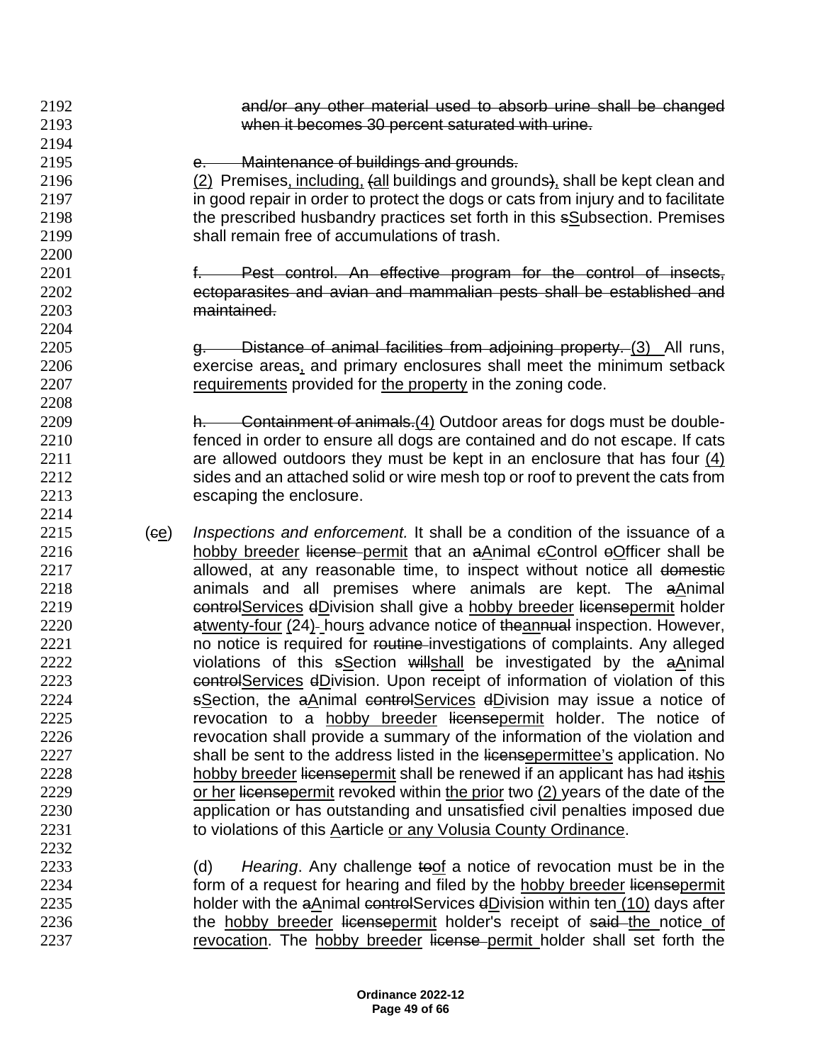and/or any other material used to absorb urine shall be changed when it becomes 30 percent saturated with urine.

e. Maintenance of buildings and grounds.
(2) Premises, including, (all buildings and grounds), shall be kept clean and in good repair in order to protect the dogs or cats from injury and to facilitate the prescribed husbandry practices set forth in this sSubsection. Premises shall remain free of accumulations of trash.

f. Pest control. An effective program for the control of insects, ectoparasites and avian and mammalian pests shall be established and maintained.

g. Distance of animal facilities from adjoining property. (3) All runs, exercise areas, and primary enclosures shall meet the minimum setback requirements provided for the property in the zoning code.

h. Containment of animals.(4) Outdoor areas for dogs must be double-fenced in order to ensure all dogs are contained and do not escape. If cats are allowed outdoors they must be kept in an enclosure that has four (4) sides and an attached solid or wire mesh top or roof to prevent the cats from escaping the enclosure.

(ce) *Inspections and enforcement.* It shall be a condition of the issuance of a hobby breeder license permit that an aAnimal cControl oOfficer shall be allowed, at any reasonable time, to inspect without notice all domestic animals and all premises where animals are kept. The aAnimal controlServices dDivision shall give a hobby breeder licensepermit holder atwenty-four (24)- hours advance notice of theannual inspection. However, no notice is required for routine investigations of complaints. Any alleged violations of this sSection willshall be investigated by the aAnimal controlServices dDivision. Upon receipt of information of violation of this sSection, the aAnimal controlServices dDivision may issue a notice of revocation to a hobby breeder licensepermit holder. The notice of revocation shall provide a summary of the information of the violation and shall be sent to the address listed in the licensepermittee's application. No hobby breeder licensepermit shall be renewed if an applicant has had itshis or her licensepermit revoked within the prior two (2) years of the date of the application or has outstanding and unsatisfied civil penalties imposed due to violations of this Aarticle or any Volusia County Ordinance.

(d) *Hearing*. Any challenge toof a notice of revocation must be in the form of a request for hearing and filed by the hobby breeder licensepermit holder with the aAnimal controlServices dDivision within ten (10) days after the hobby breeder licensepermit holder's receipt of said the notice of revocation. The hobby breeder license permit holder shall set forth the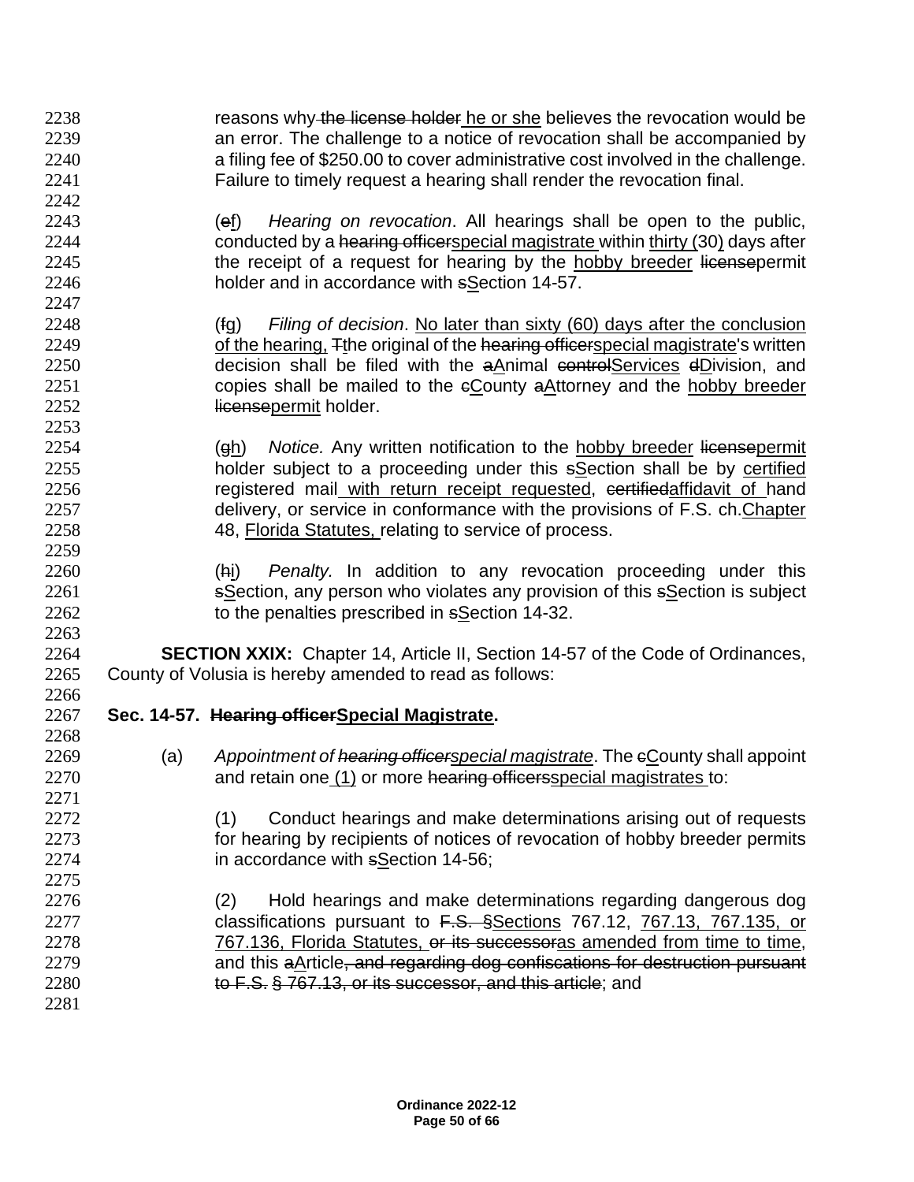reasons why the license holder he or she believes the revocation would be an error. The challenge to a notice of revocation shall be accompanied by a filing fee of $250.00 to cover administrative cost involved in the challenge. Failure to timely request a hearing shall render the revocation final.

(ef) *Hearing on revocation*. All hearings shall be open to the public, conducted by a hearing officerspecial magistrate within thirty (30) days after the receipt of a request for hearing by the hobby breeder licensepermit holder and in accordance with sSection 14-57.

(fg) *Filing of decision*. No later than sixty (60) days after the conclusion of the hearing, Tthe original of the hearing officerspecial magistrate's written decision shall be filed with the aAnimal controlServices dDivision, and copies shall be mailed to the cCounty aAttorney and the hobby breeder licensepermit holder.

(gh) *Notice.* Any written notification to the hobby breeder licensepermit holder subject to a proceeding under this sSection shall be by certified registered mail with return receipt requested, certifiedaffidavit of hand delivery, or service in conformance with the provisions of F.S. ch.Chapter 48, Florida Statutes, relating to service of process.

(hi) *Penalty.* In addition to any revocation proceeding under this sSection, any person who violates any provision of this sSection is subject to the penalties prescribed in sSection 14-32.

**SECTION XXIX:** Chapter 14, Article II, Section 14-57 of the Code of Ordinances, County of Volusia is hereby amended to read as follows:

**Sec. 14-57. Hearing officerSpecial Magistrate.**

(a) *Appointment of hearing officerspecial magistrate*. The cCounty shall appoint and retain one (1) or more hearing officersspecial magistrates to:

(1) Conduct hearings and make determinations arising out of requests for hearing by recipients of notices of revocation of hobby breeder permits in accordance with sSection 14-56;

(2) Hold hearings and make determinations regarding dangerous dog classifications pursuant to F.S. §Sections 767.12, 767.13, 767.135, or 767.136, Florida Statutes, or its successoras amended from time to time, and this aArticle, and regarding dog confiscations for destruction pursuant to F.S. § 767.13, or its successor, and this article; and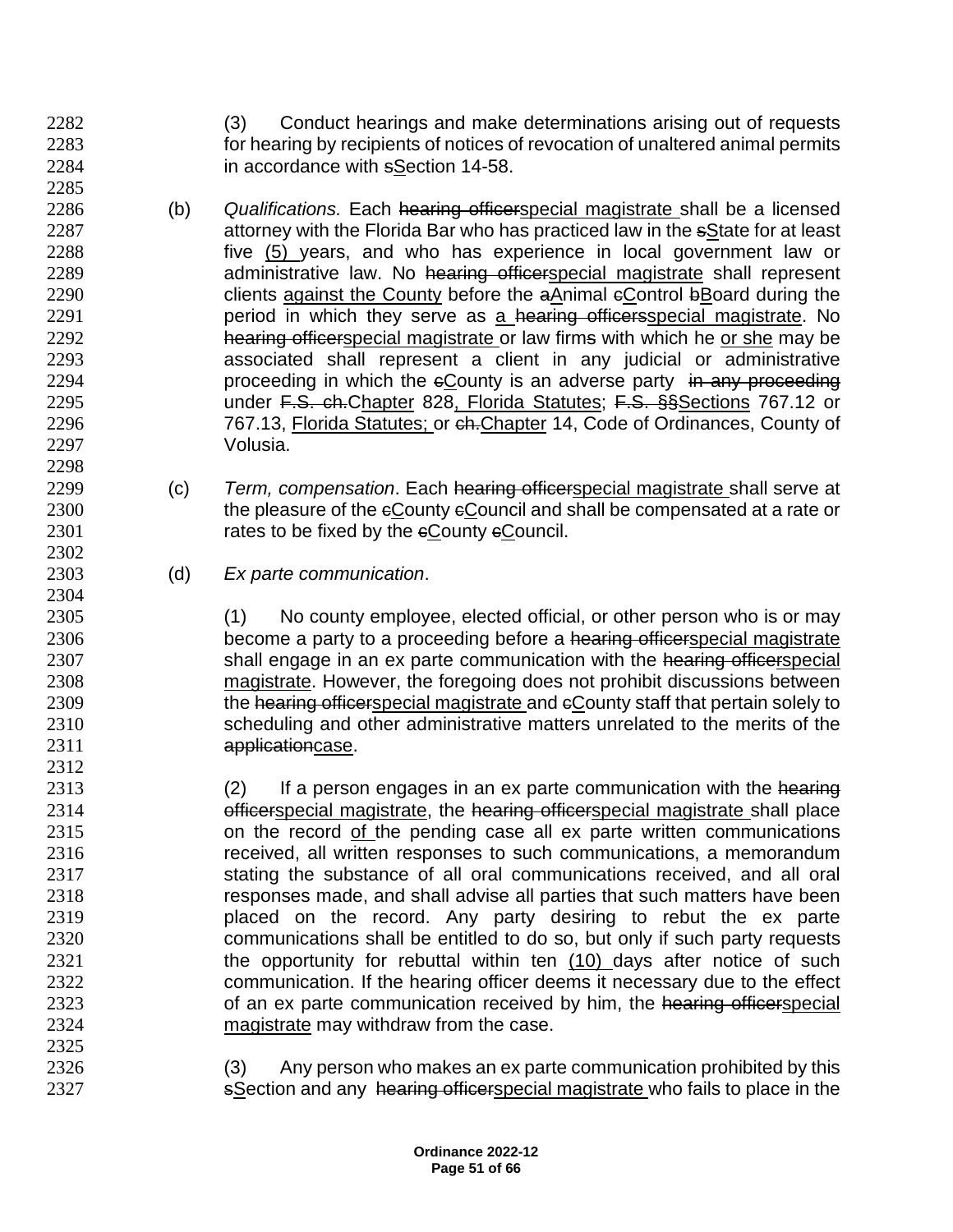(3) Conduct hearings and make determinations arising out of requests for hearing by recipients of notices of revocation of unaltered animal permits in accordance with ~~s~~<u>S</u>ection 14-58.

(b) *Qualifications.* Each ~~hearing officer~~<u>special magistrate</u> shall be a licensed attorney with the Florida Bar who has practiced law in the ~~s~~<u>S</u>tate for at least five <u>(5)</u> years, and who has experience in local government law or administrative law. No ~~hearing officer~~<u>special magistrate</u> shall represent clients <u>against the County</u> before the ~~a~~<u>A</u>nimal ~~c~~<u>C</u>ontrol ~~b~~<u>B</u>oard during the period in which they serve as <u>a</u> ~~hearing officers~~<u>special magistrate</u>. No ~~hearing officer~~<u>special magistrate</u> or law firm~~s~~ with which he <u>or she</u> may be associated shall represent a client in any judicial or administrative proceeding in which the ~~c~~<u>C</u>ounty is an adverse party ~~in any proceeding~~ under ~~F.S. ch.~~<u>C</u>hapter 828<u>, Florida Statutes</u>; ~~F.S. §§~~<u>Sections</u> 767.12 or 767.13, <u>Florida Statutes;</u> or ~~ch.~~<u>Chapter</u> 14, Code of Ordinances, County of Volusia.

(c) *Term, compensation*. Each ~~hearing officer~~<u>special magistrate</u> shall serve at the pleasure of the ~~c~~<u>C</u>ounty ~~c~~<u>C</u>ouncil and shall be compensated at a rate or rates to be fixed by the ~~c~~<u>C</u>ounty ~~c~~<u>C</u>ouncil.

(d) *Ex parte communication*.

(1) No county employee, elected official, or other person who is or may become a party to a proceeding before a ~~hearing officer~~<u>special magistrate</u> shall engage in an ex parte communication with the ~~hearing officer~~<u>special magistrate</u>. However, the foregoing does not prohibit discussions between the ~~hearing officer~~<u>special magistrate</u> and ~~c~~<u>C</u>ounty staff that pertain solely to scheduling and other administrative matters unrelated to the merits of the ~~application~~<u>case</u>.

(2) If a person engages in an ex parte communication with the ~~hearing officer~~<u>special magistrate</u>, the ~~hearing officer~~<u>special magistrate</u> shall place on the record <u>of</u> the pending case all ex parte written communications received, all written responses to such communications, a memorandum stating the substance of all oral communications received, and all oral responses made, and shall advise all parties that such matters have been placed on the record. Any party desiring to rebut the ex parte communications shall be entitled to do so, but only if such party requests the opportunity for rebuttal within ten <u>(10)</u> days after notice of such communication. If the hearing officer deems it necessary due to the effect of an ex parte communication received by him, the ~~hearing officer~~<u>special magistrate</u> may withdraw from the case.

(3) Any person who makes an ex parte communication prohibited by this ~~s~~<u>S</u>ection and any ~~hearing officer~~<u>special magistrate</u> who fails to place in the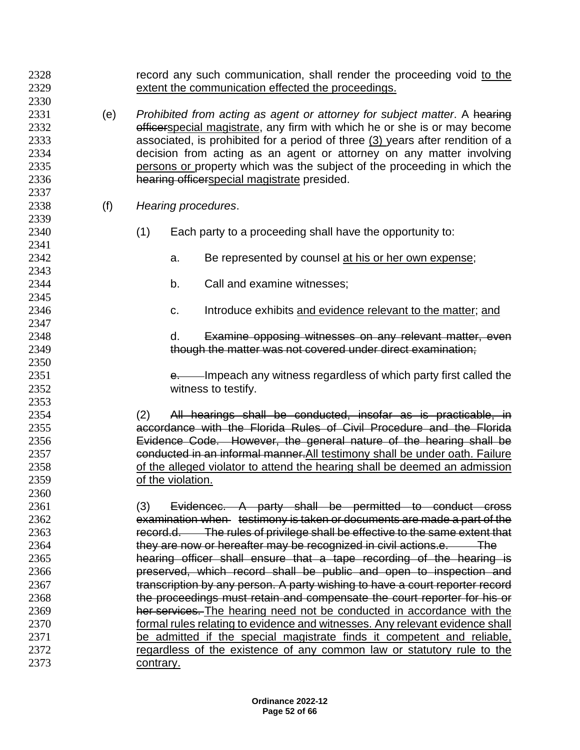record any such communication, shall render the proceeding void to the extent the communication effected the proceedings.

(e) *Prohibited from acting as agent or attorney for subject matter*. A ~~hearing officer~~special magistrate, any firm with which he or she is or may become associated, is prohibited for a period of three (3) years after rendition of a decision from acting as an agent or attorney on any matter involving persons or property which was the subject of the proceeding in which the ~~hearing officer~~special magistrate presided.

(f) *Hearing procedures*.

(1) Each party to a proceeding shall have the opportunity to:

a. Be represented by counsel at his or her own expense;

b. Call and examine witnesses;

c. Introduce exhibits and evidence relevant to the matter; and

d. ~~Examine opposing witnesses on any relevant matter, even though the matter was not covered under direct examination;~~

~~e.~~ Impeach any witness regardless of which party first called the witness to testify.

(2) ~~All hearings shall be conducted, insofar as is practicable, in accordance with the Florida Rules of Civil Procedure and the Florida Evidence Code. However, the general nature of the hearing shall be conducted in an informal manner.~~All testimony shall be under oath. Failure of the alleged violator to attend the hearing shall be deemed an admission of the violation.

(3) ~~Evidencec. A party shall be permitted to conduct cross examination when testimony is taken or documents are made a part of the record.d. The rules of privilege shall be effective to the same extent that they are now or hereafter may be recognized in civil actions.e. The hearing officer shall ensure that a tape recording of the hearing is preserved, which record shall be public and open to inspection and transcription by any person. A party wishing to have a court reporter record the proceedings must retain and compensate the court reporter for his or her services.~~ The hearing need not be conducted in accordance with the formal rules relating to evidence and witnesses. Any relevant evidence shall be admitted if the special magistrate finds it competent and reliable, regardless of the existence of any common law or statutory rule to the contrary.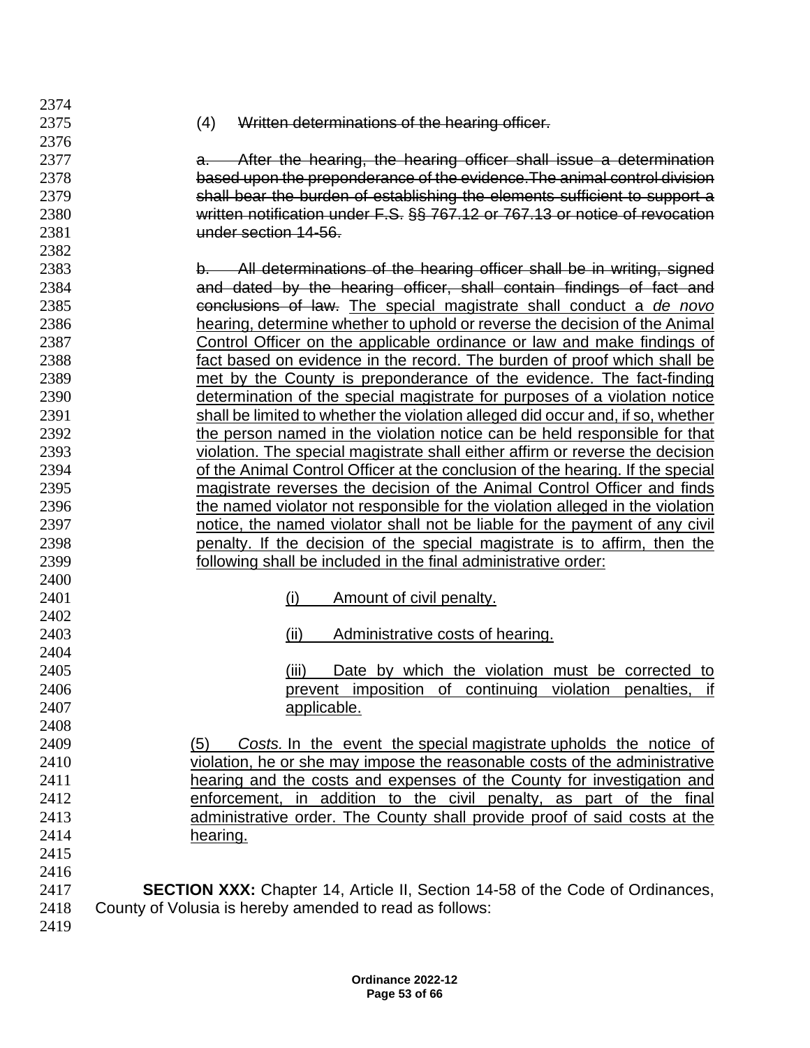(4) ~~Written determinations of the hearing officer.~~

~~a. After the hearing, the hearing officer shall issue a determination based upon the preponderance of the evidence.The animal control division shall bear the burden of establishing the elements sufficient to support a written notification under F.S. §§ 767.12 or 767.13 or notice of revocation under section 14-56.~~

~~b. All determinations of the hearing officer shall be in writing, signed and dated by the hearing officer, shall contain findings of fact and conclusions of law.~~ <u>The special magistrate shall conduct a *de novo* hearing, determine whether to uphold or reverse the decision of the Animal Control Officer on the applicable ordinance or law and make findings of fact based on evidence in the record. The burden of proof which shall be met by the County is preponderance of the evidence. The fact-finding determination of the special magistrate for purposes of a violation notice shall be limited to whether the violation alleged did occur and, if so, whether the person named in the violation notice can be held responsible for that violation. The special magistrate shall either affirm or reverse the decision of the Animal Control Officer at the conclusion of the hearing. If the special magistrate reverses the decision of the Animal Control Officer and finds the named violator not responsible for the violation alleged in the violation notice, the named violator shall not be liable for the payment of any civil penalty. If the decision of the special magistrate is to affirm, then the following shall be included in the final administrative order:</u>

<u>(i) Amount of civil penalty.</u>

<u>(ii) Administrative costs of hearing.</u>

<u>(iii) Date by which the violation must be corrected to prevent imposition of continuing violation penalties, if applicable.</u>

<u>(5) *Costs.* In the event the special magistrate upholds the notice of violation, he or she may impose the reasonable costs of the administrative hearing and the costs and expenses of the County for investigation and enforcement, in addition to the civil penalty, as part of the final administrative order. The County shall provide proof of said costs at the hearing.</u>

**SECTION XXX:** Chapter 14, Article II, Section 14-58 of the Code of Ordinances, County of Volusia is hereby amended to read as follows: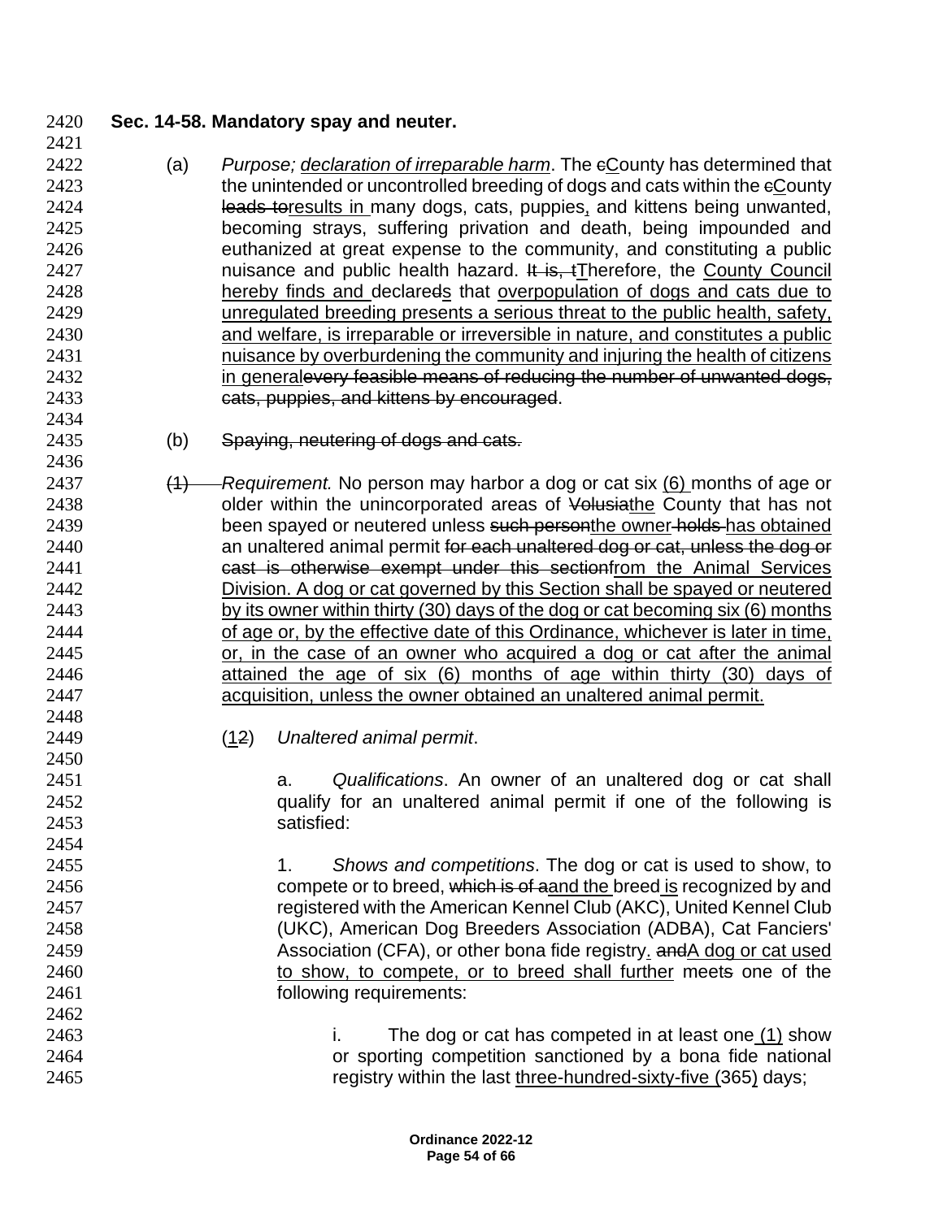**Sec. 14-58. Mandatory spay and neuter.**

(a) *Purpose; <u>declaration of irreparable harm</u>*. The ~~c~~<u>C</u>ounty has determined that the unintended or uncontrolled breeding of dogs and cats within the ~~c~~<u>C</u>ounty ~~leads to~~<u>results in</u> many dogs, cats, puppies<u>,</u> and kittens being unwanted, becoming strays, suffering privation and death, being impounded and euthanized at great expense to the community, and constituting a public nuisance and public health hazard. ~~It is, t~~<u>T</u>herefore, the <u>County Council hereby finds and</u> declare~~d~~<u>s</u> that <u>overpopulation of dogs and cats due to unregulated breeding presents a serious threat to the public health, safety, and welfare, is irreparable or irreversible in nature, and constitutes a public nuisance by overburdening the community and injuring the health of citizens in general</u>~~every feasible means of reducing the number of unwanted dogs, cats, puppies, and kittens by encouraged~~.

(b) ~~Spaying, neutering of dogs and cats.~~

~~(1)~~ *Requirement.* No person may harbor a dog or cat six <u>(6)</u> months of age or older within the unincorporated areas of ~~Volusia~~<u>the</u> County that has not been spayed or neutered unless ~~such person~~<u>the owner</u> ~~holds~~ <u>has obtained</u> an unaltered animal permit ~~for each unaltered dog or cat, unless the dog or cast is otherwise exempt under this section~~<u>from the Animal Services Division. A dog or cat governed by this Section shall be spayed or neutered by its owner within thirty (30) days of the dog or cat becoming six (6) months of age or, by the effective date of this Ordinance, whichever is later in time, or, in the case of an owner who acquired a dog or cat after the animal attained the age of six (6) months of age within thirty (30) days of acquisition, unless the owner obtained an unaltered animal permit.</u>

(<u>1</u>~~2~~) *Unaltered animal permit*.

a. *Qualifications*. An owner of an unaltered dog or cat shall qualify for an unaltered animal permit if one of the following is satisfied:

1. *Shows and competitions*. The dog or cat is used to show, to compete or to breed, ~~which is of a~~<u>and the</u> breed <u>is</u> recognized by and registered with the American Kennel Club (AKC), United Kennel Club (UKC), American Dog Breeders Association (ADBA), Cat Fanciers' Association (CFA), or other bona fide registry<u>.</u> ~~and~~<u>A dog or cat used to show, to compete, or to breed shall further</u> meet~~s~~ one of the following requirements:

i. The dog or cat has competed in at least one <u>(1)</u> show or sporting competition sanctioned by a bona fide national registry within the last <u>three-hundred-sixty-five (</u>365<u>)</u> days;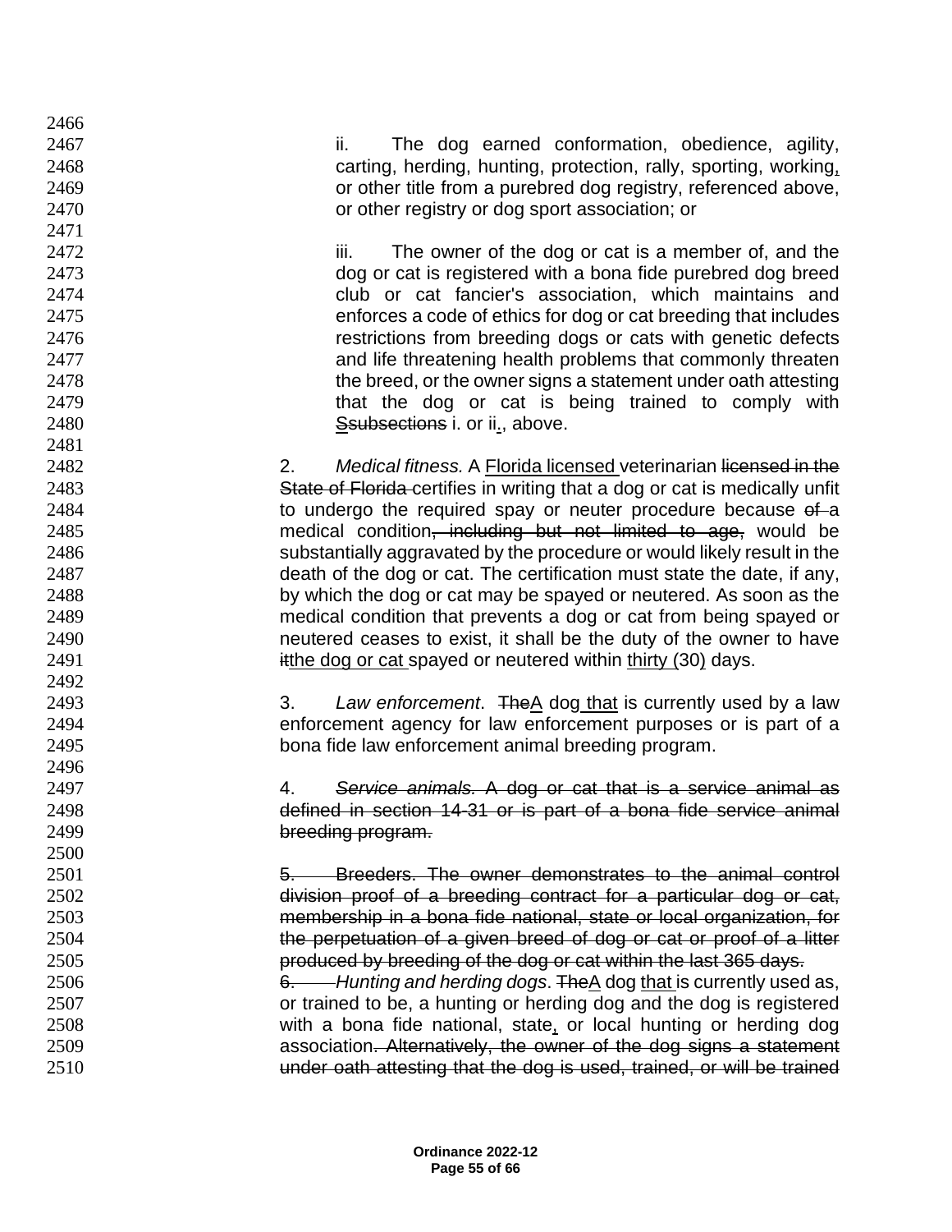ii. The dog earned conformation, obedience, agility, carting, herding, hunting, protection, rally, sporting, working, or other title from a purebred dog registry, referenced above, or other registry or dog sport association; or

iii. The owner of the dog or cat is a member of, and the dog or cat is registered with a bona fide purebred dog breed club or cat fancier's association, which maintains and enforces a code of ethics for dog or cat breeding that includes restrictions from breeding dogs or cats with genetic defects and life threatening health problems that commonly threaten the breed, or the owner signs a statement under oath attesting that the dog or cat is being trained to comply with ~~S~~subsections i. or ii., above.

2. *Medical fitness.* A Florida licensed veterinarian ~~licensed in the State of Florida~~ certifies in writing that a dog or cat is medically unfit to undergo the required spay or neuter procedure because ~~of~~ a medical condition~~, including but not limited to age,~~ would be substantially aggravated by the procedure or would likely result in the death of the dog or cat. The certification must state the date, if any, by which the dog or cat may be spayed or neutered. As soon as the medical condition that prevents a dog or cat from being spayed or neutered ceases to exist, it shall be the duty of the owner to have ~~it~~the dog or cat spayed or neutered within thirty (30) days.

3. *Law enforcement*. ~~The~~A dog that is currently used by a law enforcement agency for law enforcement purposes or is part of a bona fide law enforcement animal breeding program.

~~4. *Service animals.* A dog or cat that is a service animal as defined in section 14-31 or is part of a bona fide service animal breeding program.~~

~~5. Breeders. The owner demonstrates to the animal control division proof of a breeding contract for a particular dog or cat, membership in a bona fide national, state or local organization, for the perpetuation of a given breed of dog or cat or proof of a litter produced by breeding of the dog or cat within the last 365 days.~~

~~6.~~ *Hunting and herding dogs*. ~~The~~A dog that is currently used as, or trained to be, a hunting or herding dog and the dog is registered with a bona fide national, state, or local hunting or herding dog association~~. Alternatively, the owner of the dog signs a statement under oath attesting that the dog is used, trained, or will be trained~~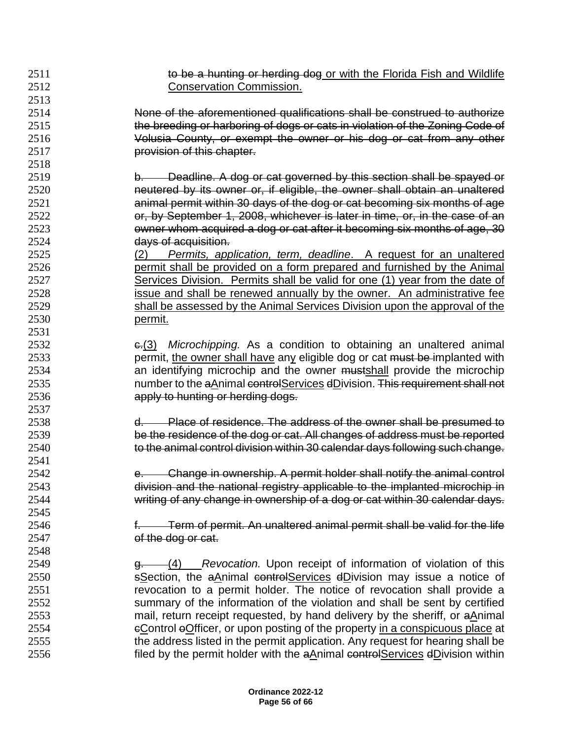2511 ~~to be a hunting or herding dog~~ <u>or with the Florida Fish and Wildlife</u>
2512 <u>Conservation Commission.</u>

2514 ~~None of the aforementioned qualifications shall be construed to authorize~~
2515 ~~the breeding or harboring of dogs or cats in violation of the Zoning Code of~~
2516 ~~Volusia County, or exempt the owner or his dog or cat from any other~~
2517 ~~provision of this chapter.~~

2519 ~~b. Deadline. A dog or cat governed by this section shall be spayed or~~
2520 ~~neutered by its owner or, if eligible, the owner shall obtain an unaltered~~
2521 ~~animal permit within 30 days of the dog or cat becoming six months of age~~
2522 ~~or, by September 1, 2008, whichever is later in time, or, in the case of an~~
2523 ~~owner whom acquired a dog or cat after it becoming six months of age, 30~~
2524 ~~days of acquisition.~~
2525 <u>(2) *Permits, application, term, deadline*. A request for an unaltered</u>
2526 <u>permit shall be provided on a form prepared and furnished by the Animal</u>
2527 <u>Services Division. Permits shall be valid for one (1) year from the date of</u>
2528 <u>issue and shall be renewed annually by the owner. An administrative fee</u>
2529 <u>shall be assessed by the Animal Services Division upon the approval of the</u>
2530 <u>permit.</u>

2532 ~~c.~~<u>(3)</u> *Microchipping.* As a condition to obtaining an unaltered animal
2533 permit, <u>the owner shall have</u> any eligible dog or cat ~~must be~~ implanted with
2534 an identifying microchip and the owner ~~must~~<u>shall</u> provide the microchip
2535 number to the ~~a~~<u>A</u>nimal ~~control~~<u>Services</u> ~~d~~<u>D</u>ivision. ~~This requirement shall not~~
2536 ~~apply to hunting or herding dogs.~~

2538 ~~d. Place of residence. The address of the owner shall be presumed to~~
2539 ~~be the residence of the dog or cat. All changes of address must be reported~~
2540 ~~to the animal control division within 30 calendar days following such change.~~

2542 ~~e. Change in ownership. A permit holder shall notify the animal control~~
2543 ~~division and the national registry applicable to the implanted microchip in~~
2544 ~~writing of any change in ownership of a dog or cat within 30 calendar days.~~

2546 ~~f. Term of permit. An unaltered animal permit shall be valid for the life~~
2547 ~~of the dog or cat.~~

2549 ~~g.~~ <u>(4)</u> *Revocation.* Upon receipt of information of violation of this
2550 ~~s~~<u>S</u>ection, the ~~a~~<u>A</u>nimal ~~control~~<u>Services</u> ~~d~~<u>D</u>ivision may issue a notice of
2551 revocation to a permit holder. The notice of revocation shall provide a
2552 summary of the information of the violation and shall be sent by certified
2553 mail, return receipt requested, by hand delivery by the sheriff, or ~~a~~<u>A</u>nimal
2554 ~~c~~<u>C</u>ontrol ~~o~~<u>O</u>fficer, or upon posting of the property <u>in a conspicuous place</u> at
2555 the address listed in the permit application. Any request for hearing shall be
2556 filed by the permit holder with the ~~a~~<u>A</u>nimal ~~control~~<u>Services</u> ~~d~~<u>D</u>ivision within

**Ordinance 2022-12**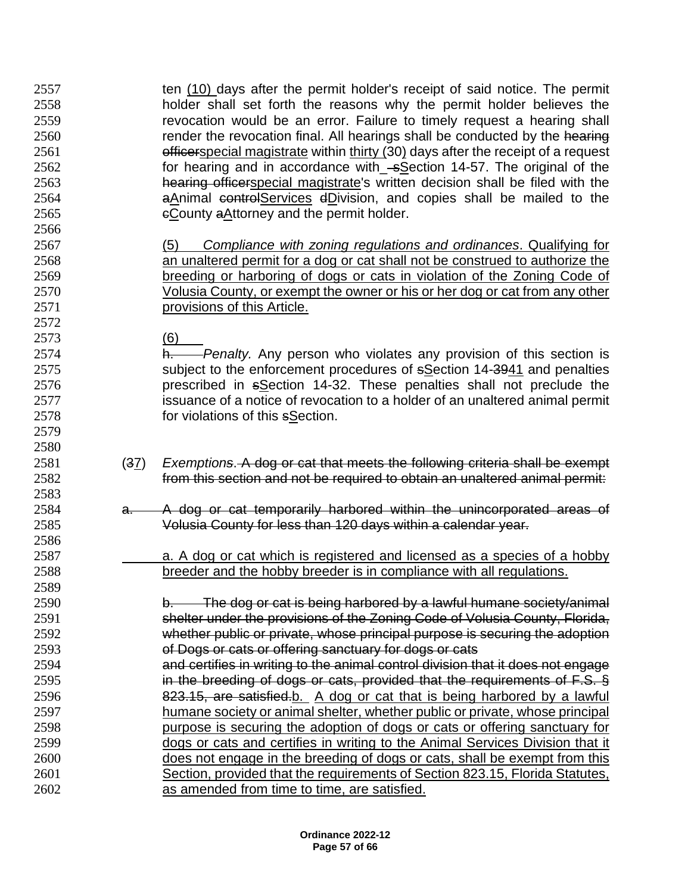ten (10) days after the permit holder's receipt of said notice. The permit holder shall set forth the reasons why the permit holder believes the revocation would be an error. Failure to timely request a hearing shall render the revocation final. All hearings shall be conducted by the ~~hearing officer~~special magistrate within thirty (30) days after the receipt of a request for hearing and in accordance with ~~s~~Section 14-57. The original of the ~~hearing officer~~special magistrate's written decision shall be filed with the ~~a~~Animal ~~control~~Services ~~d~~Division, and copies shall be mailed to the ~~c~~County ~~a~~Attorney and the permit holder.

(5) *Compliance with zoning regulations and ordinances*. Qualifying for an unaltered permit for a dog or cat shall not be construed to authorize the breeding or harboring of dogs or cats in violation of the Zoning Code of Volusia County, or exempt the owner or his or her dog or cat from any other provisions of this Article.

(6)

~~h.~~ *Penalty.* Any person who violates any provision of this section is subject to the enforcement procedures of ~~s~~Section 14-~~39~~41 and penalties prescribed in ~~s~~Section 14-32. These penalties shall not preclude the issuance of a notice of revocation to a holder of an unaltered animal permit for violations of this ~~s~~Section.

(~~3~~7) *Exemptions*. ~~A dog or cat that meets the following criteria shall be exempt from this section and not be required to obtain an unaltered animal permit:~~

~~a. A dog or cat temporarily harbored within the unincorporated areas of Volusia County for less than 120 days within a calendar year.~~

a. A dog or cat which is registered and licensed as a species of a hobby breeder and the hobby breeder is in compliance with all regulations.

~~b. The dog or cat is being harbored by a lawful humane society/animal shelter under the provisions of the Zoning Code of Volusia County, Florida, whether public or private, whose principal purpose is securing the adoption of Dogs or cats or offering sanctuary for dogs or cats and certifies in writing to the animal control division that it does not engage in the breeding of dogs or cats, provided that the requirements of F.S. § 823.15, are satisfied.~~b. A dog or cat that is being harbored by a lawful humane society or animal shelter, whether public or private, whose principal purpose is securing the adoption of dogs or cats or offering sanctuary for dogs or cats and certifies in writing to the Animal Services Division that it does not engage in the breeding of dogs or cats, shall be exempt from this Section, provided that the requirements of Section 823.15, Florida Statutes, as amended from time to time, are satisfied.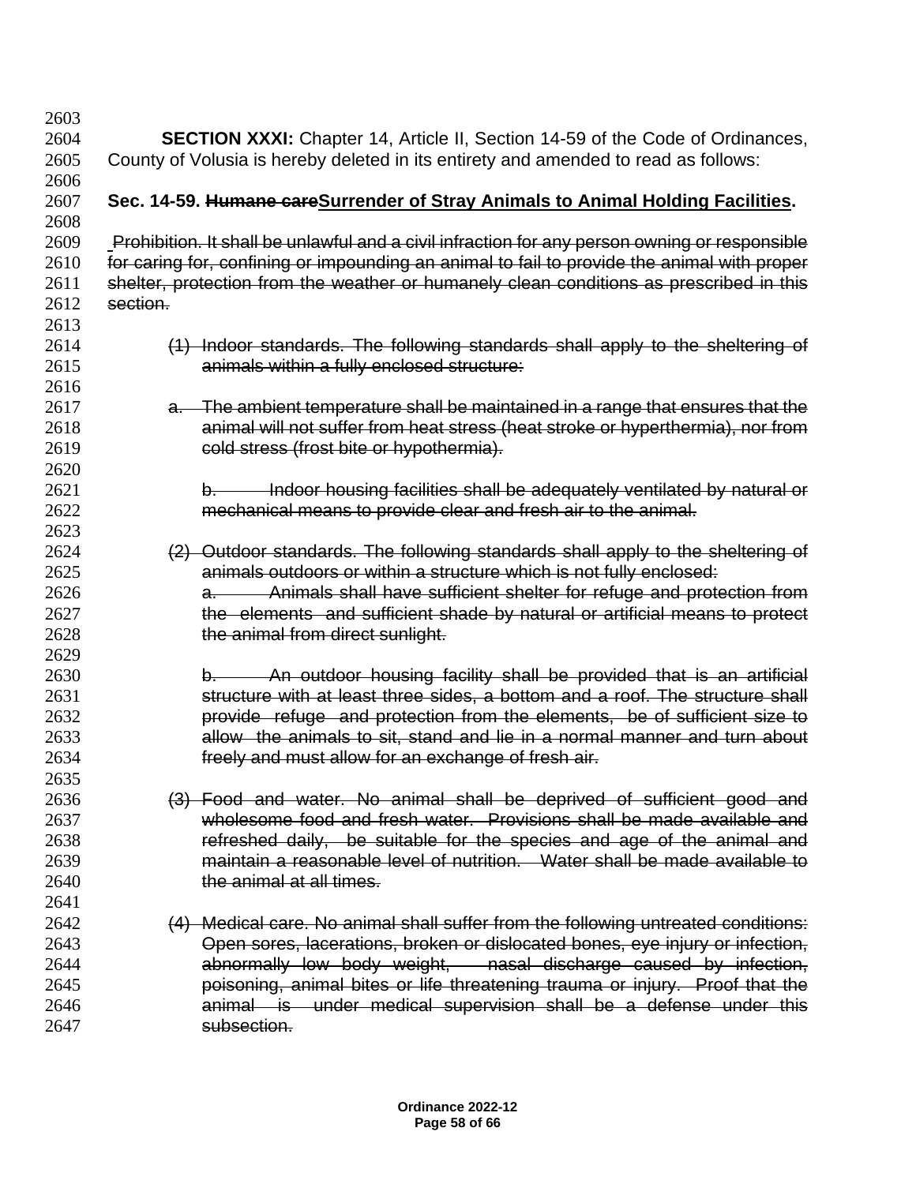**SECTION XXXI:** Chapter 14, Article II, Section 14-59 of the Code of Ordinances, County of Volusia is hereby deleted in its entirety and amended to read as follows:

**Sec. 14-59. ~~Humane care~~<u>Surrender of Stray Animals to Animal Holding Facilities</u>.**

~~Prohibition. It shall be unlawful and a civil infraction for any person owning or responsible for caring for, confining or impounding an animal to fail to provide the animal with proper shelter, protection from the weather or humanely clean conditions as prescribed in this section.~~

~~(1) Indoor standards. The following standards shall apply to the sheltering of animals within a fully enclosed structure:~~

~~a. The ambient temperature shall be maintained in a range that ensures that the animal will not suffer from heat stress (heat stroke or hyperthermia), nor from cold stress (frost bite or hypothermia).~~

~~b. Indoor housing facilities shall be adequately ventilated by natural or mechanical means to provide clear and fresh air to the animal.~~

~~(2) Outdoor standards. The following standards shall apply to the sheltering of animals outdoors or within a structure which is not fully enclosed:~~

~~a. Animals shall have sufficient shelter for refuge and protection from the elements and sufficient shade by natural or artificial means to protect the animal from direct sunlight.~~

~~b. An outdoor housing facility shall be provided that is an artificial structure with at least three sides, a bottom and a roof. The structure shall provide refuge and protection from the elements, be of sufficient size to allow the animals to sit, stand and lie in a normal manner and turn about freely and must allow for an exchange of fresh air.~~

~~(3) Food and water. No animal shall be deprived of sufficient good and wholesome food and fresh water. Provisions shall be made available and refreshed daily, be suitable for the species and age of the animal and maintain a reasonable level of nutrition. Water shall be made available to the animal at all times.~~

~~(4) Medical care. No animal shall suffer from the following untreated conditions: Open sores, lacerations, broken or dislocated bones, eye injury or infection, abnormally low body weight, nasal discharge caused by infection, poisoning, animal bites or life threatening trauma or injury. Proof that the animal is under medical supervision shall be a defense under this subsection.~~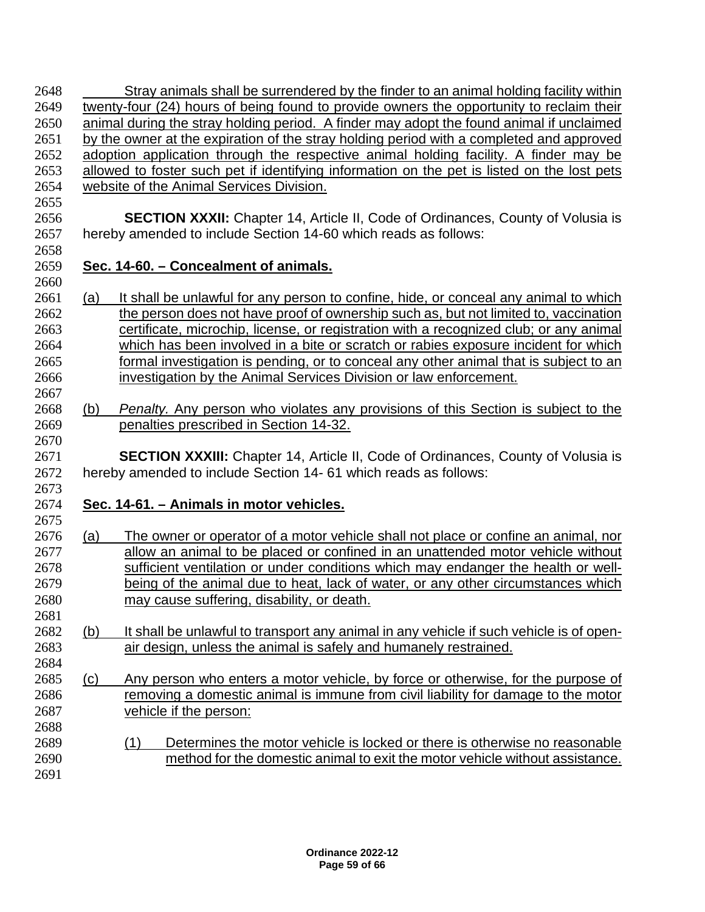Stray animals shall be surrendered by the finder to an animal holding facility within twenty-four (24) hours of being found to provide owners the opportunity to reclaim their animal during the stray holding period. A finder may adopt the found animal if unclaimed by the owner at the expiration of the stray holding period with a completed and approved adoption application through the respective animal holding facility. A finder may be allowed to foster such pet if identifying information on the pet is listed on the lost pets website of the Animal Services Division.

**SECTION XXXII:** Chapter 14, Article II, Code of Ordinances, County of Volusia is hereby amended to include Section 14-60 which reads as follows:

**Sec. 14-60. – Concealment of animals.**

(a) It shall be unlawful for any person to confine, hide, or conceal any animal to which the person does not have proof of ownership such as, but not limited to, vaccination certificate, microchip, license, or registration with a recognized club; or any animal which has been involved in a bite or scratch or rabies exposure incident for which formal investigation is pending, or to conceal any other animal that is subject to an investigation by the Animal Services Division or law enforcement.

(b) *Penalty.* Any person who violates any provisions of this Section is subject to the penalties prescribed in Section 14-32.

**SECTION XXXIII:** Chapter 14, Article II, Code of Ordinances, County of Volusia is hereby amended to include Section 14- 61 which reads as follows:

**Sec. 14-61. – Animals in motor vehicles.**

(a) The owner or operator of a motor vehicle shall not place or confine an animal, nor allow an animal to be placed or confined in an unattended motor vehicle without sufficient ventilation or under conditions which may endanger the health or well-being of the animal due to heat, lack of water, or any other circumstances which may cause suffering, disability, or death.

(b) It shall be unlawful to transport any animal in any vehicle if such vehicle is of open-air design, unless the animal is safely and humanely restrained.

(c) Any person who enters a motor vehicle, by force or otherwise, for the purpose of removing a domestic animal is immune from civil liability for damage to the motor vehicle if the person:

  (1) Determines the motor vehicle is locked or there is otherwise no reasonable method for the domestic animal to exit the motor vehicle without assistance.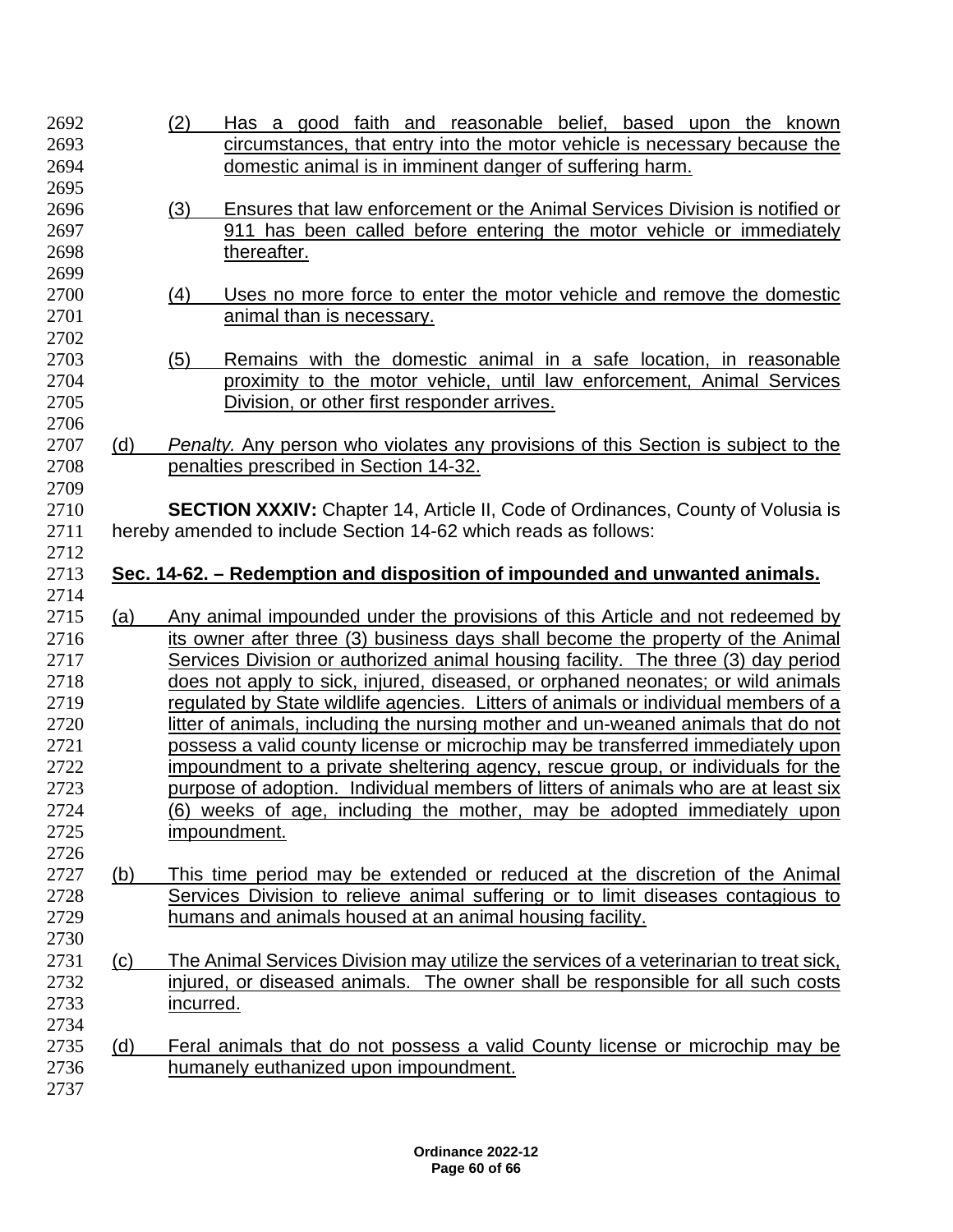(2) Has a good faith and reasonable belief, based upon the known circumstances, that entry into the motor vehicle is necessary because the domestic animal is in imminent danger of suffering harm.

(3) Ensures that law enforcement or the Animal Services Division is notified or 911 has been called before entering the motor vehicle or immediately thereafter.

(4) Uses no more force to enter the motor vehicle and remove the domestic animal than is necessary.

(5) Remains with the domestic animal in a safe location, in reasonable proximity to the motor vehicle, until law enforcement, Animal Services Division, or other first responder arrives.

(d) *Penalty.* Any person who violates any provisions of this Section is subject to the penalties prescribed in Section 14-32.

**SECTION XXXIV:** Chapter 14, Article II, Code of Ordinances, County of Volusia is hereby amended to include Section 14-62 which reads as follows:

**Sec. 14-62. – Redemption and disposition of impounded and unwanted animals.**

(a) Any animal impounded under the provisions of this Article and not redeemed by its owner after three (3) business days shall become the property of the Animal Services Division or authorized animal housing facility. The three (3) day period does not apply to sick, injured, diseased, or orphaned neonates; or wild animals regulated by State wildlife agencies. Litters of animals or individual members of a litter of animals, including the nursing mother and un-weaned animals that do not possess a valid county license or microchip may be transferred immediately upon impoundment to a private sheltering agency, rescue group, or individuals for the purpose of adoption. Individual members of litters of animals who are at least six (6) weeks of age, including the mother, may be adopted immediately upon impoundment.

(b) This time period may be extended or reduced at the discretion of the Animal Services Division to relieve animal suffering or to limit diseases contagious to humans and animals housed at an animal housing facility.

(c) The Animal Services Division may utilize the services of a veterinarian to treat sick, injured, or diseased animals. The owner shall be responsible for all such costs incurred.

(d) Feral animals that do not possess a valid County license or microchip may be humanely euthanized upon impoundment.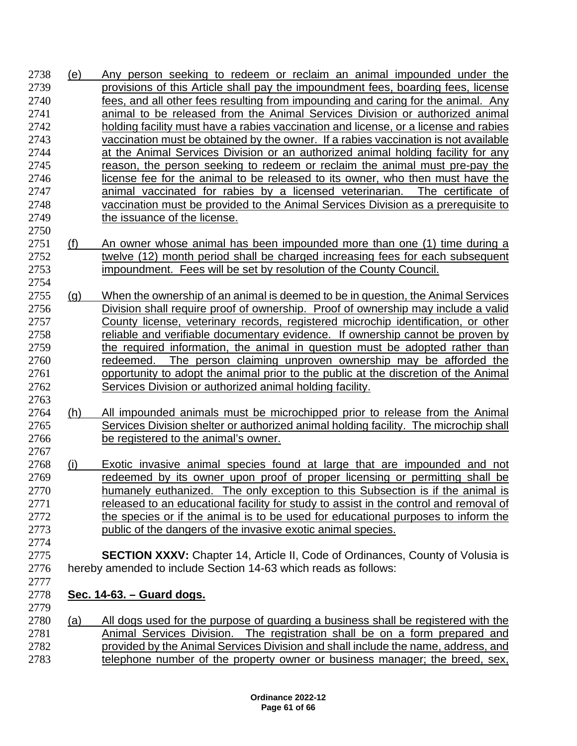(e) Any person seeking to redeem or reclaim an animal impounded under the provisions of this Article shall pay the impoundment fees, boarding fees, license fees, and all other fees resulting from impounding and caring for the animal. Any animal to be released from the Animal Services Division or authorized animal holding facility must have a rabies vaccination and license, or a license and rabies vaccination must be obtained by the owner. If a rabies vaccination is not available at the Animal Services Division or an authorized animal holding facility for any reason, the person seeking to redeem or reclaim the animal must pre-pay the license fee for the animal to be released to its owner, who then must have the animal vaccinated for rabies by a licensed veterinarian. The certificate of vaccination must be provided to the Animal Services Division as a prerequisite to the issuance of the license.

(f) An owner whose animal has been impounded more than one (1) time during a twelve (12) month period shall be charged increasing fees for each subsequent impoundment. Fees will be set by resolution of the County Council.

(g) When the ownership of an animal is deemed to be in question, the Animal Services Division shall require proof of ownership. Proof of ownership may include a valid County license, veterinary records, registered microchip identification, or other reliable and verifiable documentary evidence. If ownership cannot be proven by the required information, the animal in question must be adopted rather than redeemed. The person claiming unproven ownership may be afforded the opportunity to adopt the animal prior to the public at the discretion of the Animal Services Division or authorized animal holding facility.

(h) All impounded animals must be microchipped prior to release from the Animal Services Division shelter or authorized animal holding facility. The microchip shall be registered to the animal's owner.

(i) Exotic invasive animal species found at large that are impounded and not redeemed by its owner upon proof of proper licensing or permitting shall be humanely euthanized. The only exception to this Subsection is if the animal is released to an educational facility for study to assist in the control and removal of the species or if the animal is to be used for educational purposes to inform the public of the dangers of the invasive exotic animal species.

**SECTION XXXV:** Chapter 14, Article II, Code of Ordinances, County of Volusia is hereby amended to include Section 14-63 which reads as follows:

**Sec. 14-63. – Guard dogs.**

(a) All dogs used for the purpose of guarding a business shall be registered with the Animal Services Division. The registration shall be on a form prepared and provided by the Animal Services Division and shall include the name, address, and telephone number of the property owner or business manager; the breed, sex,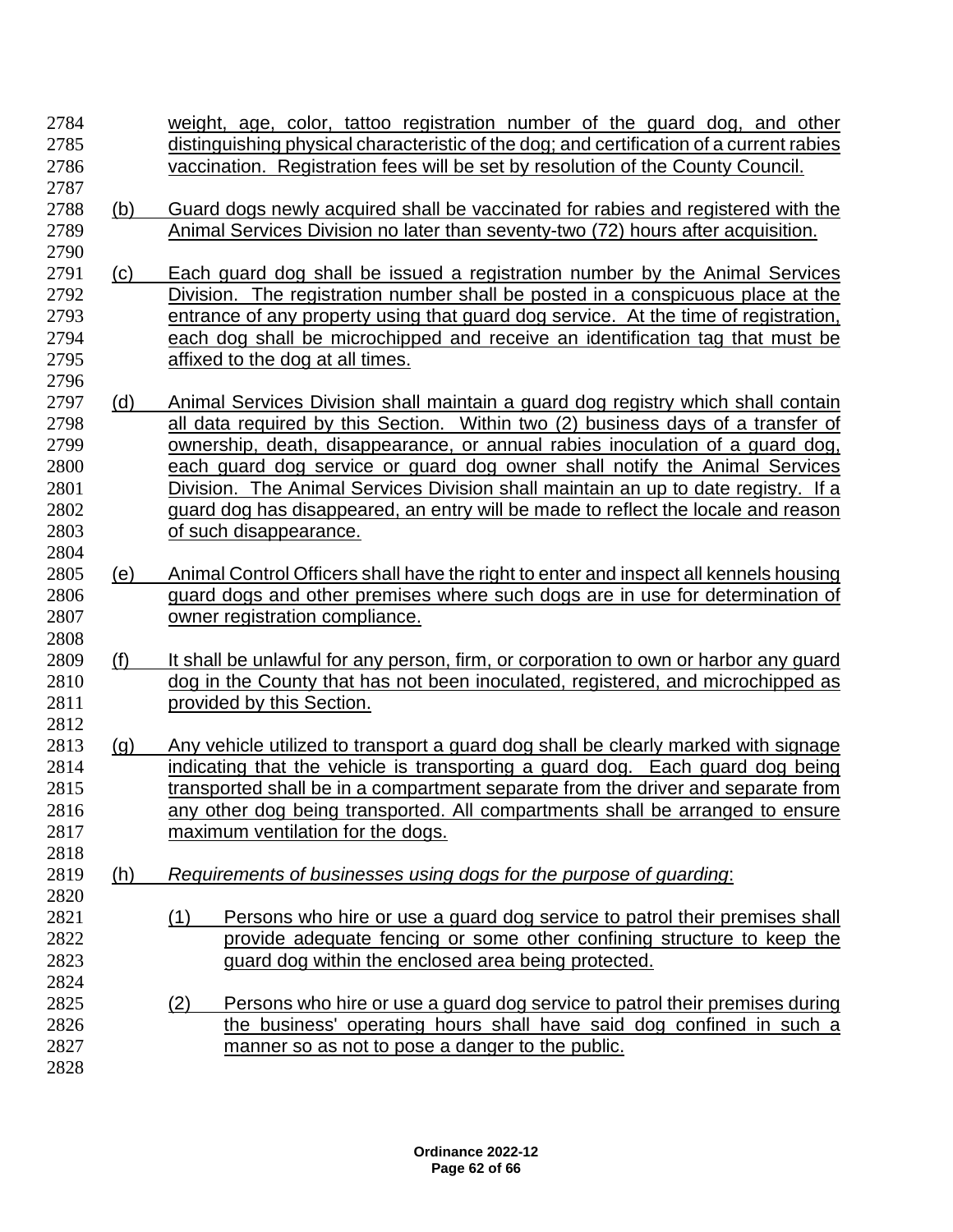weight, age, color, tattoo registration number of the guard dog, and other distinguishing physical characteristic of the dog; and certification of a current rabies vaccination. Registration fees will be set by resolution of the County Council.

(b) Guard dogs newly acquired shall be vaccinated for rabies and registered with the Animal Services Division no later than seventy-two (72) hours after acquisition.

(c) Each guard dog shall be issued a registration number by the Animal Services Division. The registration number shall be posted in a conspicuous place at the entrance of any property using that guard dog service. At the time of registration, each dog shall be microchipped and receive an identification tag that must be affixed to the dog at all times.

(d) Animal Services Division shall maintain a guard dog registry which shall contain all data required by this Section. Within two (2) business days of a transfer of ownership, death, disappearance, or annual rabies inoculation of a guard dog, each guard dog service or guard dog owner shall notify the Animal Services Division. The Animal Services Division shall maintain an up to date registry. If a guard dog has disappeared, an entry will be made to reflect the locale and reason of such disappearance.

(e) Animal Control Officers shall have the right to enter and inspect all kennels housing guard dogs and other premises where such dogs are in use for determination of owner registration compliance.

(f) It shall be unlawful for any person, firm, or corporation to own or harbor any guard dog in the County that has not been inoculated, registered, and microchipped as provided by this Section.

(g) Any vehicle utilized to transport a guard dog shall be clearly marked with signage indicating that the vehicle is transporting a guard dog. Each guard dog being transported shall be in a compartment separate from the driver and separate from any other dog being transported. All compartments shall be arranged to ensure maximum ventilation for the dogs.

(h) *Requirements of businesses using dogs for the purpose of guarding*:

(1) Persons who hire or use a guard dog service to patrol their premises shall provide adequate fencing or some other confining structure to keep the guard dog within the enclosed area being protected.

(2) Persons who hire or use a guard dog service to patrol their premises during the business' operating hours shall have said dog confined in such a manner so as not to pose a danger to the public.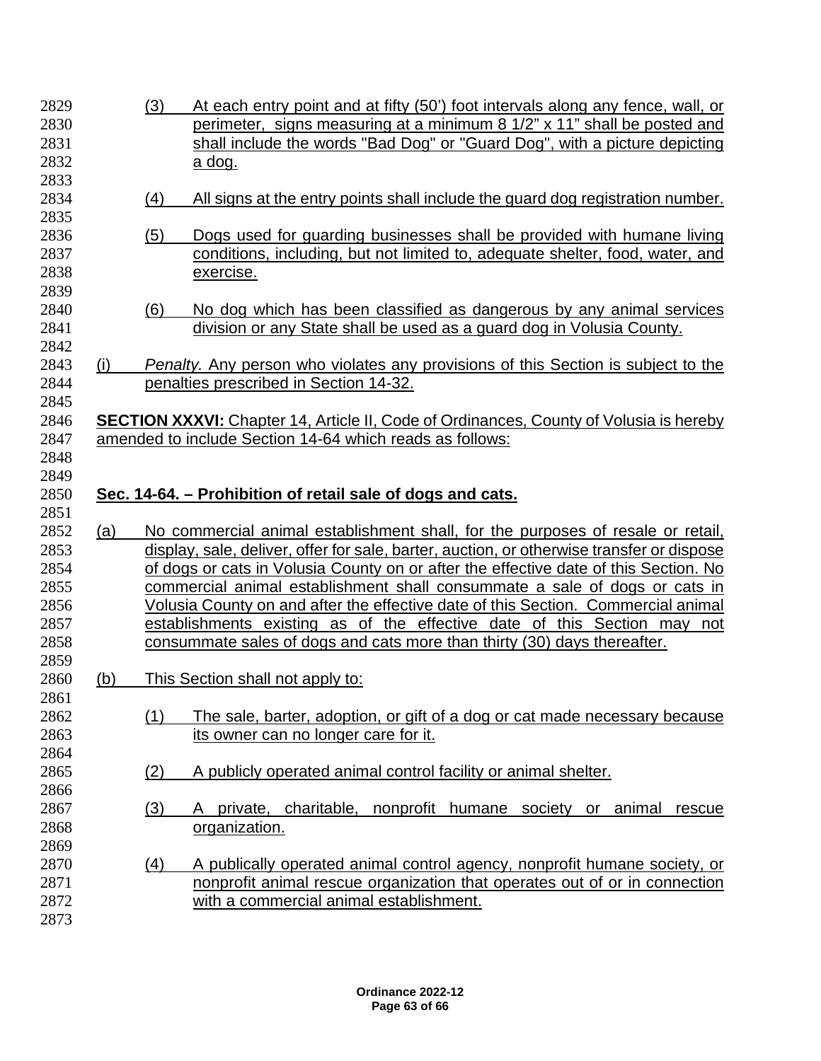(3) At each entry point and at fifty (50') foot intervals along any fence, wall, or perimeter, signs measuring at a minimum 8 1/2" x 11" shall be posted and shall include the words "Bad Dog" or "Guard Dog", with a picture depicting a dog.

(4) All signs at the entry points shall include the guard dog registration number.

(5) Dogs used for guarding businesses shall be provided with humane living conditions, including, but not limited to, adequate shelter, food, water, and exercise.

(6) No dog which has been classified as dangerous by any animal services division or any State shall be used as a guard dog in Volusia County.

(i) *Penalty.* Any person who violates any provisions of this Section is subject to the penalties prescribed in Section 14-32.

**SECTION XXXVI:** Chapter 14, Article II, Code of Ordinances, County of Volusia is hereby amended to include Section 14-64 which reads as follows:

## Sec. 14-64. – Prohibition of retail sale of dogs and cats.

(a) No commercial animal establishment shall, for the purposes of resale or retail, display, sale, deliver, offer for sale, barter, auction, or otherwise transfer or dispose of dogs or cats in Volusia County on or after the effective date of this Section. No commercial animal establishment shall consummate a sale of dogs or cats in Volusia County on and after the effective date of this Section. Commercial animal establishments existing as of the effective date of this Section may not consummate sales of dogs and cats more than thirty (30) days thereafter.

(b) This Section shall not apply to:

(1) The sale, barter, adoption, or gift of a dog or cat made necessary because its owner can no longer care for it.

(2) A publicly operated animal control facility or animal shelter.

(3) A private, charitable, nonprofit humane society or animal rescue organization.

(4) A publically operated animal control agency, nonprofit humane society, or nonprofit animal rescue organization that operates out of or in connection with a commercial animal establishment.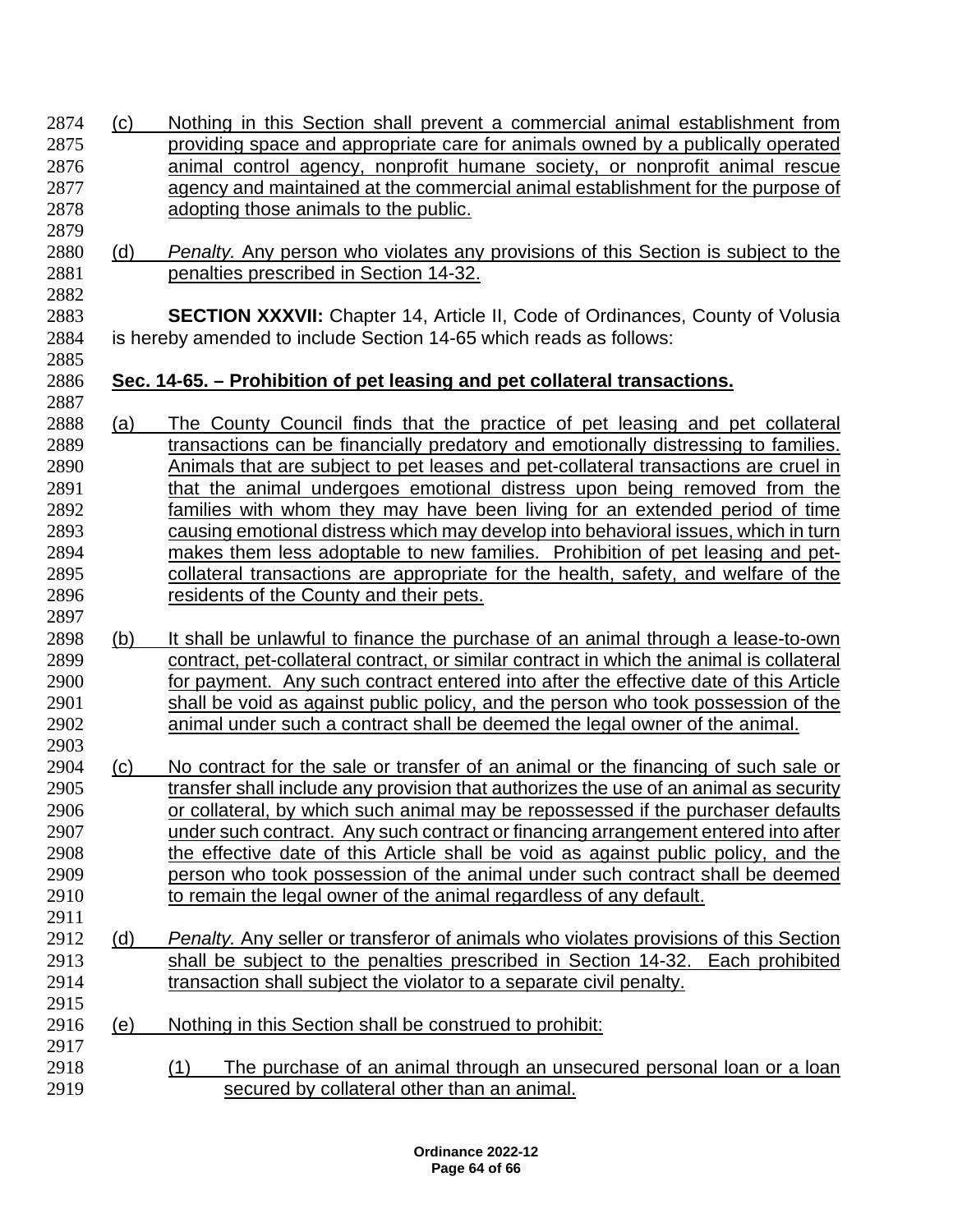(c) Nothing in this Section shall prevent a commercial animal establishment from providing space and appropriate care for animals owned by a publically operated animal control agency, nonprofit humane society, or nonprofit animal rescue agency and maintained at the commercial animal establishment for the purpose of adopting those animals to the public.

(d) *Penalty.* Any person who violates any provisions of this Section is subject to the penalties prescribed in Section 14-32.

**SECTION XXXVII:** Chapter 14, Article II, Code of Ordinances, County of Volusia is hereby amended to include Section 14-65 which reads as follows:

**Sec. 14-65. – Prohibition of pet leasing and pet collateral transactions.**

(a) The County Council finds that the practice of pet leasing and pet collateral transactions can be financially predatory and emotionally distressing to families. Animals that are subject to pet leases and pet-collateral transactions are cruel in that the animal undergoes emotional distress upon being removed from the families with whom they may have been living for an extended period of time causing emotional distress which may develop into behavioral issues, which in turn makes them less adoptable to new families. Prohibition of pet leasing and pet-collateral transactions are appropriate for the health, safety, and welfare of the residents of the County and their pets.

(b) It shall be unlawful to finance the purchase of an animal through a lease-to-own contract, pet-collateral contract, or similar contract in which the animal is collateral for payment. Any such contract entered into after the effective date of this Article shall be void as against public policy, and the person who took possession of the animal under such a contract shall be deemed the legal owner of the animal.

(c) No contract for the sale or transfer of an animal or the financing of such sale or transfer shall include any provision that authorizes the use of an animal as security or collateral, by which such animal may be repossessed if the purchaser defaults under such contract. Any such contract or financing arrangement entered into after the effective date of this Article shall be void as against public policy, and the person who took possession of the animal under such contract shall be deemed to remain the legal owner of the animal regardless of any default.

(d) *Penalty.* Any seller or transferor of animals who violates provisions of this Section shall be subject to the penalties prescribed in Section 14-32. Each prohibited transaction shall subject the violator to a separate civil penalty.

(e) Nothing in this Section shall be construed to prohibit:

(1) The purchase of an animal through an unsecured personal loan or a loan secured by collateral other than an animal.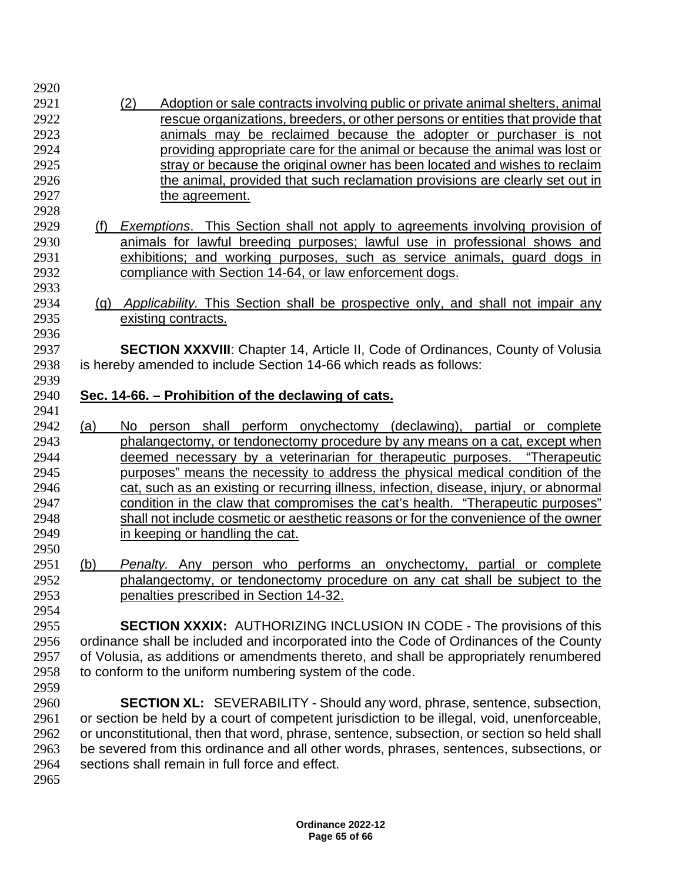(2) Adoption or sale contracts involving public or private animal shelters, animal rescue organizations, breeders, or other persons or entities that provide that animals may be reclaimed because the adopter or purchaser is not providing appropriate care for the animal or because the animal was lost or stray or because the original owner has been located and wishes to reclaim the animal, provided that such reclamation provisions are clearly set out in the agreement.

(f) *Exemptions*. This Section shall not apply to agreements involving provision of animals for lawful breeding purposes; lawful use in professional shows and exhibitions; and working purposes, such as service animals, guard dogs in compliance with Section 14-64, or law enforcement dogs.

(g) *Applicability.* This Section shall be prospective only, and shall not impair any existing contracts.

**SECTION XXXVIII**: Chapter 14, Article II, Code of Ordinances, County of Volusia is hereby amended to include Section 14-66 which reads as follows:

**Sec. 14-66. – Prohibition of the declawing of cats.**

(a) No person shall perform onychectomy (declawing), partial or complete phalangectomy, or tendonectomy procedure by any means on a cat, except when deemed necessary by a veterinarian for therapeutic purposes. "Therapeutic purposes" means the necessity to address the physical medical condition of the cat, such as an existing or recurring illness, infection, disease, injury, or abnormal condition in the claw that compromises the cat's health. "Therapeutic purposes" shall not include cosmetic or aesthetic reasons or for the convenience of the owner in keeping or handling the cat.

(b) *Penalty.* Any person who performs an onychectomy, partial or complete phalangectomy, or tendonectomy procedure on any cat shall be subject to the penalties prescribed in Section 14-32.

**SECTION XXXIX:** AUTHORIZING INCLUSION IN CODE - The provisions of this ordinance shall be included and incorporated into the Code of Ordinances of the County of Volusia, as additions or amendments thereto, and shall be appropriately renumbered to conform to the uniform numbering system of the code.

**SECTION XL:** SEVERABILITY - Should any word, phrase, sentence, subsection, or section be held by a court of competent jurisdiction to be illegal, void, unenforceable, or unconstitutional, then that word, phrase, sentence, subsection, or section so held shall be severed from this ordinance and all other words, phrases, sentences, subsections, or sections shall remain in full force and effect.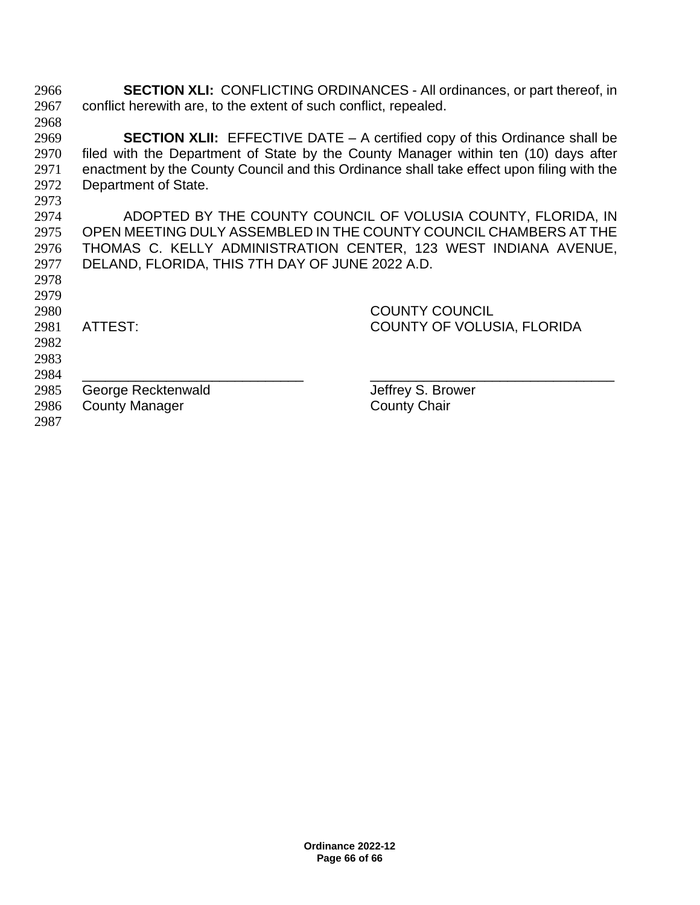**SECTION XLI:** CONFLICTING ORDINANCES - All ordinances, or part thereof, in conflict herewith are, to the extent of such conflict, repealed.

**SECTION XLII:** EFFECTIVE DATE – A certified copy of this Ordinance shall be filed with the Department of State by the County Manager within ten (10) days after enactment by the County Council and this Ordinance shall take effect upon filing with the Department of State.

ADOPTED BY THE COUNTY COUNCIL OF VOLUSIA COUNTY, FLORIDA, IN OPEN MEETING DULY ASSEMBLED IN THE COUNTY COUNCIL CHAMBERS AT THE THOMAS C. KELLY ADMINISTRATION CENTER, 123 WEST INDIANA AVENUE, DELAND, FLORIDA, THIS 7TH DAY OF JUNE 2022 A.D.

| | |
|---|---|
| | COUNTY COUNCIL |
| ATTEST: | COUNTY OF VOLUSIA, FLORIDA |
| ______________________________ | _________________________________ |
| George Recktenwald | Jeffrey S. Brower |
| County Manager | County Chair |